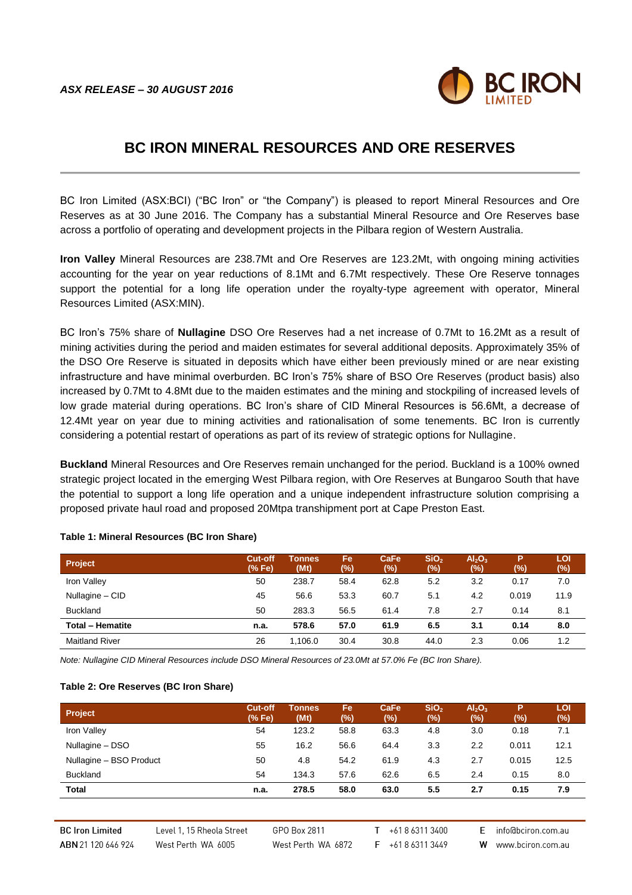*ASX RELEASE – 30 AUGUST 2016*

# BC IRON MINERAL RESOURCES AND ORE RESERVES

BC Iron Limited (ASX:BCI) ("BC Iron" or "the Company") is pleased to report Mineral Resources and Ore Reserves as at 30 June 2016. The Company has a substantial Mineral Resource and Ore Reserves base across a portfolio of operating and development projects in the Pilbara region of Western Australia.

**Iron Valley** Mineral Resources are 238.7Mt and Ore Reserves are 123.2Mt, with ongoing mining activities accounting for the year on year reductions of 8.1Mt and 6.7Mt respectively. These Ore Reserve tonnages support the potential for a long life operation under the royalty-type agreement with operator, Mineral Resources Limited (ASX:MIN).

BC Iron's 75% share of **Nullagine** DSO Ore Reserves had a net increase of 0.7Mt to 16.2Mt as a result of mining activities during the period and maiden estimates for several additional deposits. Approximately 35% of the DSO Ore Reserve is situated in deposits which have either been previously mined or are near existing infrastructure and have minimal overburden. BC Iron's 75% share of BSO Ore Reserves (product basis) also increased by 0.7Mt to 4.8Mt due to the maiden estimates and the mining and stockpiling of increased levels of low grade material during operations. BC Iron's share of CID Mineral Resources is 56.6Mt, a decrease of 12.4Mt year on year due to mining activities and rationalisation of some tenements. BC Iron is currently considering a potential restart of operations as part of its review of strategic options for Nullagine.

**Buckland** Mineral Resources and Ore Reserves remain unchanged for the period. Buckland is a 100% owned strategic project located in the emerging West Pilbara region, with Ore Reserves at Bungaroo South that have the potential to support a long life operation and a unique independent infrastructure solution comprising a proposed private haul road and proposed 20Mtpa transhipment port at Cape Preston East.

**Table 1: Mineral Resources (BC Iron Share)**

| Project | Cut-off (% Fe) | Tonnes (Mt) | Fe (%) | CaFe (%) | $SiO_2$ (%) | $Al_2O_3$ (%) | P (%) | LOI (%) |
|---|---|---|---|---|---|---|---|---|
| Iron Valley | 50 | 238.7 | 58.4 | 62.8 | 5.2 | 3.2 | 0.17 | 7.0 |
| Nullagine – CID | 45 | 56.6 | 53.3 | 60.7 | 5.1 | 4.2 | 0.019 | 11.9 |
| Buckland | 50 | 283.3 | 56.5 | 61.4 | 7.8 | 2.7 | 0.14 | 8.1 |
| **Total – Hematite** | **n.a.** | **578.6** | **57.0** | **61.9** | **6.5** | **3.1** | **0.14** | **8.0** |
| Maitland River | 26 | 1,106.0 | 30.4 | 30.8 | 44.0 | 2.3 | 0.06 | 1.2 |

*Note: Nullagine CID Mineral Resources include DSO Mineral Resources of 23.0Mt at 57.0% Fe (BC Iron Share).*

**Table 2: Ore Reserves (BC Iron Share)**

| Project | Cut-off (% Fe) | Tonnes (Mt) | Fe (%) | CaFe (%) | $SiO_2$ (%) | $Al_2O_3$ (%) | P (%) | LOI (%) |
|---|---|---|---|---|---|---|---|---|
| Iron Valley | 54 | 123.2 | 58.8 | 63.3 | 4.8 | 3.0 | 0.18 | 7.1 |
| Nullagine – DSO | 55 | 16.2 | 56.6 | 64.4 | 3.3 | 2.2 | 0.011 | 12.1 |
| Nullagine – BSO Product | 50 | 4.8 | 54.2 | 61.9 | 4.3 | 2.7 | 0.015 | 12.5 |
| Buckland | 54 | 134.3 | 57.6 | 62.6 | 6.5 | 2.4 | 0.15 | 8.0 |
| **Total** | **n.a.** | **278.5** | **58.0** | **63.0** | **5.5** | **2.7** | **0.15** | **7.9** |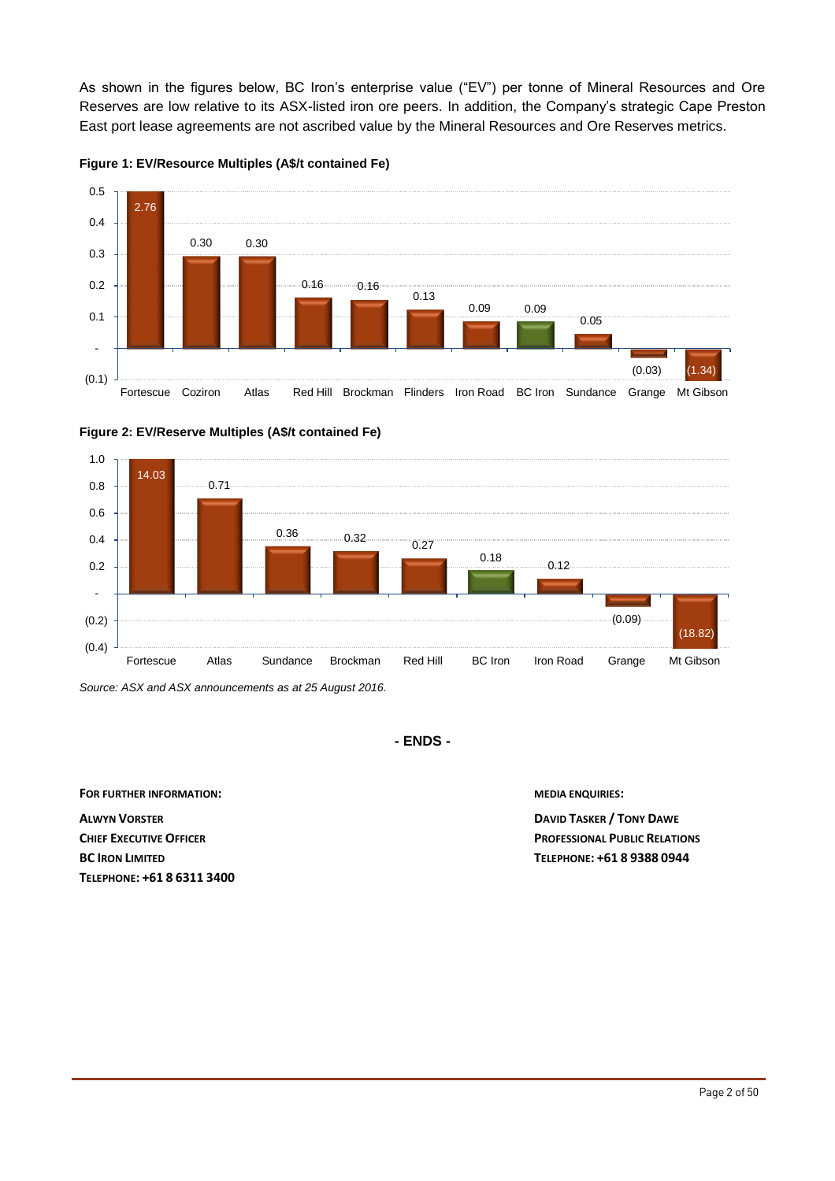As shown in the figures below, BC Iron's enterprise value ("EV") per tonne of Mineral Resources and Ore Reserves are low relative to its ASX-listed iron ore peers. In addition, the Company's strategic Cape Preston East port lease agreements are not ascribed value by the Mineral Resources and Ore Reserves metrics.

**Figure 1: EV/Resource Multiples (A$/t contained Fe)**

| Company | EV/Resource (A$/t contained Fe) |
|---|---|
| Fortescue | 2.76 |
| Coziron | 0.30 |
| Atlas | 0.30 |
| Red Hill | 0.16 |
| Brockman | 0.16 |
| Flinders | 0.13 |
| Iron Road | 0.09 |
| BC Iron | 0.09 |
| Sundance | 0.05 |
| Grange | (0.03) |
| Mt Gibson | (1.34) |

**Figure 2: EV/Reserve Multiples (A$/t contained Fe)**

| Company | EV/Reserve (A$/t contained Fe) |
|---|---|
| Fortescue | 14.03 |
| Atlas | 0.71 |
| Sundance | 0.36 |
| Brockman | 0.32 |
| Red Hill | 0.27 |
| BC Iron | 0.18 |
| Iron Road | 0.12 |
| Grange | (0.09) |
| Mt Gibson | (18.82) |

*Source: ASX and ASX announcements as at 25 August 2016.*

**- ENDS -**

**FOR FURTHER INFORMATION:**

**ALWYN VORSTER**
**CHIEF EXECUTIVE OFFICER**
**BC IRON LIMITED**
**TELEPHONE: +61 8 6311 3400**

**MEDIA ENQUIRIES:**

**DAVID TASKER / TONY DAWE**
**PROFESSIONAL PUBLIC RELATIONS**
**TELEPHONE: +61 8 9388 0944**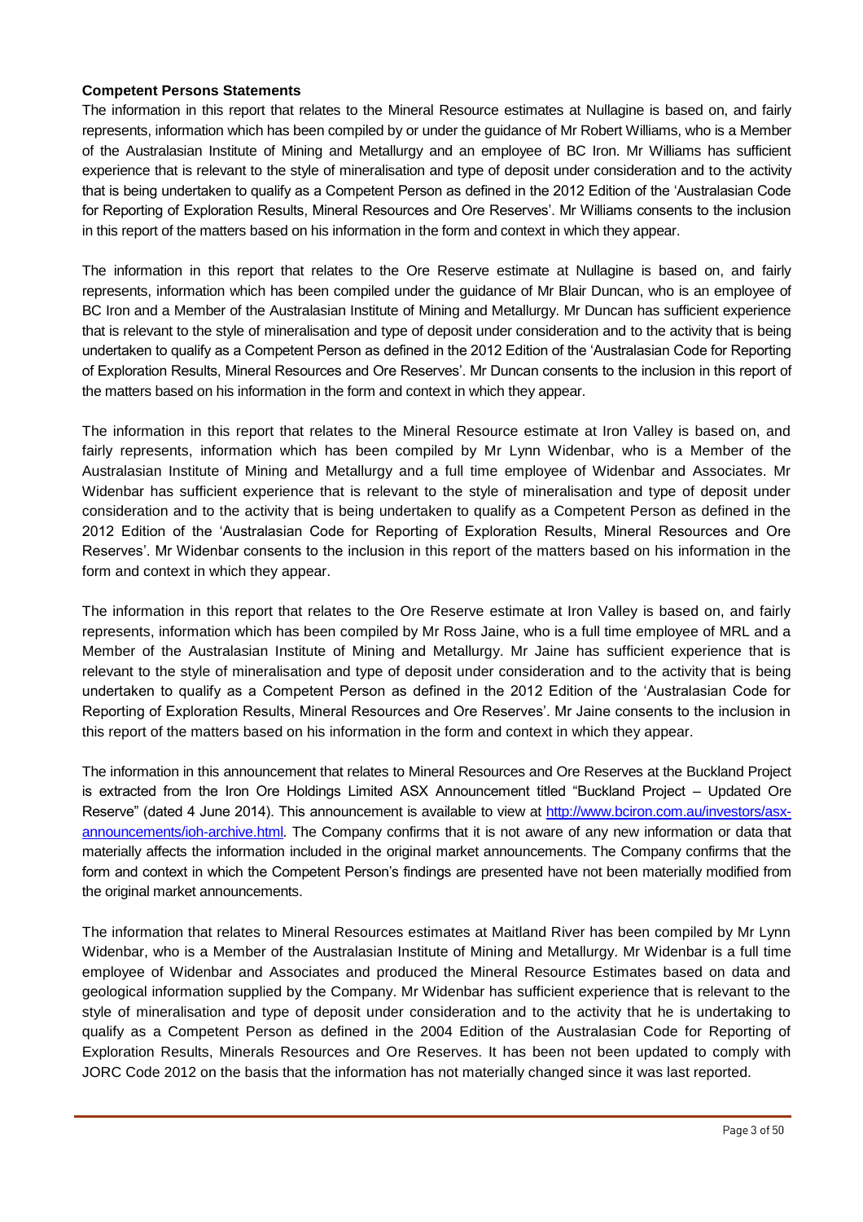**Competent Persons Statements**

The information in this report that relates to the Mineral Resource estimates at Nullagine is based on, and fairly represents, information which has been compiled by or under the guidance of Mr Robert Williams, who is a Member of the Australasian Institute of Mining and Metallurgy and an employee of BC Iron. Mr Williams has sufficient experience that is relevant to the style of mineralisation and type of deposit under consideration and to the activity that is being undertaken to qualify as a Competent Person as defined in the 2012 Edition of the 'Australasian Code for Reporting of Exploration Results, Mineral Resources and Ore Reserves'. Mr Williams consents to the inclusion in this report of the matters based on his information in the form and context in which they appear.

The information in this report that relates to the Ore Reserve estimate at Nullagine is based on, and fairly represents, information which has been compiled under the guidance of Mr Blair Duncan, who is an employee of BC Iron and a Member of the Australasian Institute of Mining and Metallurgy. Mr Duncan has sufficient experience that is relevant to the style of mineralisation and type of deposit under consideration and to the activity that is being undertaken to qualify as a Competent Person as defined in the 2012 Edition of the 'Australasian Code for Reporting of Exploration Results, Mineral Resources and Ore Reserves'. Mr Duncan consents to the inclusion in this report of the matters based on his information in the form and context in which they appear.

The information in this report that relates to the Mineral Resource estimate at Iron Valley is based on, and fairly represents, information which has been compiled by Mr Lynn Widenbar, who is a Member of the Australasian Institute of Mining and Metallurgy and a full time employee of Widenbar and Associates. Mr Widenbar has sufficient experience that is relevant to the style of mineralisation and type of deposit under consideration and to the activity that is being undertaken to qualify as a Competent Person as defined in the 2012 Edition of the 'Australasian Code for Reporting of Exploration Results, Mineral Resources and Ore Reserves'. Mr Widenbar consents to the inclusion in this report of the matters based on his information in the form and context in which they appear.

The information in this report that relates to the Ore Reserve estimate at Iron Valley is based on, and fairly represents, information which has been compiled by Mr Ross Jaine, who is a full time employee of MRL and a Member of the Australasian Institute of Mining and Metallurgy. Mr Jaine has sufficient experience that is relevant to the style of mineralisation and type of deposit under consideration and to the activity that is being undertaken to qualify as a Competent Person as defined in the 2012 Edition of the 'Australasian Code for Reporting of Exploration Results, Mineral Resources and Ore Reserves'. Mr Jaine consents to the inclusion in this report of the matters based on his information in the form and context in which they appear.

The information in this announcement that relates to Mineral Resources and Ore Reserves at the Buckland Project is extracted from the Iron Ore Holdings Limited ASX Announcement titled "Buckland Project – Updated Ore Reserve" (dated 4 June 2014). This announcement is available to view at http://www.bciron.com.au/investors/asx-announcements/ioh-archive.html. The Company confirms that it is not aware of any new information or data that materially affects the information included in the original market announcements. The Company confirms that the form and context in which the Competent Person's findings are presented have not been materially modified from the original market announcements.

The information that relates to Mineral Resources estimates at Maitland River has been compiled by Mr Lynn Widenbar, who is a Member of the Australasian Institute of Mining and Metallurgy. Mr Widenbar is a full time employee of Widenbar and Associates and produced the Mineral Resource Estimates based on data and geological information supplied by the Company. Mr Widenbar has sufficient experience that is relevant to the style of mineralisation and type of deposit under consideration and to the activity that he is undertaking to qualify as a Competent Person as defined in the 2004 Edition of the Australasian Code for Reporting of Exploration Results, Minerals Resources and Ore Reserves. It has been not been updated to comply with JORC Code 2012 on the basis that the information has not materially changed since it was last reported.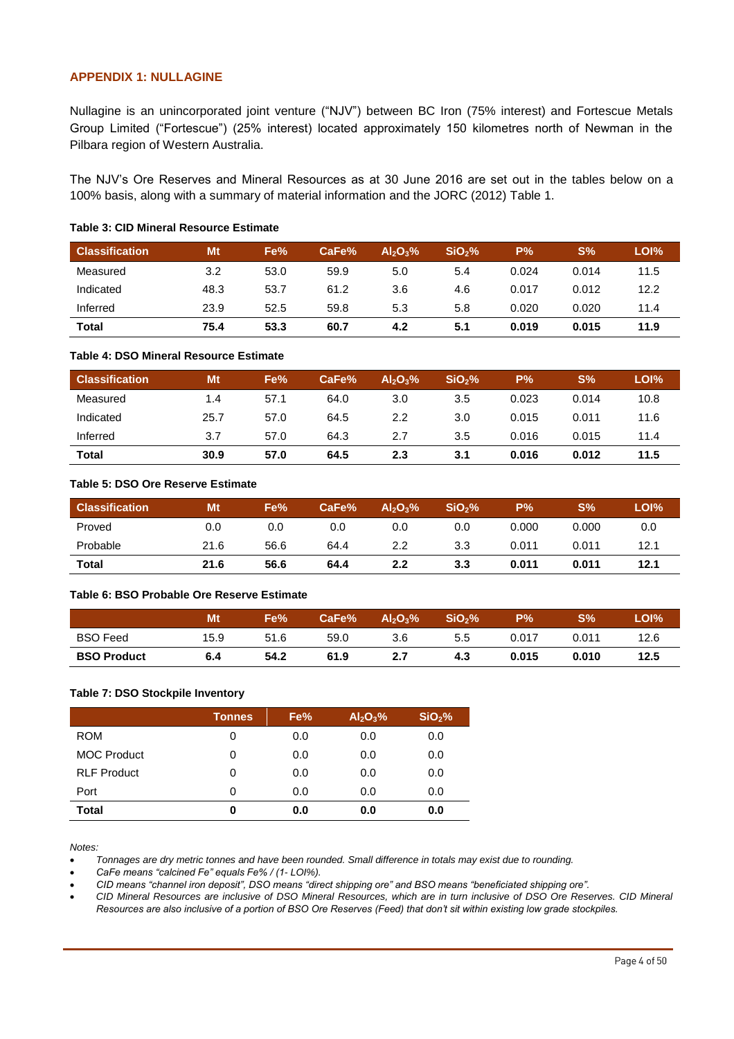## APPENDIX 1: NULLAGINE

Nullagine is an unincorporated joint venture ("NJV") between BC Iron (75% interest) and Fortescue Metals Group Limited ("Fortescue") (25% interest) located approximately 150 kilometres north of Newman in the Pilbara region of Western Australia.

The NJV's Ore Reserves and Mineral Resources as at 30 June 2016 are set out in the tables below on a 100% basis, along with a summary of material information and the JORC (2012) Table 1.

**Table 3: CID Mineral Resource Estimate**

| Classification | Mt | Fe% | CaFe% | $Al_2O_3$% | $SiO_2$% | P% | S% | LOI% |
|---|---|---|---|---|---|---|---|---|
| Measured | 3.2 | 53.0 | 59.9 | 5.0 | 5.4 | 0.024 | 0.014 | 11.5 |
| Indicated | 48.3 | 53.7 | 61.2 | 3.6 | 4.6 | 0.017 | 0.012 | 12.2 |
| Inferred | 23.9 | 52.5 | 59.8 | 5.3 | 5.8 | 0.020 | 0.020 | 11.4 |
| **Total** | **75.4** | **53.3** | **60.7** | **4.2** | **5.1** | **0.019** | **0.015** | **11.9** |

**Table 4: DSO Mineral Resource Estimate**

| Classification | Mt | Fe% | CaFe% | $Al_2O_3$% | $SiO_2$% | P% | S% | LOI% |
|---|---|---|---|---|---|---|---|---|
| Measured | 1.4 | 57.1 | 64.0 | 3.0 | 3.5 | 0.023 | 0.014 | 10.8 |
| Indicated | 25.7 | 57.0 | 64.5 | 2.2 | 3.0 | 0.015 | 0.011 | 11.6 |
| Inferred | 3.7 | 57.0 | 64.3 | 2.7 | 3.5 | 0.016 | 0.015 | 11.4 |
| **Total** | **30.9** | **57.0** | **64.5** | **2.3** | **3.1** | **0.016** | **0.012** | **11.5** |

**Table 5: DSO Ore Reserve Estimate**

| Classification | Mt | Fe% | CaFe% | $Al_2O_3$% | $SiO_2$% | P% | S% | LOI% |
|---|---|---|---|---|---|---|---|---|
| Proved | 0.0 | 0.0 | 0.0 | 0.0 | 0.0 | 0.000 | 0.000 | 0.0 |
| Probable | 21.6 | 56.6 | 64.4 | 2.2 | 3.3 | 0.011 | 0.011 | 12.1 |
| **Total** | **21.6** | **56.6** | **64.4** | **2.2** | **3.3** | **0.011** | **0.011** | **12.1** |

**Table 6: BSO Probable Ore Reserve Estimate**

| | Mt | Fe% | CaFe% | $Al_2O_3$% | $SiO_2$% | P% | S% | LOI% |
|---|---|---|---|---|---|---|---|---|
| BSO Feed | 15.9 | 51.6 | 59.0 | 3.6 | 5.5 | 0.017 | 0.011 | 12.6 |
| **BSO Product** | **6.4** | **54.2** | **61.9** | **2.7** | **4.3** | **0.015** | **0.010** | **12.5** |

**Table 7: DSO Stockpile Inventory**

| | Tonnes | Fe% | $Al_2O_3$% | $SiO_2$% |
|---|---|---|---|---|
| ROM | 0 | 0.0 | 0.0 | 0.0 |
| MOC Product | 0 | 0.0 | 0.0 | 0.0 |
| RLF Product | 0 | 0.0 | 0.0 | 0.0 |
| Port | 0 | 0.0 | 0.0 | 0.0 |
| **Total** | **0** | **0.0** | **0.0** | **0.0** |

*Notes:*

- *Tonnages are dry metric tonnes and have been rounded. Small difference in totals may exist due to rounding.*
- *CaFe means "calcined Fe" equals Fe% / (1- LOI%).*
- *CID means "channel iron deposit", DSO means "direct shipping ore" and BSO means "beneficiated shipping ore".*
- *CID Mineral Resources are inclusive of DSO Mineral Resources, which are in turn inclusive of DSO Ore Reserves. CID Mineral Resources are also inclusive of a portion of BSO Ore Reserves (Feed) that don't sit within existing low grade stockpiles.*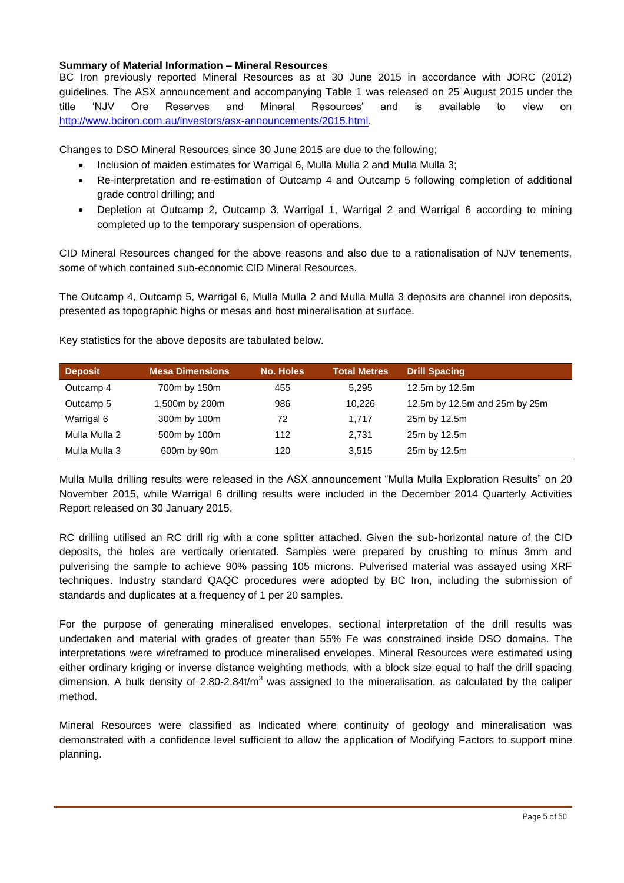**Summary of Material Information – Mineral Resources**

BC Iron previously reported Mineral Resources as at 30 June 2015 in accordance with JORC (2012) guidelines. The ASX announcement and accompanying Table 1 was released on 25 August 2015 under the title 'NJV Ore Reserves and Mineral Resources' and is available to view on http://www.bciron.com.au/investors/asx-announcements/2015.html.

Changes to DSO Mineral Resources since 30 June 2015 are due to the following;

- Inclusion of maiden estimates for Warrigal 6, Mulla Mulla 2 and Mulla Mulla 3;
- Re-interpretation and re-estimation of Outcamp 4 and Outcamp 5 following completion of additional grade control drilling; and
- Depletion at Outcamp 2, Outcamp 3, Warrigal 1, Warrigal 2 and Warrigal 6 according to mining completed up to the temporary suspension of operations.

CID Mineral Resources changed for the above reasons and also due to a rationalisation of NJV tenements, some of which contained sub-economic CID Mineral Resources.

The Outcamp 4, Outcamp 5, Warrigal 6, Mulla Mulla 2 and Mulla Mulla 3 deposits are channel iron deposits, presented as topographic highs or mesas and host mineralisation at surface.

Key statistics for the above deposits are tabulated below.

| Deposit | Mesa Dimensions | No. Holes | Total Metres | Drill Spacing |
|---|---|---|---|---|
| Outcamp 4 | 700m by 150m | 455 | 5,295 | 12.5m by 12.5m |
| Outcamp 5 | 1,500m by 200m | 986 | 10,226 | 12.5m by 12.5m and 25m by 25m |
| Warrigal 6 | 300m by 100m | 72 | 1,717 | 25m by 12.5m |
| Mulla Mulla 2 | 500m by 100m | 112 | 2,731 | 25m by 12.5m |
| Mulla Mulla 3 | 600m by 90m | 120 | 3,515 | 25m by 12.5m |

Mulla Mulla drilling results were released in the ASX announcement "Mulla Mulla Exploration Results" on 20 November 2015, while Warrigal 6 drilling results were included in the December 2014 Quarterly Activities Report released on 30 January 2015.

RC drilling utilised an RC drill rig with a cone splitter attached. Given the sub-horizontal nature of the CID deposits, the holes are vertically orientated. Samples were prepared by crushing to minus 3mm and pulverising the sample to achieve 90% passing 105 microns. Pulverised material was assayed using XRF techniques. Industry standard QAQC procedures were adopted by BC Iron, including the submission of standards and duplicates at a frequency of 1 per 20 samples.

For the purpose of generating mineralised envelopes, sectional interpretation of the drill results was undertaken and material with grades of greater than 55% Fe was constrained inside DSO domains. The interpretations were wireframed to produce mineralised envelopes. Mineral Resources were estimated using either ordinary kriging or inverse distance weighting methods, with a block size equal to half the drill spacing dimension. A bulk density of 2.80-2.84t/m$^3$ was assigned to the mineralisation, as calculated by the caliper method.

Mineral Resources were classified as Indicated where continuity of geology and mineralisation was demonstrated with a confidence level sufficient to allow the application of Modifying Factors to support mine planning.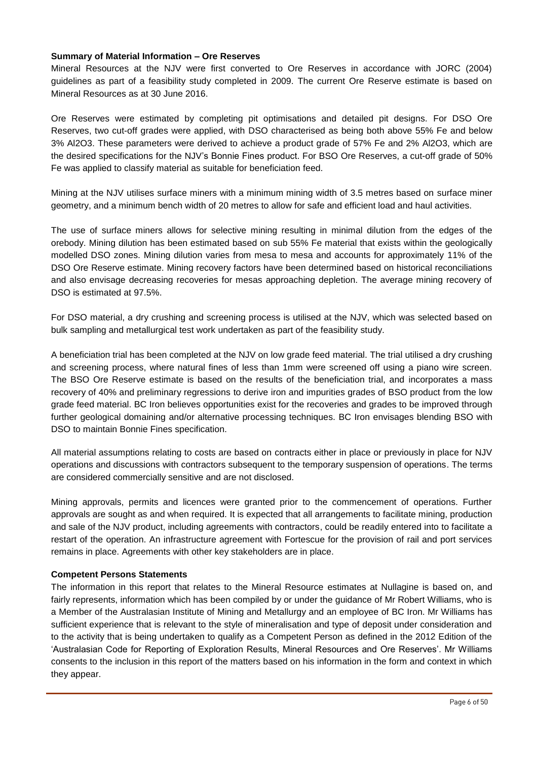**Summary of Material Information – Ore Reserves**

Mineral Resources at the NJV were first converted to Ore Reserves in accordance with JORC (2004) guidelines as part of a feasibility study completed in 2009. The current Ore Reserve estimate is based on Mineral Resources as at 30 June 2016.

Ore Reserves were estimated by completing pit optimisations and detailed pit designs. For DSO Ore Reserves, two cut-off grades were applied, with DSO characterised as being both above 55% Fe and below 3% $Al_2O_3$. These parameters were derived to achieve a product grade of 57% Fe and 2% $Al_2O_3$, which are the desired specifications for the NJV's Bonnie Fines product. For BSO Ore Reserves, a cut-off grade of 50% Fe was applied to classify material as suitable for beneficiation feed.

Mining at the NJV utilises surface miners with a minimum mining width of 3.5 metres based on surface miner geometry, and a minimum bench width of 20 metres to allow for safe and efficient load and haul activities.

The use of surface miners allows for selective mining resulting in minimal dilution from the edges of the orebody. Mining dilution has been estimated based on sub 55% Fe material that exists within the geologically modelled DSO zones. Mining dilution varies from mesa to mesa and accounts for approximately 11% of the DSO Ore Reserve estimate. Mining recovery factors have been determined based on historical reconciliations and also envisage decreasing recoveries for mesas approaching depletion. The average mining recovery of DSO is estimated at 97.5%.

For DSO material, a dry crushing and screening process is utilised at the NJV, which was selected based on bulk sampling and metallurgical test work undertaken as part of the feasibility study.

A beneficiation trial has been completed at the NJV on low grade feed material. The trial utilised a dry crushing and screening process, where natural fines of less than 1mm were screened off using a piano wire screen. The BSO Ore Reserve estimate is based on the results of the beneficiation trial, and incorporates a mass recovery of 40% and preliminary regressions to derive iron and impurities grades of BSO product from the low grade feed material. BC Iron believes opportunities exist for the recoveries and grades to be improved through further geological domaining and/or alternative processing techniques. BC Iron envisages blending BSO with DSO to maintain Bonnie Fines specification.

All material assumptions relating to costs are based on contracts either in place or previously in place for NJV operations and discussions with contractors subsequent to the temporary suspension of operations. The terms are considered commercially sensitive and are not disclosed.

Mining approvals, permits and licences were granted prior to the commencement of operations. Further approvals are sought as and when required. It is expected that all arrangements to facilitate mining, production and sale of the NJV product, including agreements with contractors, could be readily entered into to facilitate a restart of the operation. An infrastructure agreement with Fortescue for the provision of rail and port services remains in place. Agreements with other key stakeholders are in place.

**Competent Persons Statements**

The information in this report that relates to the Mineral Resource estimates at Nullagine is based on, and fairly represents, information which has been compiled by or under the guidance of Mr Robert Williams, who is a Member of the Australasian Institute of Mining and Metallurgy and an employee of BC Iron. Mr Williams has sufficient experience that is relevant to the style of mineralisation and type of deposit under consideration and to the activity that is being undertaken to qualify as a Competent Person as defined in the 2012 Edition of the 'Australasian Code for Reporting of Exploration Results, Mineral Resources and Ore Reserves'. Mr Williams consents to the inclusion in this report of the matters based on his information in the form and context in which they appear.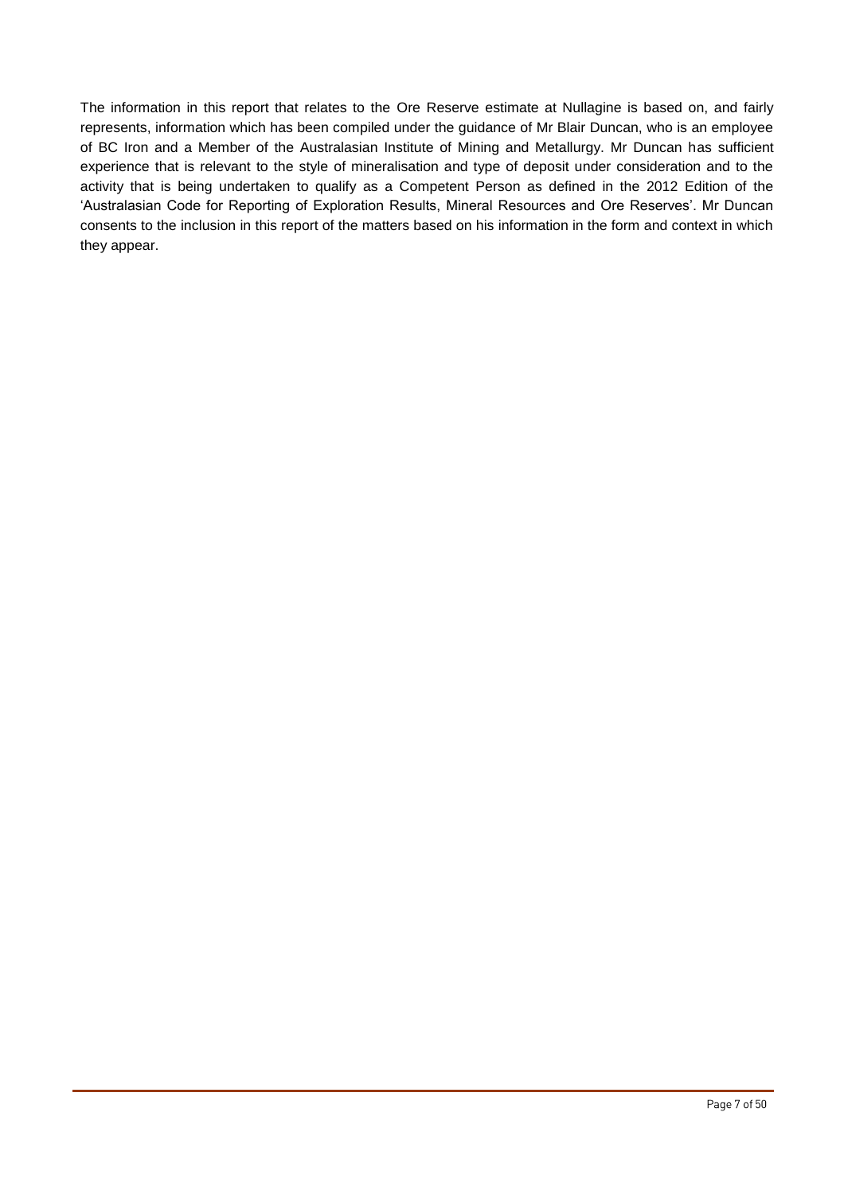The information in this report that relates to the Ore Reserve estimate at Nullagine is based on, and fairly represents, information which has been compiled under the guidance of Mr Blair Duncan, who is an employee of BC Iron and a Member of the Australasian Institute of Mining and Metallurgy. Mr Duncan has sufficient experience that is relevant to the style of mineralisation and type of deposit under consideration and to the activity that is being undertaken to qualify as a Competent Person as defined in the 2012 Edition of the 'Australasian Code for Reporting of Exploration Results, Mineral Resources and Ore Reserves'. Mr Duncan consents to the inclusion in this report of the matters based on his information in the form and context in which they appear.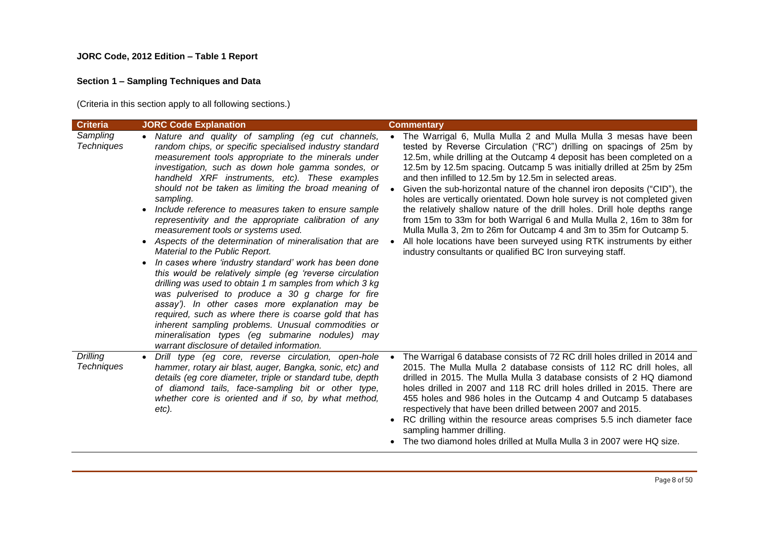**JORC Code, 2012 Edition – Table 1 Report**

**Section 1 – Sampling Techniques and Data**

(Criteria in this section apply to all following sections.)

| Criteria | JORC Code Explanation | Commentary |
|---|---|---|
| *Sampling Techniques* | • *Nature and quality of sampling (eg cut channels, random chips, or specific specialised industry standard measurement tools appropriate to the minerals under investigation, such as down hole gamma sondes, or handheld XRF instruments, etc). These examples should not be taken as limiting the broad meaning of sampling.*<br>• *Include reference to measures taken to ensure sample representivity and the appropriate calibration of any measurement tools or systems used.*<br>• *Aspects of the determination of mineralisation that are Material to the Public Report.*<br>• *In cases where 'industry standard' work has been done this would be relatively simple (eg 'reverse circulation drilling was used to obtain 1 m samples from which 3 kg was pulverised to produce a 30 g charge for fire assay'). In other cases more explanation may be required, such as where there is coarse gold that has inherent sampling problems. Unusual commodities or mineralisation types (eg submarine nodules) may warrant disclosure of detailed information.* | • The Warrigal 6, Mulla Mulla 2 and Mulla Mulla 3 mesas have been tested by Reverse Circulation ("RC") drilling on spacings of 25m by 12.5m, while drilling at the Outcamp 4 deposit has been completed on a 12.5m by 12.5m spacing. Outcamp 5 was initially drilled at 25m by 25m and then infilled to 12.5m by 12.5m in selected areas.<br>• Given the sub-horizontal nature of the channel iron deposits ("CID"), the holes are vertically orientated. Down hole survey is not completed given the relatively shallow nature of the drill holes. Drill hole depths range from 15m to 33m for both Warrigal 6 and Mulla Mulla 2, 16m to 38m for Mulla Mulla 3, 2m to 26m for Outcamp 4 and 3m to 35m for Outcamp 5.<br>• All hole locations have been surveyed using RTK instruments by either industry consultants or qualified BC Iron surveying staff. |
| *Drilling Techniques* | • *Drill type (eg core, reverse circulation, open-hole hammer, rotary air blast, auger, Bangka, sonic, etc) and details (eg core diameter, triple or standard tube, depth of diamond tails, face-sampling bit or other type, whether core is oriented and if so, by what method, etc).* | • The Warrigal 6 database consists of 72 RC drill holes drilled in 2014 and 2015. The Mulla Mulla 2 database consists of 112 RC drill holes, all drilled in 2015. The Mulla Mulla 3 database consists of 2 HQ diamond holes drilled in 2007 and 118 RC drill holes drilled in 2015. There are 455 holes and 986 holes in the Outcamp 4 and Outcamp 5 databases respectively that have been drilled between 2007 and 2015.<br>• RC drilling within the resource areas comprises 5.5 inch diameter face sampling hammer drilling.<br>• The two diamond holes drilled at Mulla Mulla 3 in 2007 were HQ size. |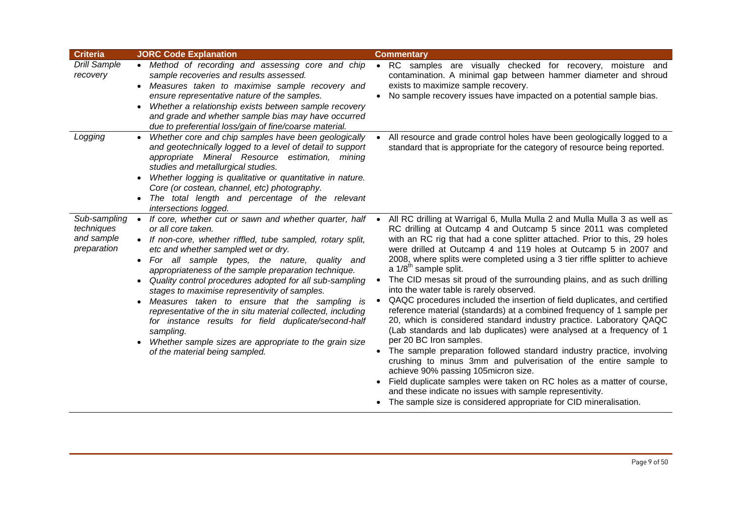| Criteria | JORC Code Explanation | Commentary |
|---|---|---|
| *Drill Sample recovery* | • *Method of recording and assessing core and chip sample recoveries and results assessed.*<br>• *Measures taken to maximise sample recovery and ensure representative nature of the samples.*<br>• *Whether a relationship exists between sample recovery and grade and whether sample bias may have occurred due to preferential loss/gain of fine/coarse material.* | • RC samples are visually checked for recovery, moisture and contamination. A minimal gap between hammer diameter and shroud exists to maximize sample recovery.<br>• No sample recovery issues have impacted on a potential sample bias. |
| *Logging* | • *Whether core and chip samples have been geologically and geotechnically logged to a level of detail to support appropriate Mineral Resource estimation, mining studies and metallurgical studies.*<br>• *Whether logging is qualitative or quantitative in nature. Core (or costean, channel, etc) photography.*<br>• *The total length and percentage of the relevant intersections logged.* | • All resource and grade control holes have been geologically logged to a standard that is appropriate for the category of resource being reported. |
| *Sub-sampling techniques and sample preparation* | • *If core, whether cut or sawn and whether quarter, half or all core taken.*<br>• *If non-core, whether riffled, tube sampled, rotary split, etc and whether sampled wet or dry.*<br>• *For all sample types, the nature, quality and appropriateness of the sample preparation technique.*<br>• *Quality control procedures adopted for all sub-sampling stages to maximise representivity of samples.*<br>• *Measures taken to ensure that the sampling is representative of the in situ material collected, including for instance results for field duplicate/second-half sampling.*<br>• *Whether sample sizes are appropriate to the grain size of the material being sampled.* | • All RC drilling at Warrigal 6, Mulla Mulla 2 and Mulla Mulla 3 as well as RC drilling at Outcamp 4 and Outcamp 5 since 2011 was completed with an RC rig that had a cone splitter attached. Prior to this, 29 holes were drilled at Outcamp 4 and 119 holes at Outcamp 5 in 2007 and 2008, where splits were completed using a 3 tier riffle splitter to achieve a 1/8$^{th}$ sample split.<br>• The CID mesas sit proud of the surrounding plains, and as such drilling into the water table is rarely observed.<br>• QAQC procedures included the insertion of field duplicates, and certified reference material (standards) at a combined frequency of 1 sample per 20, which is considered standard industry practice. Laboratory QAQC (Lab standards and lab duplicates) were analysed at a frequency of 1 per 20 BC Iron samples.<br>• The sample preparation followed standard industry practice, involving crushing to minus 3mm and pulverisation of the entire sample to achieve 90% passing 105micron size.<br>• Field duplicate samples were taken on RC holes as a matter of course, and these indicate no issues with sample representivity.<br>• The sample size is considered appropriate for CID mineralisation. |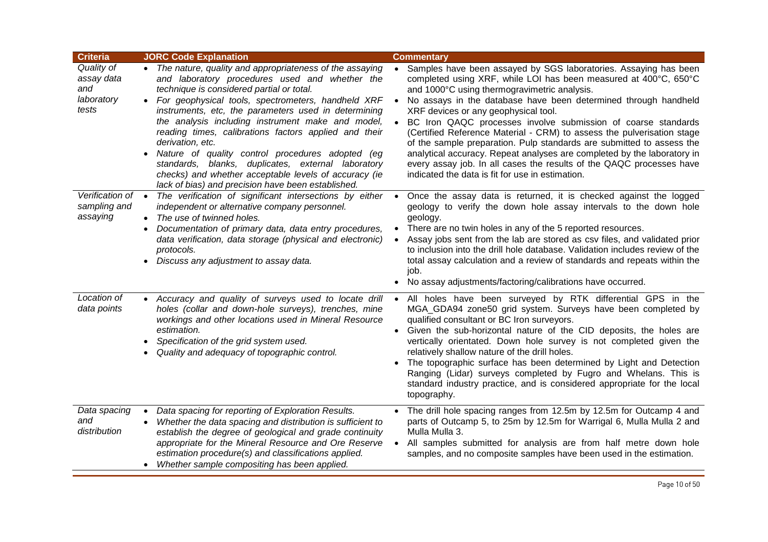| Criteria | JORC Code Explanation | Commentary |
|---|---|---|
| *Quality of assay data and laboratory tests* | • *The nature, quality and appropriateness of the assaying and laboratory procedures used and whether the technique is considered partial or total.*<br>• *For geophysical tools, spectrometers, handheld XRF instruments, etc, the parameters used in determining the analysis including instrument make and model, reading times, calibrations factors applied and their derivation, etc.*<br>• *Nature of quality control procedures adopted (eg standards, blanks, duplicates, external laboratory checks) and whether acceptable levels of accuracy (ie lack of bias) and precision have been established.* | • Samples have been assayed by SGS laboratories. Assaying has been completed using XRF, while LOI has been measured at 400°C, 650°C and 1000°C using thermogravimetric analysis.<br>• No assays in the database have been determined through handheld XRF devices or any geophysical tool.<br>• BC Iron QAQC processes involve submission of coarse standards (Certified Reference Material - CRM) to assess the pulverisation stage of the sample preparation. Pulp standards are submitted to assess the analytical accuracy. Repeat analyses are completed by the laboratory in every assay job. In all cases the results of the QAQC processes have indicated the data is fit for use in estimation. |
| *Verification of sampling and assaying* | • *The verification of significant intersections by either independent or alternative company personnel.*<br>• *The use of twinned holes.*<br>• *Documentation of primary data, data entry procedures, data verification, data storage (physical and electronic) protocols.*<br>• *Discuss any adjustment to assay data.* | • Once the assay data is returned, it is checked against the logged geology to verify the down hole assay intervals to the down hole geology.<br>• There are no twin holes in any of the 5 reported resources.<br>• Assay jobs sent from the lab are stored as csv files, and validated prior to inclusion into the drill hole database. Validation includes review of the total assay calculation and a review of standards and repeats within the job.<br>• No assay adjustments/factoring/calibrations have occurred. |
| *Location of data points* | • *Accuracy and quality of surveys used to locate drill holes (collar and down-hole surveys), trenches, mine workings and other locations used in Mineral Resource estimation.*<br>• *Specification of the grid system used.*<br>• *Quality and adequacy of topographic control.* | • All holes have been surveyed by RTK differential GPS in the MGA_GDA94 zone50 grid system. Surveys have been completed by qualified consultant or BC Iron surveyors.<br>• Given the sub-horizontal nature of the CID deposits, the holes are vertically orientated. Down hole survey is not completed given the relatively shallow nature of the drill holes.<br>• The topographic surface has been determined by Light and Detection Ranging (Lidar) surveys completed by Fugro and Whelans. This is standard industry practice, and is considered appropriate for the local topography. |
| *Data spacing and distribution* | • *Data spacing for reporting of Exploration Results.*<br>• *Whether the data spacing and distribution is sufficient to establish the degree of geological and grade continuity appropriate for the Mineral Resource and Ore Reserve estimation procedure(s) and classifications applied.*<br>• *Whether sample compositing has been applied.* | • The drill hole spacing ranges from 12.5m by 12.5m for Outcamp 4 and parts of Outcamp 5, to 25m by 12.5m for Warrigal 6, Mulla Mulla 2 and Mulla Mulla 3.<br>• All samples submitted for analysis are from half metre down hole samples, and no composite samples have been used in the estimation. |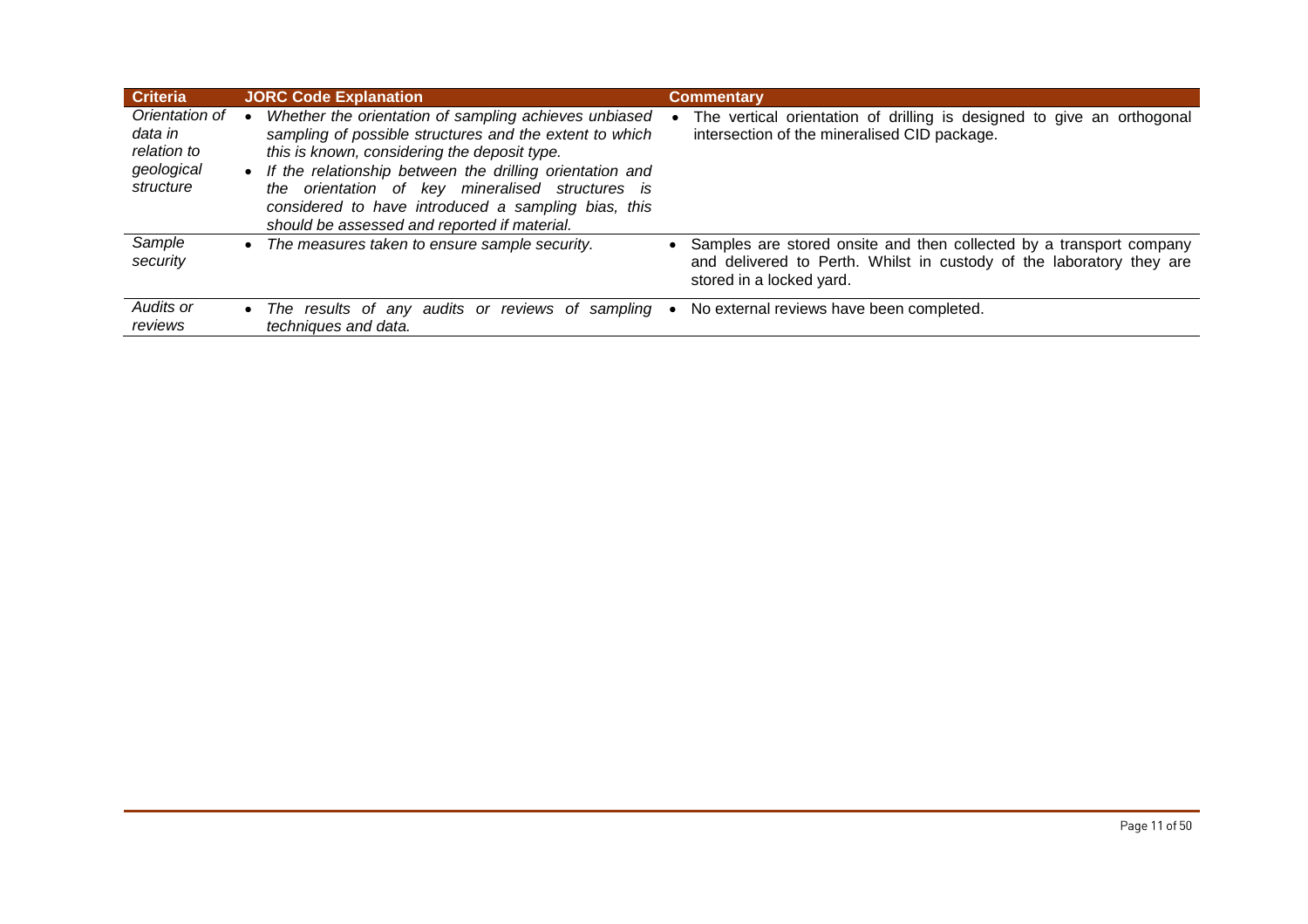| Criteria | JORC Code Explanation | Commentary |
| --- | --- | --- |
| *Orientation of data in relation to geological structure* | • *Whether the orientation of sampling achieves unbiased sampling of possible structures and the extent to which this is known, considering the deposit type.*<br>• *If the relationship between the drilling orientation and the orientation of key mineralised structures is considered to have introduced a sampling bias, this should be assessed and reported if material.* | • The vertical orientation of drilling is designed to give an orthogonal intersection of the mineralised CID package. |
| *Sample security* | • *The measures taken to ensure sample security.* | • Samples are stored onsite and then collected by a transport company and delivered to Perth. Whilst in custody of the laboratory they are stored in a locked yard. |
| *Audits or reviews* | • *The results of any audits or reviews of sampling techniques and data.* | • No external reviews have been completed. |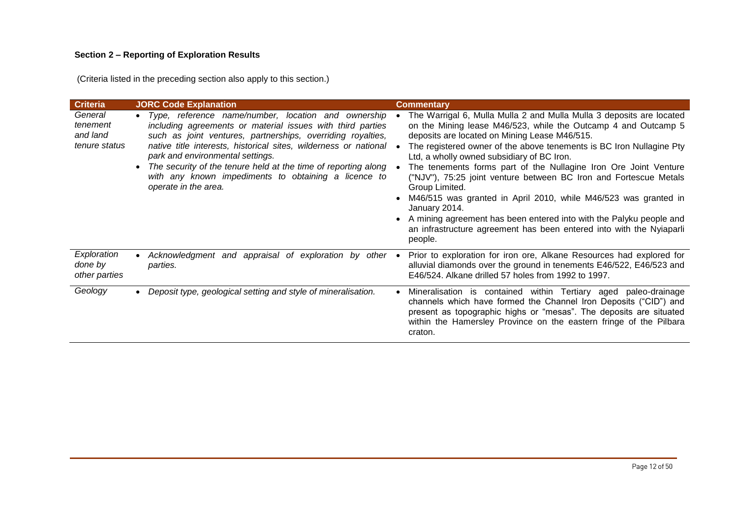**Section 2 – Reporting of Exploration Results**

(Criteria listed in the preceding section also apply to this section.)

| Criteria | JORC Code Explanation | Commentary |
|---|---|---|
| *General tenement and land tenure status* | • *Type, reference name/number, location and ownership including agreements or material issues with third parties such as joint ventures, partnerships, overriding royalties, native title interests, historical sites, wilderness or national park and environmental settings.*<br>• *The security of the tenure held at the time of reporting along with any known impediments to obtaining a licence to operate in the area.* | • The Warrigal 6, Mulla Mulla 2 and Mulla Mulla 3 deposits are located on the Mining lease M46/523, while the Outcamp 4 and Outcamp 5 deposits are located on Mining Lease M46/515.<br>• The registered owner of the above tenements is BC Iron Nullagine Pty Ltd, a wholly owned subsidiary of BC Iron.<br>• The tenements forms part of the Nullagine Iron Ore Joint Venture ("NJV"), 75:25 joint venture between BC Iron and Fortescue Metals Group Limited.<br>• M46/515 was granted in April 2010, while M46/523 was granted in January 2014.<br>• A mining agreement has been entered into with the Palyku people and an infrastructure agreement has been entered into with the Nyiaparli people. |
| *Exploration done by other parties* | • *Acknowledgment and appraisal of exploration by other parties.* | • Prior to exploration for iron ore, Alkane Resources had explored for alluvial diamonds over the ground in tenements E46/522, E46/523 and E46/524. Alkane drilled 57 holes from 1992 to 1997. |
| *Geology* | • *Deposit type, geological setting and style of mineralisation.* | • Mineralisation is contained within Tertiary aged paleo-drainage channels which have formed the Channel Iron Deposits ("CID") and present as topographic highs or "mesas". The deposits are situated within the Hamersley Province on the eastern fringe of the Pilbara craton. |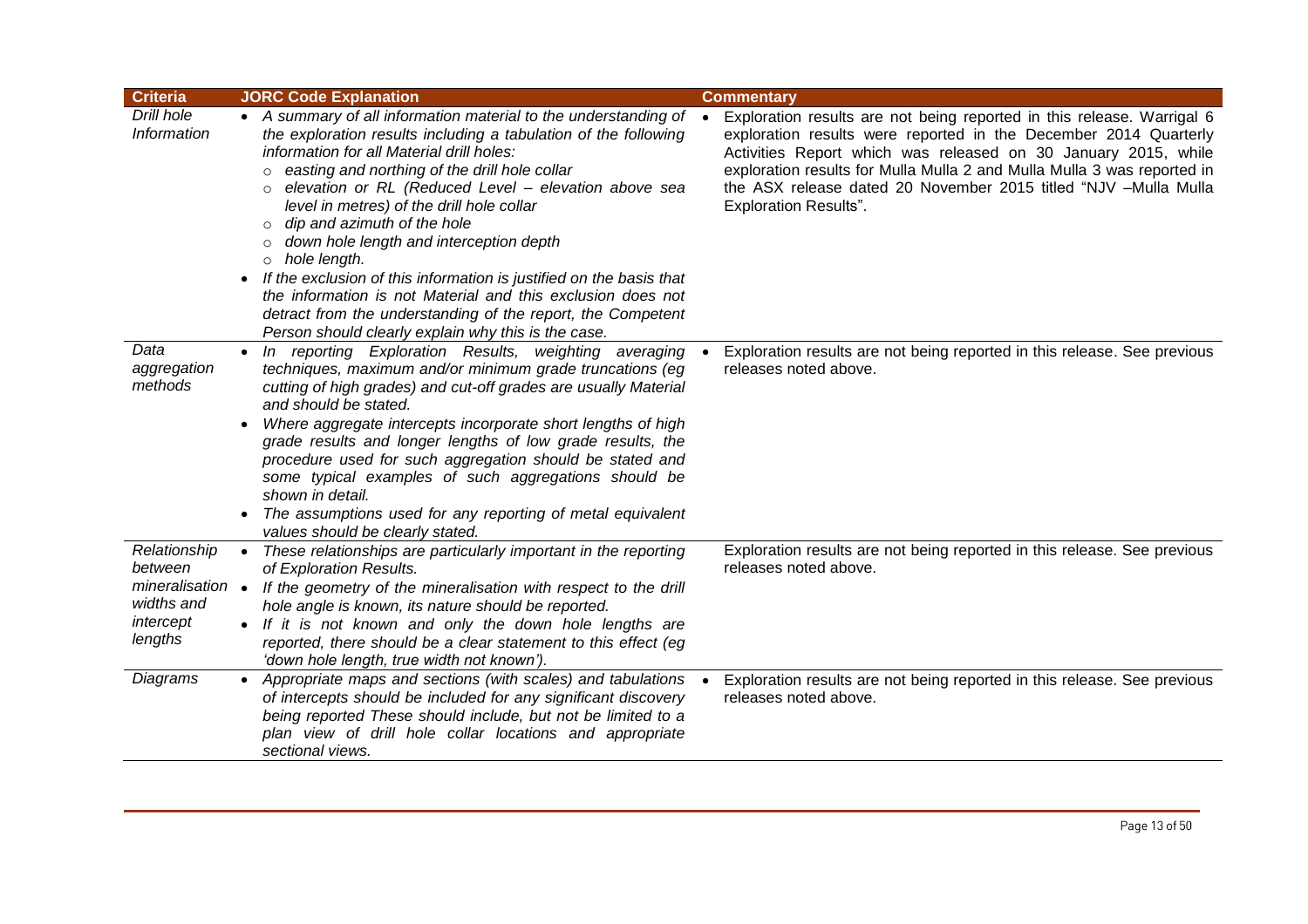| Criteria | JORC Code Explanation | Commentary |
|---|---|---|
| *Drill hole Information* | • *A summary of all information material to the understanding of the exploration results including a tabulation of the following information for all Material drill holes:*<br>  ○ *easting and northing of the drill hole collar*<br>  ○ *elevation or RL (Reduced Level – elevation above sea level in metres) of the drill hole collar*<br>  ○ *dip and azimuth of the hole*<br>  ○ *down hole length and interception depth*<br>  ○ *hole length.*<br>• *If the exclusion of this information is justified on the basis that the information is not Material and this exclusion does not detract from the understanding of the report, the Competent Person should clearly explain why this is the case.* | • Exploration results are not being reported in this release. Warrigal 6 exploration results were reported in the December 2014 Quarterly Activities Report which was released on 30 January 2015, while exploration results for Mulla Mulla 2 and Mulla Mulla 3 was reported in the ASX release dated 20 November 2015 titled "NJV –Mulla Mulla Exploration Results". |
| *Data aggregation methods* | • *In reporting Exploration Results, weighting averaging techniques, maximum and/or minimum grade truncations (eg cutting of high grades) and cut-off grades are usually Material and should be stated.*<br>• *Where aggregate intercepts incorporate short lengths of high grade results and longer lengths of low grade results, the procedure used for such aggregation should be stated and some typical examples of such aggregations should be shown in detail.*<br>• *The assumptions used for any reporting of metal equivalent values should be clearly stated.* | • Exploration results are not being reported in this release. See previous releases noted above. |
| *Relationship between mineralisation widths and intercept lengths* | • *These relationships are particularly important in the reporting of Exploration Results.*<br>• *If the geometry of the mineralisation with respect to the drill hole angle is known, its nature should be reported.*<br>• *If it is not known and only the down hole lengths are reported, there should be a clear statement to this effect (eg 'down hole length, true width not known').* | Exploration results are not being reported in this release. See previous releases noted above. |
| *Diagrams* | • *Appropriate maps and sections (with scales) and tabulations of intercepts should be included for any significant discovery being reported These should include, but not be limited to a plan view of drill hole collar locations and appropriate sectional views.* | • Exploration results are not being reported in this release. See previous releases noted above. |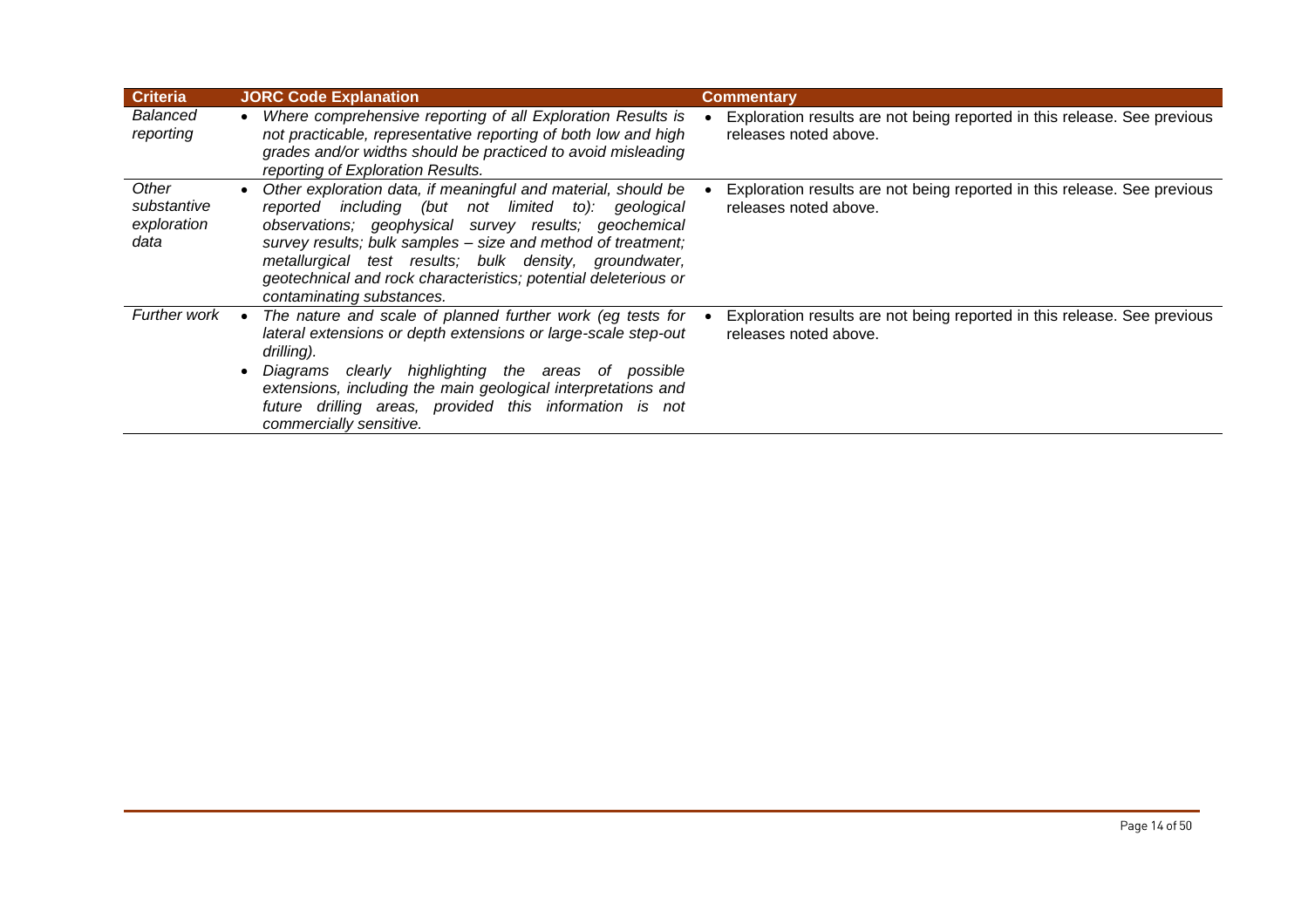| Criteria | JORC Code Explanation | Commentary |
|---|---|---|
| *Balanced reporting* | • *Where comprehensive reporting of all Exploration Results is not practicable, representative reporting of both low and high grades and/or widths should be practiced to avoid misleading reporting of Exploration Results.* | • Exploration results are not being reported in this release. See previous releases noted above. |
| *Other substantive exploration data* | • *Other exploration data, if meaningful and material, should be reported including (but not limited to): geological observations; geophysical survey results; geochemical survey results; bulk samples – size and method of treatment; metallurgical test results; bulk density, groundwater, geotechnical and rock characteristics; potential deleterious or contaminating substances.* | • Exploration results are not being reported in this release. See previous releases noted above. |
| *Further work* | • *The nature and scale of planned further work (eg tests for lateral extensions or depth extensions or large-scale step-out drilling).*<br>• *Diagrams clearly highlighting the areas of possible extensions, including the main geological interpretations and future drilling areas, provided this information is not commercially sensitive.* | • Exploration results are not being reported in this release. See previous releases noted above. |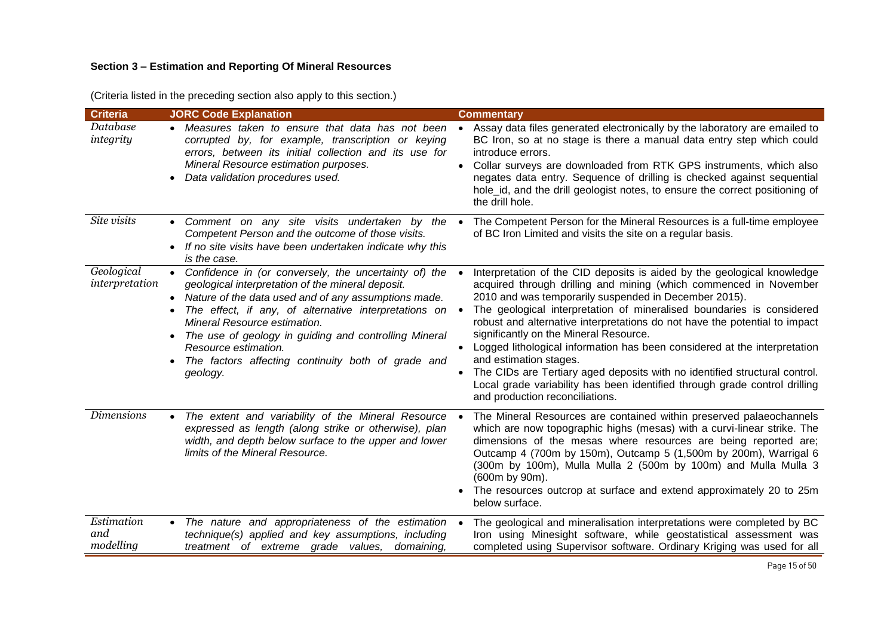**Section 3 – Estimation and Reporting Of Mineral Resources**

(Criteria listed in the preceding section also apply to this section.)

| Criteria | JORC Code Explanation | Commentary |
|---|---|---|
| *Database integrity* | • *Measures taken to ensure that data has not been corrupted by, for example, transcription or keying errors, between its initial collection and its use for Mineral Resource estimation purposes.*<br>• *Data validation procedures used.* | • Assay data files generated electronically by the laboratory are emailed to BC Iron, so at no stage is there a manual data entry step which could introduce errors.<br>• Collar surveys are downloaded from RTK GPS instruments, which also negates data entry. Sequence of drilling is checked against sequential hole_id, and the drill geologist notes, to ensure the correct positioning of the drill hole. |
| *Site visits* | • *Comment on any site visits undertaken by the Competent Person and the outcome of those visits.*<br>• *If no site visits have been undertaken indicate why this is the case.* | • The Competent Person for the Mineral Resources is a full-time employee of BC Iron Limited and visits the site on a regular basis. |
| *Geological interpretation* | • *Confidence in (or conversely, the uncertainty of) the geological interpretation of the mineral deposit.*<br>• *Nature of the data used and of any assumptions made.*<br>• *The effect, if any, of alternative interpretations on Mineral Resource estimation.*<br>• *The use of geology in guiding and controlling Mineral Resource estimation.*<br>• *The factors affecting continuity both of grade and geology.* | • Interpretation of the CID deposits is aided by the geological knowledge acquired through drilling and mining (which commenced in November 2010 and was temporarily suspended in December 2015).<br>• The geological interpretation of mineralised boundaries is considered robust and alternative interpretations do not have the potential to impact significantly on the Mineral Resource.<br>• Logged lithological information has been considered at the interpretation and estimation stages.<br>• The CIDs are Tertiary aged deposits with no identified structural control. Local grade variability has been identified through grade control drilling and production reconciliations. |
| *Dimensions* | • *The extent and variability of the Mineral Resource expressed as length (along strike or otherwise), plan width, and depth below surface to the upper and lower limits of the Mineral Resource.* | • The Mineral Resources are contained within preserved palaeochannels which are now topographic highs (mesas) with a curvi-linear strike. The dimensions of the mesas where resources are being reported are; Outcamp 4 (700m by 150m), Outcamp 5 (1,500m by 200m), Warrigal 6 (300m by 100m), Mulla Mulla 2 (500m by 100m) and Mulla Mulla 3 (600m by 90m).<br>• The resources outcrop at surface and extend approximately 20 to 25m below surface. |
| *Estimation and modelling* | • *The nature and appropriateness of the estimation technique(s) applied and key assumptions, including treatment of extreme grade values, domaining,* | • The geological and mineralisation interpretations were completed by BC Iron using Minesight software, while geostatistical assessment was completed using Supervisor software. Ordinary Kriging was used for all |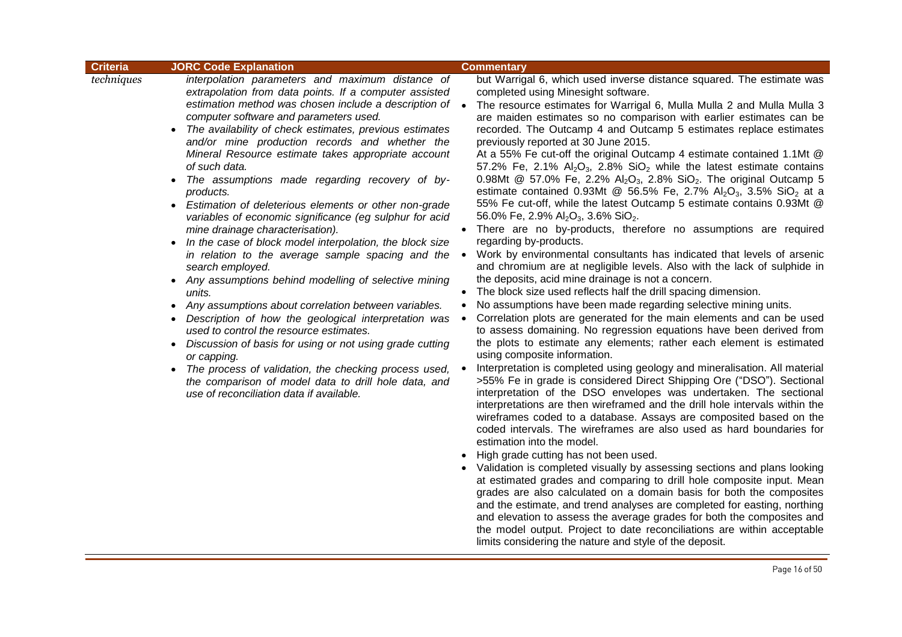| Criteria | JORC Code Explanation | Commentary |
|---|---|---|
| *techniques* | *interpolation parameters and maximum distance of extrapolation from data points. If a computer assisted estimation method was chosen include a description of computer software and parameters used.*<br>• *The availability of check estimates, previous estimates and/or mine production records and whether the Mineral Resource estimate takes appropriate account of such data.*<br>• *The assumptions made regarding recovery of by-products.*<br>• *Estimation of deleterious elements or other non-grade variables of economic significance (eg sulphur for acid mine drainage characterisation).*<br>• *In the case of block model interpolation, the block size in relation to the average sample spacing and the search employed.*<br>• *Any assumptions behind modelling of selective mining units.*<br>• *Any assumptions about correlation between variables.*<br>• *Description of how the geological interpretation was used to control the resource estimates.*<br>• *Discussion of basis for using or not using grade cutting or capping.*<br>• *The process of validation, the checking process used, the comparison of model data to drill hole data, and use of reconciliation data if available.* | but Warrigal 6, which used inverse distance squared. The estimate was completed using Minesight software.<br>• The resource estimates for Warrigal 6, Mulla Mulla 2 and Mulla Mulla 3 are maiden estimates so no comparison with earlier estimates can be recorded. The Outcamp 4 and Outcamp 5 estimates replace estimates previously reported at 30 June 2015.<br>At a 55% Fe cut-off the original Outcamp 4 estimate contained 1.1Mt @ 57.2% Fe, 2.1% $Al_2O_3$, 2.8% $SiO_2$ while the latest estimate contains 0.98Mt @ 57.0% Fe, 2.2% $Al_2O_3$, 2.8% $SiO_2$. The original Outcamp 5 estimate contained 0.93Mt @ 56.5% Fe, 2.7% $Al_2O_3$, 3.5% $SiO_2$ at a 55% Fe cut-off, while the latest Outcamp 5 estimate contains 0.93Mt @ 56.0% Fe, 2.9% $Al_2O_3$, 3.6% $SiO_2$.<br>• There are no by-products, therefore no assumptions are required regarding by-products.<br>• Work by environmental consultants has indicated that levels of arsenic and chromium are at negligible levels. Also with the lack of sulphide in the deposits, acid mine drainage is not a concern.<br>• The block size used reflects half the drill spacing dimension.<br>• No assumptions have been made regarding selective mining units.<br>• Correlation plots are generated for the main elements and can be used to assess domaining. No regression equations have been derived from the plots to estimate any elements; rather each element is estimated using composite information.<br>• Interpretation is completed using geology and mineralisation. All material >55% Fe in grade is considered Direct Shipping Ore ("DSO"). Sectional interpretation of the DSO envelopes was undertaken. The sectional interpretations are then wireframed and the drill hole intervals within the wireframes coded to a database. Assays are composited based on the coded intervals. The wireframes are also used as hard boundaries for estimation into the model.<br>• High grade cutting has not been used.<br>• Validation is completed visually by assessing sections and plans looking at estimated grades and comparing to drill hole composite input. Mean grades are also calculated on a domain basis for both the composites and the estimate, and trend analyses are completed for easting, northing and elevation to assess the average grades for both the composites and the model output. Project to date reconciliations are within acceptable limits considering the nature and style of the deposit. |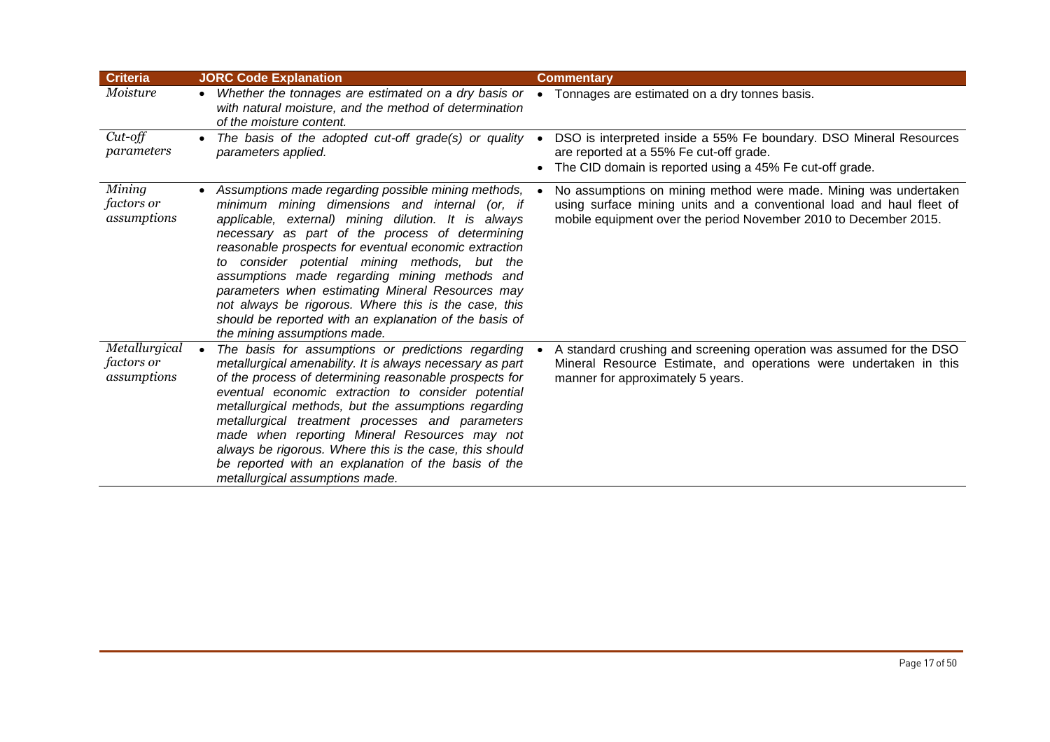| Criteria | JORC Code Explanation | Commentary |
|---|---|---|
| *Moisture* | • *Whether the tonnages are estimated on a dry basis or with natural moisture, and the method of determination of the moisture content.* | • Tonnages are estimated on a dry tonnes basis. |
| *Cut-off parameters* | • *The basis of the adopted cut-off grade(s) or quality parameters applied.* | • DSO is interpreted inside a 55% Fe boundary. DSO Mineral Resources are reported at a 55% Fe cut-off grade.<br>• The CID domain is reported using a 45% Fe cut-off grade. |
| *Mining factors or assumptions* | • *Assumptions made regarding possible mining methods, minimum mining dimensions and internal (or, if applicable, external) mining dilution. It is always necessary as part of the process of determining reasonable prospects for eventual economic extraction to consider potential mining methods, but the assumptions made regarding mining methods and parameters when estimating Mineral Resources may not always be rigorous. Where this is the case, this should be reported with an explanation of the basis of the mining assumptions made.* | • No assumptions on mining method were made. Mining was undertaken using surface mining units and a conventional load and haul fleet of mobile equipment over the period November 2010 to December 2015. |
| *Metallurgical factors or assumptions* | • *The basis for assumptions or predictions regarding metallurgical amenability. It is always necessary as part of the process of determining reasonable prospects for eventual economic extraction to consider potential metallurgical methods, but the assumptions regarding metallurgical treatment processes and parameters made when reporting Mineral Resources may not always be rigorous. Where this is the case, this should be reported with an explanation of the basis of the metallurgical assumptions made.* | • A standard crushing and screening operation was assumed for the DSO Mineral Resource Estimate, and operations were undertaken in this manner for approximately 5 years. |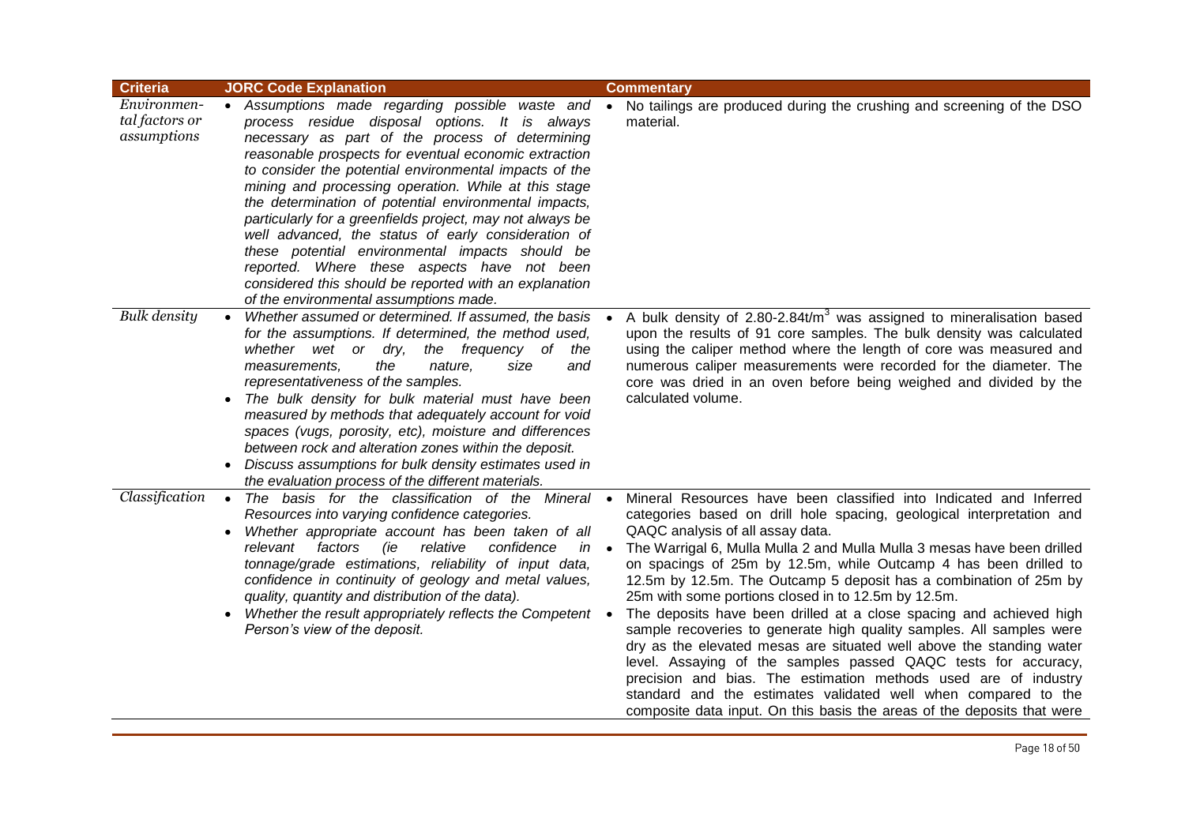| Criteria | JORC Code Explanation | Commentary |
|---|---|---|
| *Environmental factors or assumptions* | • *Assumptions made regarding possible waste and process residue disposal options. It is always necessary as part of the process of determining reasonable prospects for eventual economic extraction to consider the potential environmental impacts of the mining and processing operation. While at this stage the determination of potential environmental impacts, particularly for a greenfields project, may not always be well advanced, the status of early consideration of these potential environmental impacts should be reported. Where these aspects have not been considered this should be reported with an explanation of the environmental assumptions made.* | • No tailings are produced during the crushing and screening of the DSO material. |
| *Bulk density* | • *Whether assumed or determined. If assumed, the basis for the assumptions. If determined, the method used, whether wet or dry, the frequency of the measurements, the nature, size and representativeness of the samples.*<br>• *The bulk density for bulk material must have been measured by methods that adequately account for void spaces (vugs, porosity, etc), moisture and differences between rock and alteration zones within the deposit.*<br>• *Discuss assumptions for bulk density estimates used in the evaluation process of the different materials.* | • A bulk density of 2.80-2.84t/$m^3$ was assigned to mineralisation based upon the results of 91 core samples. The bulk density was calculated using the caliper method where the length of core was measured and numerous caliper measurements were recorded for the diameter. The core was dried in an oven before being weighed and divided by the calculated volume. |
| *Classification* | • *The basis for the classification of the Mineral Resources into varying confidence categories.*<br>• *Whether appropriate account has been taken of all relevant factors (ie relative confidence in tonnage/grade estimations, reliability of input data, confidence in continuity of geology and metal values, quality, quantity and distribution of the data).*<br>• *Whether the result appropriately reflects the Competent Person's view of the deposit.* | • Mineral Resources have been classified into Indicated and Inferred categories based on drill hole spacing, geological interpretation and QAQC analysis of all assay data.<br>• The Warrigal 6, Mulla Mulla 2 and Mulla Mulla 3 mesas have been drilled on spacings of 25m by 12.5m, while Outcamp 4 has been drilled to 12.5m by 12.5m. The Outcamp 5 deposit has a combination of 25m by 25m with some portions closed in to 12.5m by 12.5m.<br>• The deposits have been drilled at a close spacing and achieved high sample recoveries to generate high quality samples. All samples were dry as the elevated mesas are situated well above the standing water level. Assaying of the samples passed QAQC tests for accuracy, precision and bias. The estimation methods used are of industry standard and the estimates validated well when compared to the composite data input. On this basis the areas of the deposits that were |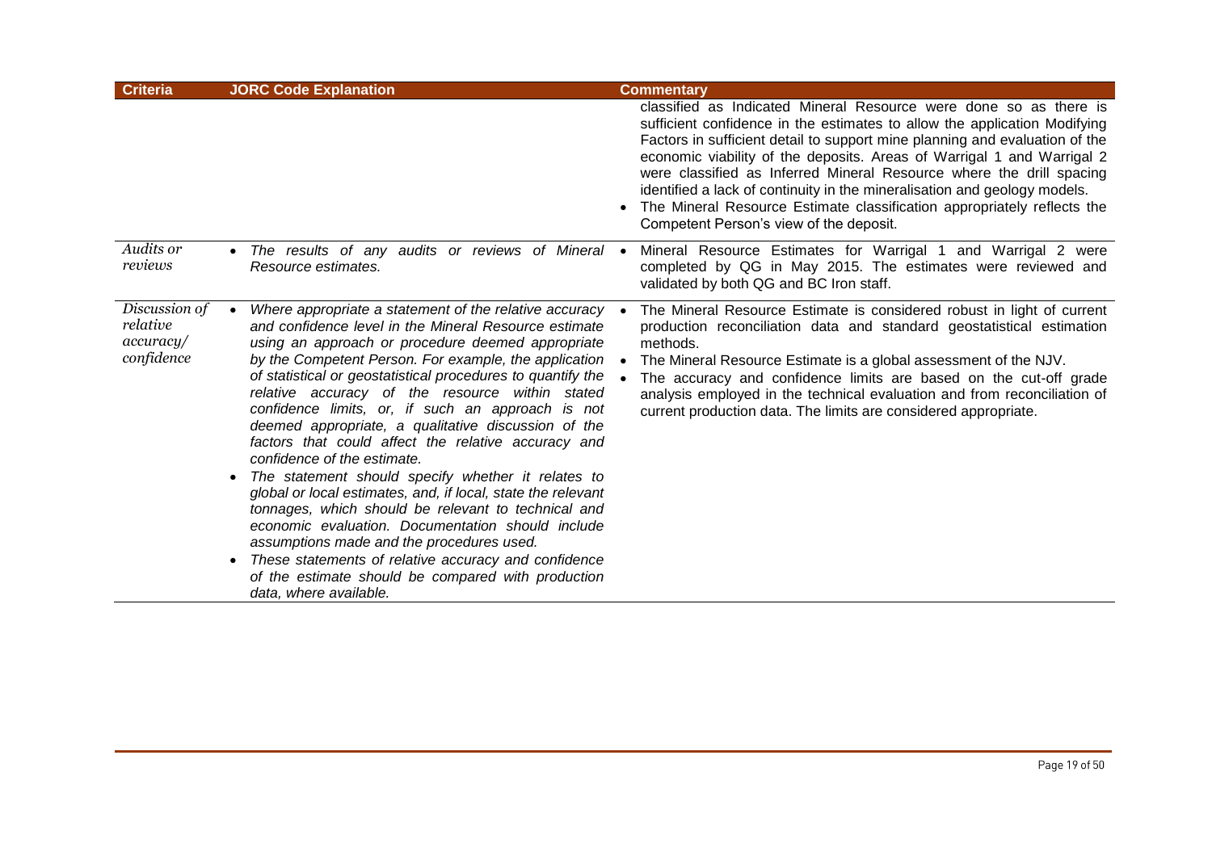| Criteria | JORC Code Explanation | Commentary |
| --- | --- | --- |
| | | classified as Indicated Mineral Resource were done so as there is sufficient confidence in the estimates to allow the application Modifying Factors in sufficient detail to support mine planning and evaluation of the economic viability of the deposits. Areas of Warrigal 1 and Warrigal 2 were classified as Inferred Mineral Resource where the drill spacing identified a lack of continuity in the mineralisation and geology models.<br>• The Mineral Resource Estimate classification appropriately reflects the Competent Person's view of the deposit. |
| *Audits or reviews* | • *The results of any audits or reviews of Mineral Resource estimates.* | • Mineral Resource Estimates for Warrigal 1 and Warrigal 2 were completed by QG in May 2015. The estimates were reviewed and validated by both QG and BC Iron staff. |
| *Discussion of relative accuracy/ confidence* | • *Where appropriate a statement of the relative accuracy and confidence level in the Mineral Resource estimate using an approach or procedure deemed appropriate by the Competent Person. For example, the application of statistical or geostatistical procedures to quantify the relative accuracy of the resource within stated confidence limits, or, if such an approach is not deemed appropriate, a qualitative discussion of the factors that could affect the relative accuracy and confidence of the estimate.*<br>• *The statement should specify whether it relates to global or local estimates, and, if local, state the relevant tonnages, which should be relevant to technical and economic evaluation. Documentation should include assumptions made and the procedures used.*<br>• *These statements of relative accuracy and confidence of the estimate should be compared with production data, where available.* | • The Mineral Resource Estimate is considered robust in light of current production reconciliation data and standard geostatistical estimation methods.<br>• The Mineral Resource Estimate is a global assessment of the NJV.<br>• The accuracy and confidence limits are based on the cut-off grade analysis employed in the technical evaluation and from reconciliation of current production data. The limits are considered appropriate. |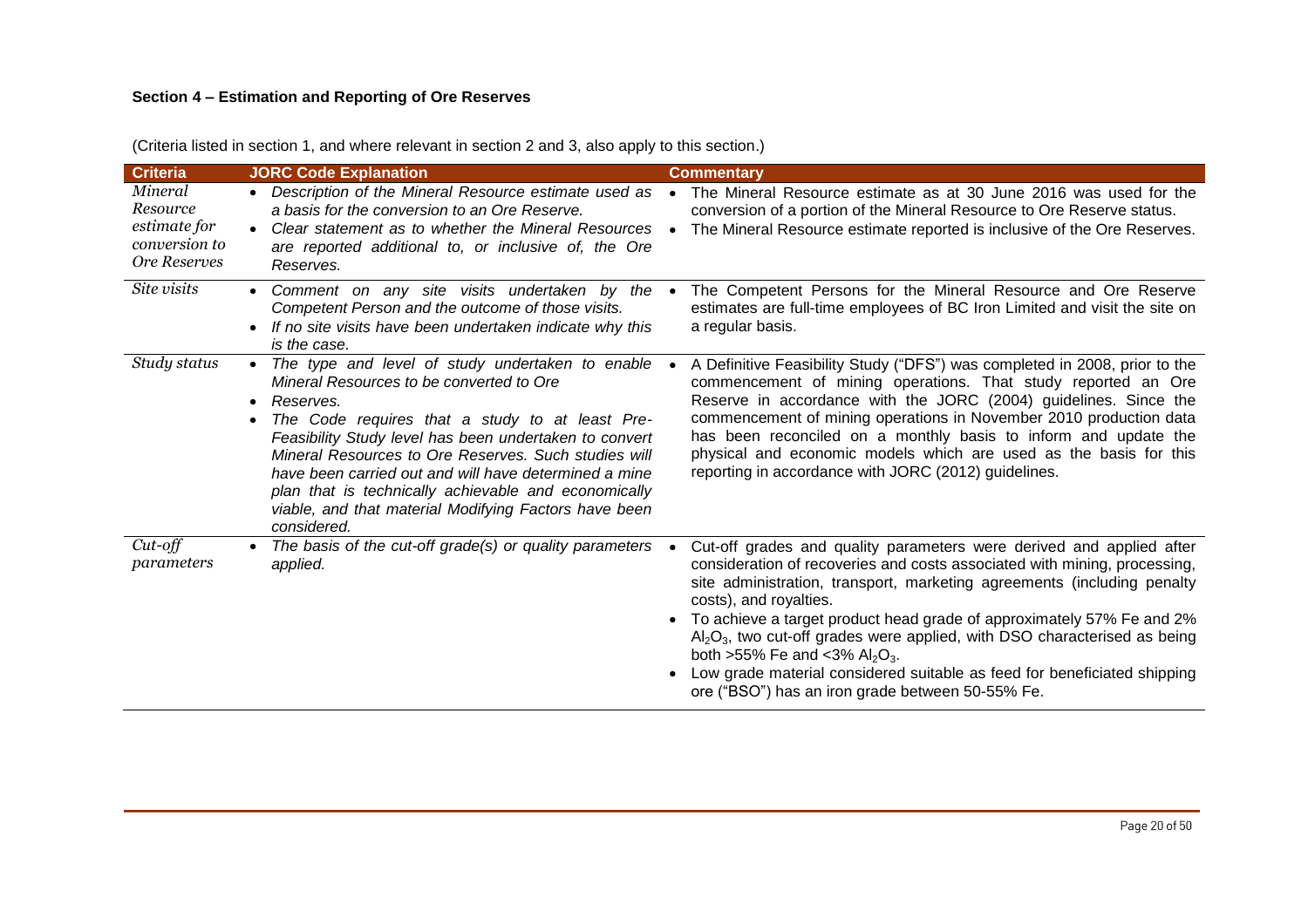**Section 4 – Estimation and Reporting of Ore Reserves**

(Criteria listed in section 1, and where relevant in section 2 and 3, also apply to this section.)

| Criteria | JORC Code Explanation | Commentary |
|---|---|---|
| *Mineral Resource estimate for conversion to Ore Reserves* | • *Description of the Mineral Resource estimate used as a basis for the conversion to an Ore Reserve.*<br>• *Clear statement as to whether the Mineral Resources are reported additional to, or inclusive of, the Ore Reserves.* | • The Mineral Resource estimate as at 30 June 2016 was used for the conversion of a portion of the Mineral Resource to Ore Reserve status.<br>• The Mineral Resource estimate reported is inclusive of the Ore Reserves. |
| *Site visits* | • *Comment on any site visits undertaken by the Competent Person and the outcome of those visits.*<br>• *If no site visits have been undertaken indicate why this is the case.* | • The Competent Persons for the Mineral Resource and Ore Reserve estimates are full-time employees of BC Iron Limited and visit the site on a regular basis. |
| *Study status* | • *The type and level of study undertaken to enable Mineral Resources to be converted to Ore*<br>• *Reserves.*<br>• *The Code requires that a study to at least Pre-Feasibility Study level has been undertaken to convert Mineral Resources to Ore Reserves. Such studies will have been carried out and will have determined a mine plan that is technically achievable and economically viable, and that material Modifying Factors have been considered.* | • A Definitive Feasibility Study ("DFS") was completed in 2008, prior to the commencement of mining operations. That study reported an Ore Reserve in accordance with the JORC (2004) guidelines. Since the commencement of mining operations in November 2010 production data has been reconciled on a monthly basis to inform and update the physical and economic models which are used as the basis for this reporting in accordance with JORC (2012) guidelines. |
| *Cut-off parameters* | • *The basis of the cut-off grade(s) or quality parameters applied.* | • Cut-off grades and quality parameters were derived and applied after consideration of recoveries and costs associated with mining, processing, site administration, transport, marketing agreements (including penalty costs), and royalties.<br>• To achieve a target product head grade of approximately 57% Fe and 2% $Al_2O_3$, two cut-off grades were applied, with DSO characterised as being both >55% Fe and <3% $Al_2O_3$.<br>• Low grade material considered suitable as feed for beneficiated shipping ore ("BSO") has an iron grade between 50-55% Fe. |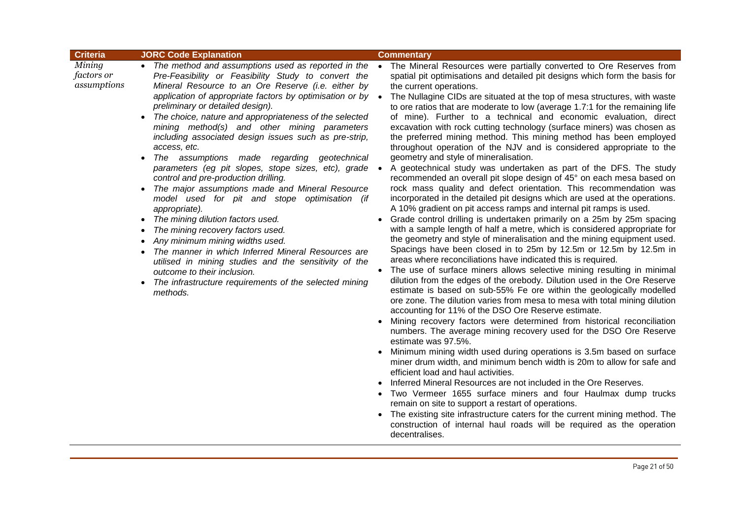| Criteria | JORC Code Explanation | Commentary |
|---|---|---|
| *Mining factors or assumptions* | • *The method and assumptions used as reported in the Pre-Feasibility or Feasibility Study to convert the Mineral Resource to an Ore Reserve (i.e. either by application of appropriate factors by optimisation or by preliminary or detailed design).*<br>• *The choice, nature and appropriateness of the selected mining method(s) and other mining parameters including associated design issues such as pre-strip, access, etc.*<br>• *The assumptions made regarding geotechnical parameters (eg pit slopes, stope sizes, etc), grade control and pre-production drilling.*<br>• *The major assumptions made and Mineral Resource model used for pit and stope optimisation (if appropriate).*<br>• *The mining dilution factors used.*<br>• *The mining recovery factors used.*<br>• *Any minimum mining widths used.*<br>• *The manner in which Inferred Mineral Resources are utilised in mining studies and the sensitivity of the outcome to their inclusion.*<br>• *The infrastructure requirements of the selected mining methods.* | • The Mineral Resources were partially converted to Ore Reserves from spatial pit optimisations and detailed pit designs which form the basis for the current operations.<br>• The Nullagine CIDs are situated at the top of mesa structures, with waste to ore ratios that are moderate to low (average 1.7:1 for the remaining life of mine). Further to a technical and economic evaluation, direct excavation with rock cutting technology (surface miners) was chosen as the preferred mining method. This mining method has been employed throughout operation of the NJV and is considered appropriate to the geometry and style of mineralisation.<br>• A geotechnical study was undertaken as part of the DFS. The study recommended an overall pit slope design of 45° on each mesa based on rock mass quality and defect orientation. This recommendation was incorporated in the detailed pit designs which are used at the operations. A 10% gradient on pit access ramps and internal pit ramps is used.<br>• Grade control drilling is undertaken primarily on a 25m by 25m spacing with a sample length of half a metre, which is considered appropriate for the geometry and style of mineralisation and the mining equipment used. Spacings have been closed in to 25m by 12.5m or 12.5m by 12.5m in areas where reconciliations have indicated this is required.<br>• The use of surface miners allows selective mining resulting in minimal dilution from the edges of the orebody. Dilution used in the Ore Reserve estimate is based on sub-55% Fe ore within the geologically modelled ore zone. The dilution varies from mesa to mesa with total mining dilution accounting for 11% of the DSO Ore Reserve estimate.<br>• Mining recovery factors were determined from historical reconciliation numbers. The average mining recovery used for the DSO Ore Reserve estimate was 97.5%.<br>• Minimum mining width used during operations is 3.5m based on surface miner drum width, and minimum bench width is 20m to allow for safe and efficient load and haul activities.<br>• Inferred Mineral Resources are not included in the Ore Reserves.<br>• Two Vermeer 1655 surface miners and four Haulmax dump trucks remain on site to support a restart of operations.<br>• The existing site infrastructure caters for the current mining method. The construction of internal haul roads will be required as the operation decentralises. |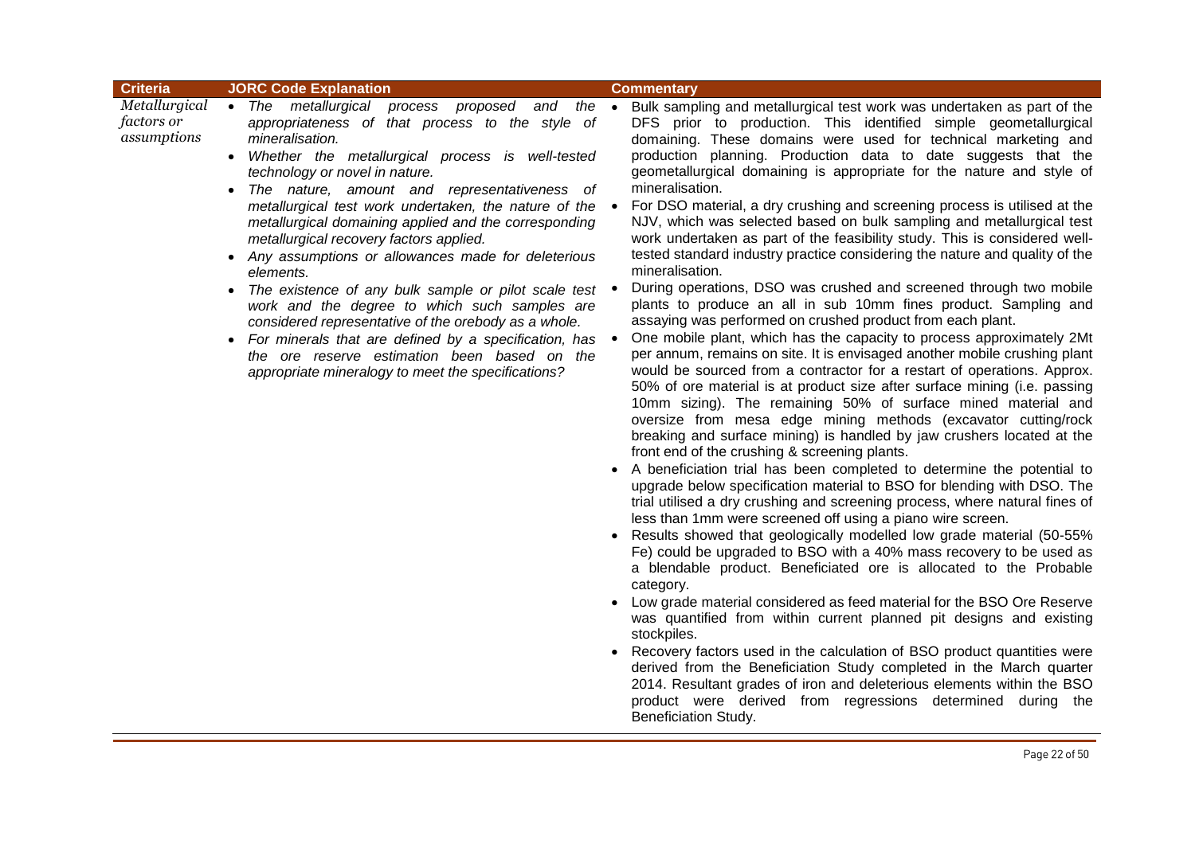| Criteria | JORC Code Explanation | Commentary |
|---|---|---|
| *Metallurgical factors or assumptions* | • *The metallurgical process proposed and the appropriateness of that process to the style of mineralisation.*<br>• *Whether the metallurgical process is well-tested technology or novel in nature.*<br>• *The nature, amount and representativeness of metallurgical test work undertaken, the nature of the metallurgical domaining applied and the corresponding metallurgical recovery factors applied.*<br>• *Any assumptions or allowances made for deleterious elements.*<br>• *The existence of any bulk sample or pilot scale test work and the degree to which such samples are considered representative of the orebody as a whole.*<br>• *For minerals that are defined by a specification, has the ore reserve estimation been based on the appropriate mineralogy to meet the specifications?* | • Bulk sampling and metallurgical test work was undertaken as part of the DFS prior to production. This identified simple geometallurgical domaining. These domains were used for technical marketing and production planning. Production data to date suggests that the geometallurgical domaining is appropriate for the nature and style of mineralisation.<br>• For DSO material, a dry crushing and screening process is utilised at the NJV, which was selected based on bulk sampling and metallurgical test work undertaken as part of the feasibility study. This is considered well-tested standard industry practice considering the nature and quality of the mineralisation.<br>• During operations, DSO was crushed and screened through two mobile plants to produce an all in sub 10mm fines product. Sampling and assaying was performed on crushed product from each plant.<br>• One mobile plant, which has the capacity to process approximately 2Mt per annum, remains on site. It is envisaged another mobile crushing plant would be sourced from a contractor for a restart of operations. Approx. 50% of ore material is at product size after surface mining (i.e. passing 10mm sizing). The remaining 50% of surface mined material and oversize from mesa edge mining methods (excavator cutting/rock breaking and surface mining) is handled by jaw crushers located at the front end of the crushing & screening plants.<br>• A beneficiation trial has been completed to determine the potential to upgrade below specification material to BSO for blending with DSO. The trial utilised a dry crushing and screening process, where natural fines of less than 1mm were screened off using a piano wire screen.<br>• Results showed that geologically modelled low grade material (50-55% Fe) could be upgraded to BSO with a 40% mass recovery to be used as a blendable product. Beneficiated ore is allocated to the Probable category.<br>• Low grade material considered as feed material for the BSO Ore Reserve was quantified from within current planned pit designs and existing stockpiles.<br>• Recovery factors used in the calculation of BSO product quantities were derived from the Beneficiation Study completed in the March quarter 2014. Resultant grades of iron and deleterious elements within the BSO product were derived from regressions determined during the Beneficiation Study. |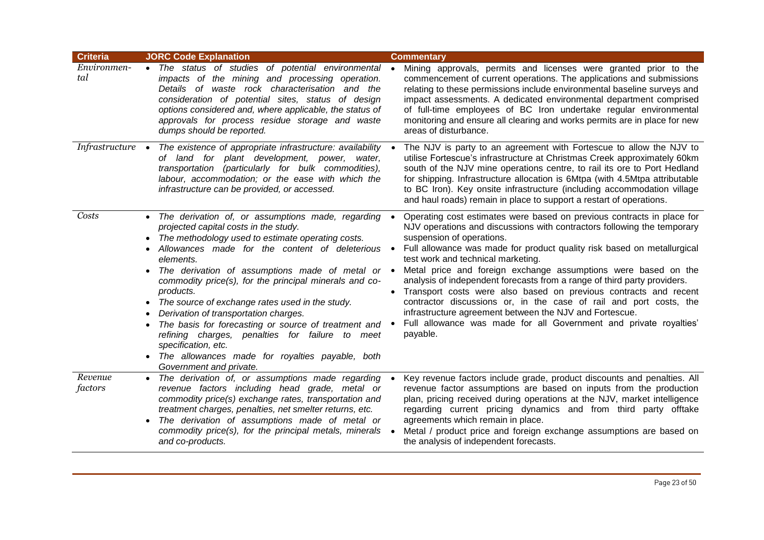| Criteria | JORC Code Explanation | Commentary |
|---|---|---|
| *Environmental* | • *The status of studies of potential environmental impacts of the mining and processing operation. Details of waste rock characterisation and the consideration of potential sites, status of design options considered and, where applicable, the status of approvals for process residue storage and waste dumps should be reported.* | • Mining approvals, permits and licenses were granted prior to the commencement of current operations. The applications and submissions relating to these permissions include environmental baseline surveys and impact assessments. A dedicated environmental department comprised of full-time employees of BC Iron undertake regular environmental monitoring and ensure all clearing and works permits are in place for new areas of disturbance. |
| *Infrastructure* | • *The existence of appropriate infrastructure: availability of land for plant development, power, water, transportation (particularly for bulk commodities), labour, accommodation; or the ease with which the infrastructure can be provided, or accessed.* | • The NJV is party to an agreement with Fortescue to allow the NJV to utilise Fortescue's infrastructure at Christmas Creek approximately 60km south of the NJV mine operations centre, to rail its ore to Port Hedland for shipping. Infrastructure allocation is 6Mtpa (with 4.5Mtpa attributable to BC Iron). Key onsite infrastructure (including accommodation village and haul roads) remain in place to support a restart of operations. |
| *Costs* | • *The derivation of, or assumptions made, regarding projected capital costs in the study.*<br>• *The methodology used to estimate operating costs.*<br>• *Allowances made for the content of deleterious elements.*<br>• *The derivation of assumptions made of metal or commodity price(s), for the principal minerals and co-products.*<br>• *The source of exchange rates used in the study.*<br>• *Derivation of transportation charges.*<br>• *The basis for forecasting or source of treatment and refining charges, penalties for failure to meet specification, etc.*<br>• *The allowances made for royalties payable, both Government and private.* | • Operating cost estimates were based on previous contracts in place for NJV operations and discussions with contractors following the temporary suspension of operations.<br>• Full allowance was made for product quality risk based on metallurgical test work and technical marketing.<br>• Metal price and foreign exchange assumptions were based on the analysis of independent forecasts from a range of third party providers.<br>• Transport costs were also based on previous contracts and recent contractor discussions or, in the case of rail and port costs, the infrastructure agreement between the NJV and Fortescue.<br>• Full allowance was made for all Government and private royalties' payable. |
| *Revenue factors* | • *The derivation of, or assumptions made regarding revenue factors including head grade, metal or commodity price(s) exchange rates, transportation and treatment charges, penalties, net smelter returns, etc.*<br>• *The derivation of assumptions made of metal or commodity price(s), for the principal metals, minerals and co-products.* | • Key revenue factors include grade, product discounts and penalties. All revenue factor assumptions are based on inputs from the production plan, pricing received during operations at the NJV, market intelligence regarding current pricing dynamics and from third party offtake agreements which remain in place.<br>• Metal / product price and foreign exchange assumptions are based on the analysis of independent forecasts. |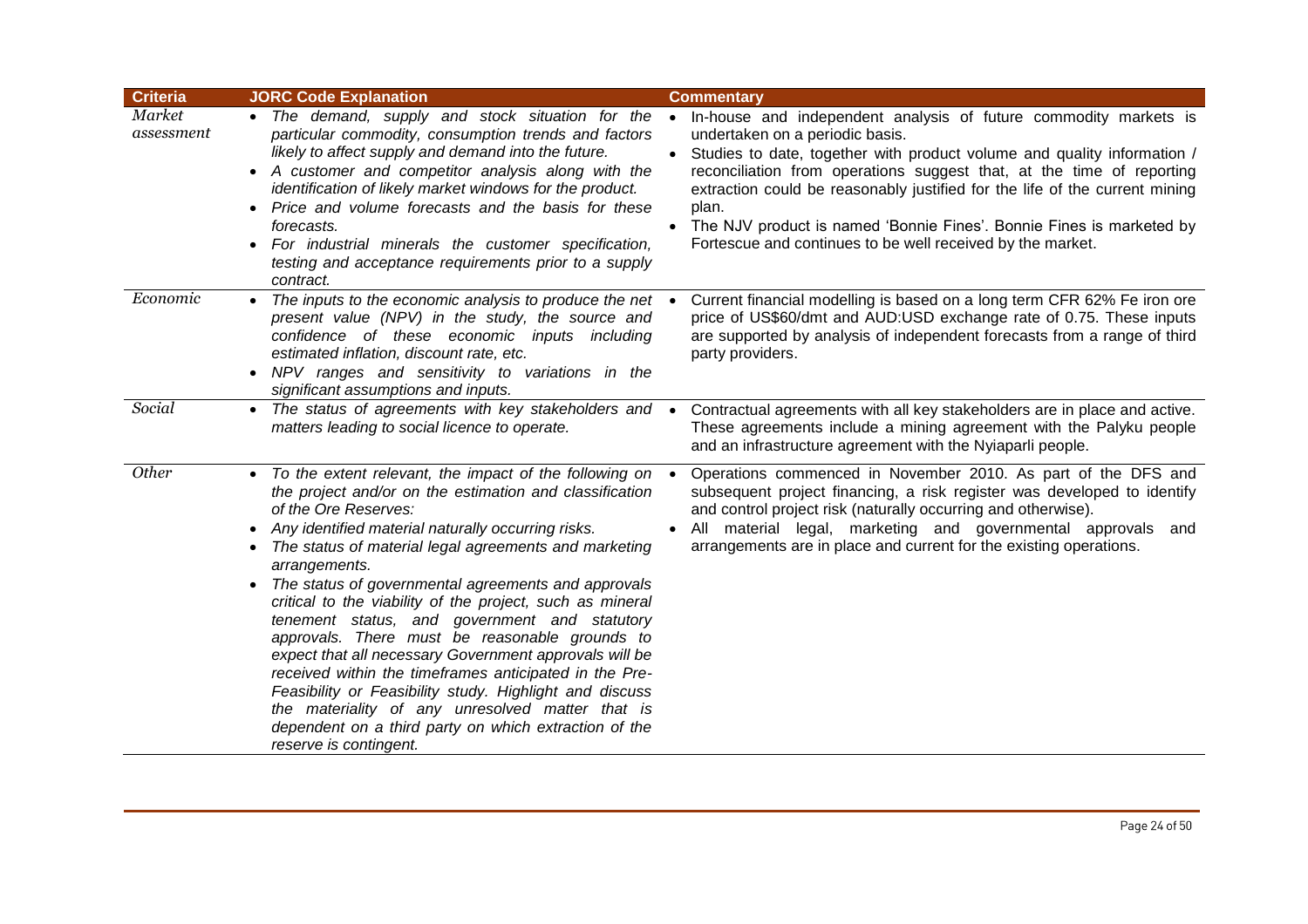| Criteria | JORC Code Explanation | Commentary |
|---|---|---|
| *Market assessment* | • *The demand, supply and stock situation for the particular commodity, consumption trends and factors likely to affect supply and demand into the future.*<br>• *A customer and competitor analysis along with the identification of likely market windows for the product.*<br>• *Price and volume forecasts and the basis for these forecasts.*<br>• *For industrial minerals the customer specification, testing and acceptance requirements prior to a supply contract.* | • In-house and independent analysis of future commodity markets is undertaken on a periodic basis.<br>• Studies to date, together with product volume and quality information / reconciliation from operations suggest that, at the time of reporting extraction could be reasonably justified for the life of the current mining plan.<br>• The NJV product is named 'Bonnie Fines'. Bonnie Fines is marketed by Fortescue and continues to be well received by the market. |
| *Economic* | • *The inputs to the economic analysis to produce the net present value (NPV) in the study, the source and confidence of these economic inputs including estimated inflation, discount rate, etc.*<br>• *NPV ranges and sensitivity to variations in the significant assumptions and inputs.* | • Current financial modelling is based on a long term CFR 62% Fe iron ore price of US$60/dmt and AUD:USD exchange rate of 0.75. These inputs are supported by analysis of independent forecasts from a range of third party providers. |
| *Social* | • *The status of agreements with key stakeholders and matters leading to social licence to operate.* | • Contractual agreements with all key stakeholders are in place and active. These agreements include a mining agreement with the Palyku people and an infrastructure agreement with the Nyiaparli people. |
| *Other* | • *To the extent relevant, the impact of the following on the project and/or on the estimation and classification of the Ore Reserves:*<br>• *Any identified material naturally occurring risks.*<br>• *The status of material legal agreements and marketing arrangements.*<br>• *The status of governmental agreements and approvals critical to the viability of the project, such as mineral tenement status, and government and statutory approvals. There must be reasonable grounds to expect that all necessary Government approvals will be received within the timeframes anticipated in the Pre-Feasibility or Feasibility study. Highlight and discuss the materiality of any unresolved matter that is dependent on a third party on which extraction of the reserve is contingent.* | • Operations commenced in November 2010. As part of the DFS and subsequent project financing, a risk register was developed to identify and control project risk (naturally occurring and otherwise).<br>• All material legal, marketing and governmental approvals and arrangements are in place and current for the existing operations. |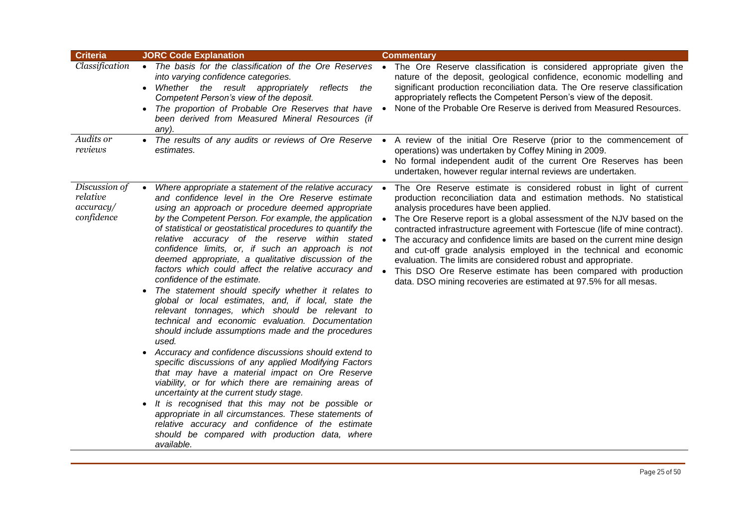| Criteria | JORC Code Explanation | Commentary |
| --- | --- | --- |
| *Classification* | • *The basis for the classification of the Ore Reserves into varying confidence categories.*<br>• *Whether the result appropriately reflects the Competent Person's view of the deposit.*<br>• *The proportion of Probable Ore Reserves that have been derived from Measured Mineral Resources (if any).* | • The Ore Reserve classification is considered appropriate given the nature of the deposit, geological confidence, economic modelling and significant production reconciliation data. The Ore reserve classification appropriately reflects the Competent Person's view of the deposit.<br>• None of the Probable Ore Reserve is derived from Measured Resources. |
| *Audits or reviews* | • *The results of any audits or reviews of Ore Reserve estimates.* | • A review of the initial Ore Reserve (prior to the commencement of operations) was undertaken by Coffey Mining in 2009.<br>• No formal independent audit of the current Ore Reserves has been undertaken, however regular internal reviews are undertaken. |
| *Discussion of relative accuracy/ confidence* | • *Where appropriate a statement of the relative accuracy and confidence level in the Ore Reserve estimate using an approach or procedure deemed appropriate by the Competent Person. For example, the application of statistical or geostatistical procedures to quantify the relative accuracy of the reserve within stated confidence limits, or, if such an approach is not deemed appropriate, a qualitative discussion of the factors which could affect the relative accuracy and confidence of the estimate.*<br>• *The statement should specify whether it relates to global or local estimates, and, if local, state the relevant tonnages, which should be relevant to technical and economic evaluation. Documentation should include assumptions made and the procedures used.*<br>• *Accuracy and confidence discussions should extend to specific discussions of any applied Modifying Factors that may have a material impact on Ore Reserve viability, or for which there are remaining areas of uncertainty at the current study stage.*<br>• *It is recognised that this may not be possible or appropriate in all circumstances. These statements of relative accuracy and confidence of the estimate should be compared with production data, where available.* | • The Ore Reserve estimate is considered robust in light of current production reconciliation data and estimation methods. No statistical analysis procedures have been applied.<br>• The Ore Reserve report is a global assessment of the NJV based on the contracted infrastructure agreement with Fortescue (life of mine contract).<br>• The accuracy and confidence limits are based on the current mine design and cut-off grade analysis employed in the technical and economic evaluation. The limits are considered robust and appropriate.<br>• This DSO Ore Reserve estimate has been compared with production data. DSO mining recoveries are estimated at 97.5% for all mesas. |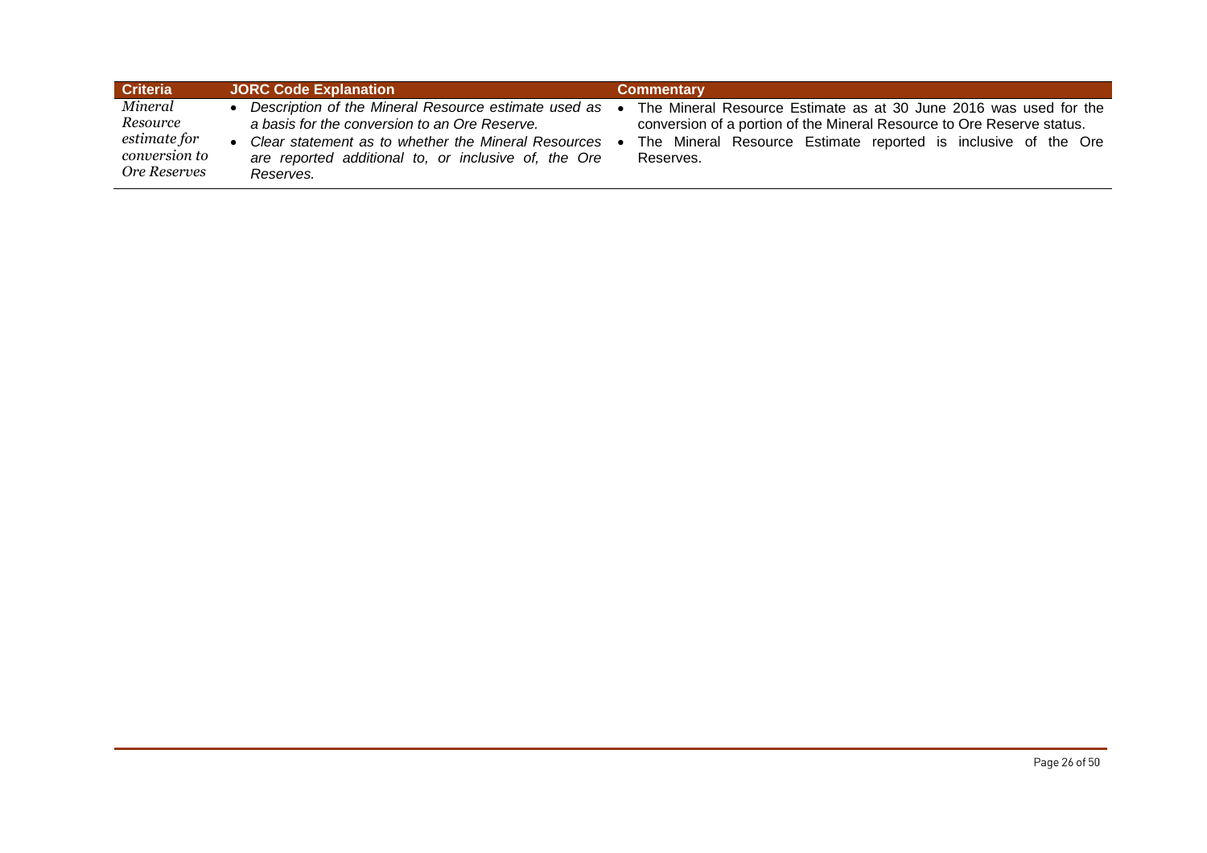| Criteria | JORC Code Explanation | Commentary |
|---|---|---|
| *Mineral Resource estimate for conversion to Ore Reserves* | • *Description of the Mineral Resource estimate used as a basis for the conversion to an Ore Reserve.*<br>• *Clear statement as to whether the Mineral Resources are reported additional to, or inclusive of, the Ore Reserves.* | • The Mineral Resource Estimate as at 30 June 2016 was used for the conversion of a portion of the Mineral Resource to Ore Reserve status.<br>• The Mineral Resource Estimate reported is inclusive of the Ore Reserves. |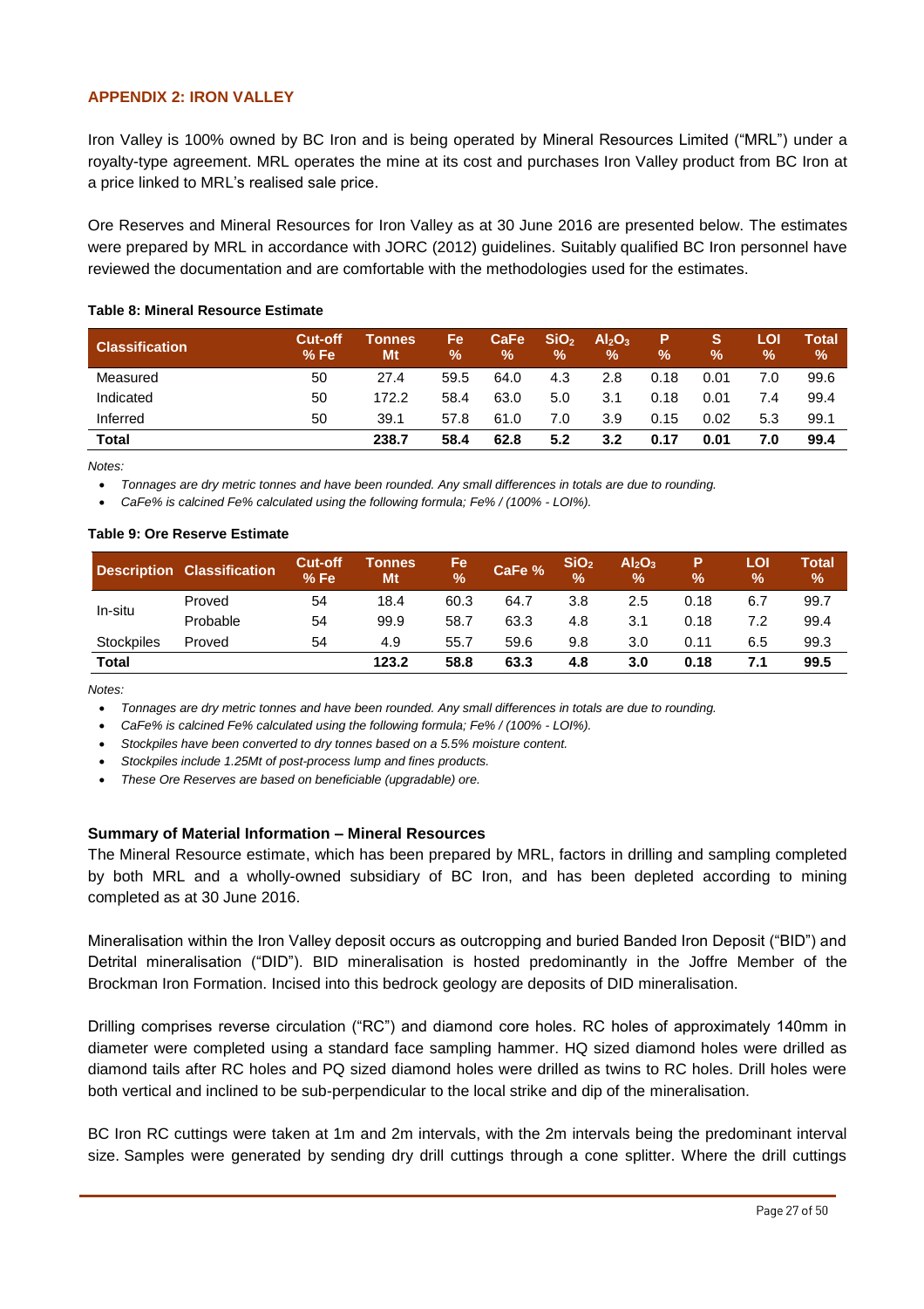## APPENDIX 2: IRON VALLEY

Iron Valley is 100% owned by BC Iron and is being operated by Mineral Resources Limited ("MRL") under a royalty-type agreement. MRL operates the mine at its cost and purchases Iron Valley product from BC Iron at a price linked to MRL's realised sale price.

Ore Reserves and Mineral Resources for Iron Valley as at 30 June 2016 are presented below. The estimates were prepared by MRL in accordance with JORC (2012) guidelines. Suitably qualified BC Iron personnel have reviewed the documentation and are comfortable with the methodologies used for the estimates.

**Table 8: Mineral Resource Estimate**

| Classification | Cut-off % Fe | Tonnes Mt | Fe % | CaFe % | $SiO_2$ % | $Al_2O_3$ % | P % | S % | LOI % | Total % |
|---|---|---|---|---|---|---|---|---|---|---|
| Measured | 50 | 27.4 | 59.5 | 64.0 | 4.3 | 2.8 | 0.18 | 0.01 | 7.0 | 99.6 |
| Indicated | 50 | 172.2 | 58.4 | 63.0 | 5.0 | 3.1 | 0.18 | 0.01 | 7.4 | 99.4 |
| Inferred | 50 | 39.1 | 57.8 | 61.0 | 7.0 | 3.9 | 0.15 | 0.02 | 5.3 | 99.1 |
| **Total** | | **238.7** | **58.4** | **62.8** | **5.2** | **3.2** | **0.17** | **0.01** | **7.0** | **99.4** |

*Notes:*

- *Tonnages are dry metric tonnes and have been rounded. Any small differences in totals are due to rounding.*
- *CaFe% is calcined Fe% calculated using the following formula; Fe% / (100% - LOI%).*

**Table 9: Ore Reserve Estimate**

| Description | Classification | Cut-off % Fe | Tonnes Mt | Fe % | CaFe % | $SiO_2$ % | $Al_2O_3$ % | P % | LOI % | Total % |
|---|---|---|---|---|---|---|---|---|---|---|
| In-situ | Proved | 54 | 18.4 | 60.3 | 64.7 | 3.8 | 2.5 | 0.18 | 6.7 | 99.7 |
| | Probable | 54 | 99.9 | 58.7 | 63.3 | 4.8 | 3.1 | 0.18 | 7.2 | 99.4 |
| Stockpiles | Proved | 54 | 4.9 | 55.7 | 59.6 | 9.8 | 3.0 | 0.11 | 6.5 | 99.3 |
| **Total** | | | **123.2** | **58.8** | **63.3** | **4.8** | **3.0** | **0.18** | **7.1** | **99.5** |

*Notes:*

- *Tonnages are dry metric tonnes and have been rounded. Any small differences in totals are due to rounding.*
- *CaFe% is calcined Fe% calculated using the following formula; Fe% / (100% - LOI%).*
- *Stockpiles have been converted to dry tonnes based on a 5.5% moisture content.*
- *Stockpiles include 1.25Mt of post-process lump and fines products.*
- *These Ore Reserves are based on beneficiable (upgradable) ore.*

### Summary of Material Information – Mineral Resources

The Mineral Resource estimate, which has been prepared by MRL, factors in drilling and sampling completed by both MRL and a wholly-owned subsidiary of BC Iron, and has been depleted according to mining completed as at 30 June 2016.

Mineralisation within the Iron Valley deposit occurs as outcropping and buried Banded Iron Deposit ("BID") and Detrital mineralisation ("DID"). BID mineralisation is hosted predominantly in the Joffre Member of the Brockman Iron Formation. Incised into this bedrock geology are deposits of DID mineralisation.

Drilling comprises reverse circulation ("RC") and diamond core holes. RC holes of approximately 140mm in diameter were completed using a standard face sampling hammer. HQ sized diamond holes were drilled as diamond tails after RC holes and PQ sized diamond holes were drilled as twins to RC holes. Drill holes were both vertical and inclined to be sub-perpendicular to the local strike and dip of the mineralisation.

BC Iron RC cuttings were taken at 1m and 2m intervals, with the 2m intervals being the predominant interval size. Samples were generated by sending dry drill cuttings through a cone splitter. Where the drill cuttings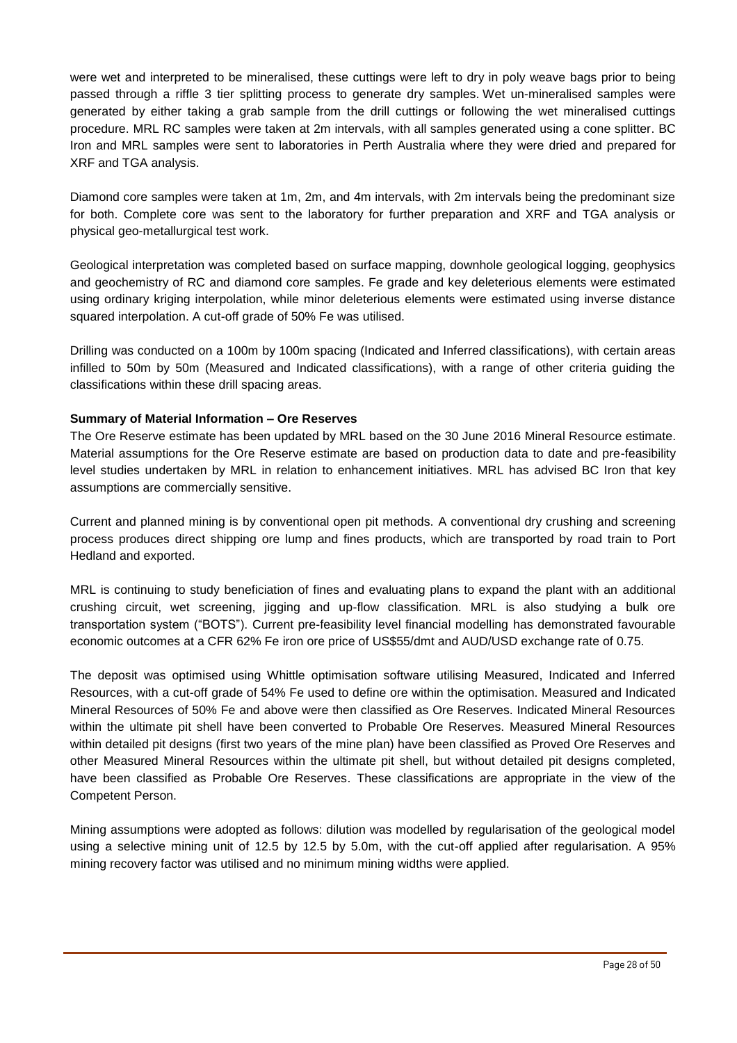were wet and interpreted to be mineralised, these cuttings were left to dry in poly weave bags prior to being passed through a riffle 3 tier splitting process to generate dry samples. Wet un-mineralised samples were generated by either taking a grab sample from the drill cuttings or following the wet mineralised cuttings procedure. MRL RC samples were taken at 2m intervals, with all samples generated using a cone splitter. BC Iron and MRL samples were sent to laboratories in Perth Australia where they were dried and prepared for XRF and TGA analysis.

Diamond core samples were taken at 1m, 2m, and 4m intervals, with 2m intervals being the predominant size for both. Complete core was sent to the laboratory for further preparation and XRF and TGA analysis or physical geo-metallurgical test work.

Geological interpretation was completed based on surface mapping, downhole geological logging, geophysics and geochemistry of RC and diamond core samples. Fe grade and key deleterious elements were estimated using ordinary kriging interpolation, while minor deleterious elements were estimated using inverse distance squared interpolation. A cut-off grade of 50% Fe was utilised.

Drilling was conducted on a 100m by 100m spacing (Indicated and Inferred classifications), with certain areas infilled to 50m by 50m (Measured and Indicated classifications), with a range of other criteria guiding the classifications within these drill spacing areas.

**Summary of Material Information – Ore Reserves**

The Ore Reserve estimate has been updated by MRL based on the 30 June 2016 Mineral Resource estimate. Material assumptions for the Ore Reserve estimate are based on production data to date and pre-feasibility level studies undertaken by MRL in relation to enhancement initiatives. MRL has advised BC Iron that key assumptions are commercially sensitive.

Current and planned mining is by conventional open pit methods. A conventional dry crushing and screening process produces direct shipping ore lump and fines products, which are transported by road train to Port Hedland and exported.

MRL is continuing to study beneficiation of fines and evaluating plans to expand the plant with an additional crushing circuit, wet screening, jigging and up-flow classification. MRL is also studying a bulk ore transportation system ("BOTS"). Current pre-feasibility level financial modelling has demonstrated favourable economic outcomes at a CFR 62% Fe iron ore price of US$55/dmt and AUD/USD exchange rate of 0.75.

The deposit was optimised using Whittle optimisation software utilising Measured, Indicated and Inferred Resources, with a cut-off grade of 54% Fe used to define ore within the optimisation. Measured and Indicated Mineral Resources of 50% Fe and above were then classified as Ore Reserves. Indicated Mineral Resources within the ultimate pit shell have been converted to Probable Ore Reserves. Measured Mineral Resources within detailed pit designs (first two years of the mine plan) have been classified as Proved Ore Reserves and other Measured Mineral Resources within the ultimate pit shell, but without detailed pit designs completed, have been classified as Probable Ore Reserves. These classifications are appropriate in the view of the Competent Person.

Mining assumptions were adopted as follows: dilution was modelled by regularisation of the geological model using a selective mining unit of 12.5 by 12.5 by 5.0m, with the cut-off applied after regularisation. A 95% mining recovery factor was utilised and no minimum mining widths were applied.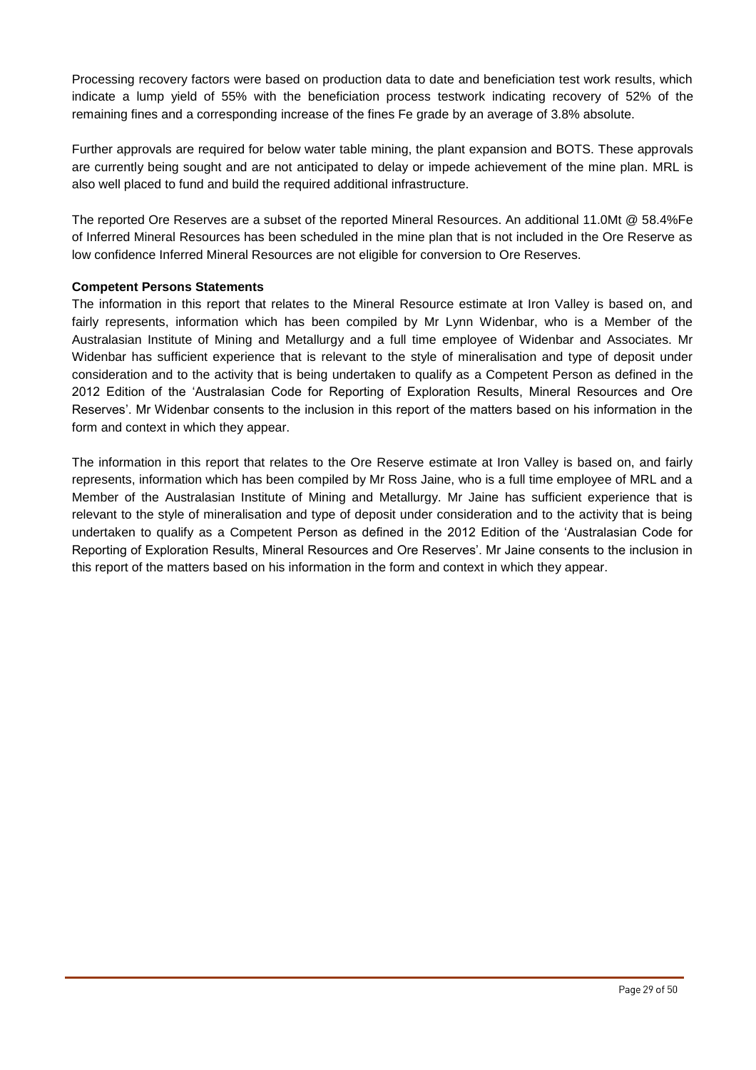Processing recovery factors were based on production data to date and beneficiation test work results, which indicate a lump yield of 55% with the beneficiation process testwork indicating recovery of 52% of the remaining fines and a corresponding increase of the fines Fe grade by an average of 3.8% absolute.

Further approvals are required for below water table mining, the plant expansion and BOTS. These approvals are currently being sought and are not anticipated to delay or impede achievement of the mine plan. MRL is also well placed to fund and build the required additional infrastructure.

The reported Ore Reserves are a subset of the reported Mineral Resources. An additional 11.0Mt @ 58.4%Fe of Inferred Mineral Resources has been scheduled in the mine plan that is not included in the Ore Reserve as low confidence Inferred Mineral Resources are not eligible for conversion to Ore Reserves.

**Competent Persons Statements**

The information in this report that relates to the Mineral Resource estimate at Iron Valley is based on, and fairly represents, information which has been compiled by Mr Lynn Widenbar, who is a Member of the Australasian Institute of Mining and Metallurgy and a full time employee of Widenbar and Associates. Mr Widenbar has sufficient experience that is relevant to the style of mineralisation and type of deposit under consideration and to the activity that is being undertaken to qualify as a Competent Person as defined in the 2012 Edition of the 'Australasian Code for Reporting of Exploration Results, Mineral Resources and Ore Reserves'. Mr Widenbar consents to the inclusion in this report of the matters based on his information in the form and context in which they appear.

The information in this report that relates to the Ore Reserve estimate at Iron Valley is based on, and fairly represents, information which has been compiled by Mr Ross Jaine, who is a full time employee of MRL and a Member of the Australasian Institute of Mining and Metallurgy. Mr Jaine has sufficient experience that is relevant to the style of mineralisation and type of deposit under consideration and to the activity that is being undertaken to qualify as a Competent Person as defined in the 2012 Edition of the 'Australasian Code for Reporting of Exploration Results, Mineral Resources and Ore Reserves'. Mr Jaine consents to the inclusion in this report of the matters based on his information in the form and context in which they appear.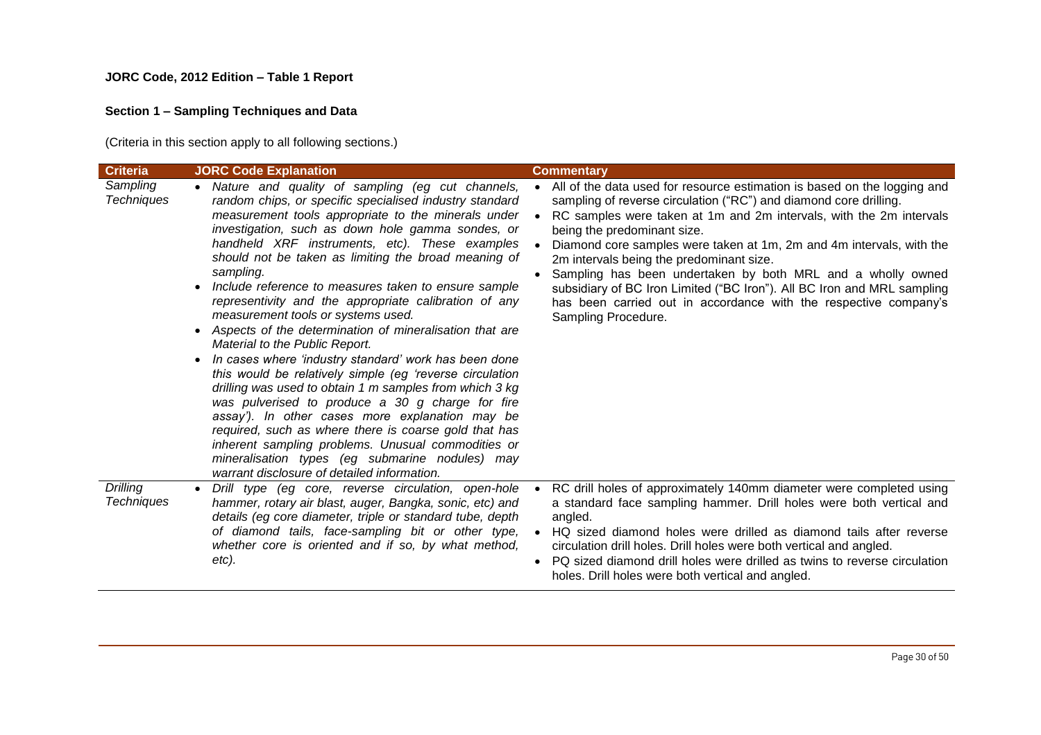**JORC Code, 2012 Edition – Table 1 Report**

**Section 1 – Sampling Techniques and Data**

(Criteria in this section apply to all following sections.)

| Criteria | JORC Code Explanation | Commentary |
|---|---|---|
| *Sampling Techniques* | • *Nature and quality of sampling (eg cut channels, random chips, or specific specialised industry standard measurement tools appropriate to the minerals under investigation, such as down hole gamma sondes, or handheld XRF instruments, etc). These examples should not be taken as limiting the broad meaning of sampling.*<br>• *Include reference to measures taken to ensure sample representivity and the appropriate calibration of any measurement tools or systems used.*<br>• *Aspects of the determination of mineralisation that are Material to the Public Report.*<br>• *In cases where 'industry standard' work has been done this would be relatively simple (eg 'reverse circulation drilling was used to obtain 1 m samples from which 3 kg was pulverised to produce a 30 g charge for fire assay'). In other cases more explanation may be required, such as where there is coarse gold that has inherent sampling problems. Unusual commodities or mineralisation types (eg submarine nodules) may warrant disclosure of detailed information.* | • All of the data used for resource estimation is based on the logging and sampling of reverse circulation ("RC") and diamond core drilling.<br>• RC samples were taken at 1m and 2m intervals, with the 2m intervals being the predominant size.<br>• Diamond core samples were taken at 1m, 2m and 4m intervals, with the 2m intervals being the predominant size.<br>• Sampling has been undertaken by both MRL and a wholly owned subsidiary of BC Iron Limited ("BC Iron"). All BC Iron and MRL sampling has been carried out in accordance with the respective company's Sampling Procedure. |
| *Drilling Techniques* | • *Drill type (eg core, reverse circulation, open-hole hammer, rotary air blast, auger, Bangka, sonic, etc) and details (eg core diameter, triple or standard tube, depth of diamond tails, face-sampling bit or other type, whether core is oriented and if so, by what method, etc).* | • RC drill holes of approximately 140mm diameter were completed using a standard face sampling hammer. Drill holes were both vertical and angled.<br>• HQ sized diamond holes were drilled as diamond tails after reverse circulation drill holes. Drill holes were both vertical and angled.<br>• PQ sized diamond drill holes were drilled as twins to reverse circulation holes. Drill holes were both vertical and angled. |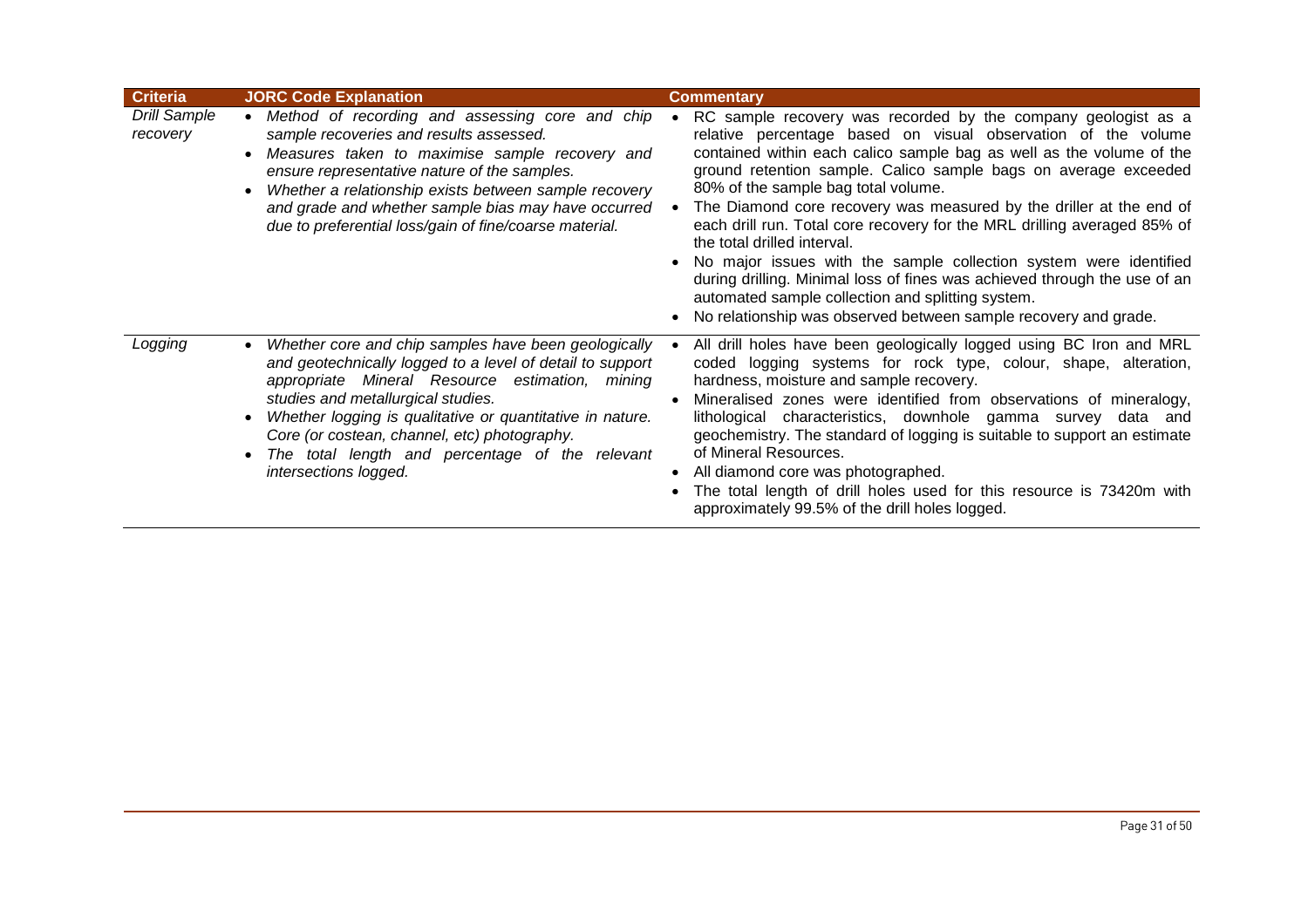| Criteria | JORC Code Explanation | Commentary |
|---|---|---|
| *Drill Sample recovery* | • *Method of recording and assessing core and chip sample recoveries and results assessed.*<br>• *Measures taken to maximise sample recovery and ensure representative nature of the samples.*<br>• *Whether a relationship exists between sample recovery and grade and whether sample bias may have occurred due to preferential loss/gain of fine/coarse material.* | • RC sample recovery was recorded by the company geologist as a relative percentage based on visual observation of the volume contained within each calico sample bag as well as the volume of the ground retention sample. Calico sample bags on average exceeded 80% of the sample bag total volume.<br>• The Diamond core recovery was measured by the driller at the end of each drill run. Total core recovery for the MRL drilling averaged 85% of the total drilled interval.<br>• No major issues with the sample collection system were identified during drilling. Minimal loss of fines was achieved through the use of an automated sample collection and splitting system.<br>• No relationship was observed between sample recovery and grade. |
| *Logging* | • *Whether core and chip samples have been geologically and geotechnically logged to a level of detail to support appropriate Mineral Resource estimation, mining studies and metallurgical studies.*<br>• *Whether logging is qualitative or quantitative in nature. Core (or costean, channel, etc) photography.*<br>• *The total length and percentage of the relevant intersections logged.* | • All drill holes have been geologically logged using BC Iron and MRL coded logging systems for rock type, colour, shape, alteration, hardness, moisture and sample recovery.<br>• Mineralised zones were identified from observations of mineralogy, lithological characteristics, downhole gamma survey data and geochemistry. The standard of logging is suitable to support an estimate of Mineral Resources.<br>• All diamond core was photographed.<br>• The total length of drill holes used for this resource is 73420m with approximately 99.5% of the drill holes logged. |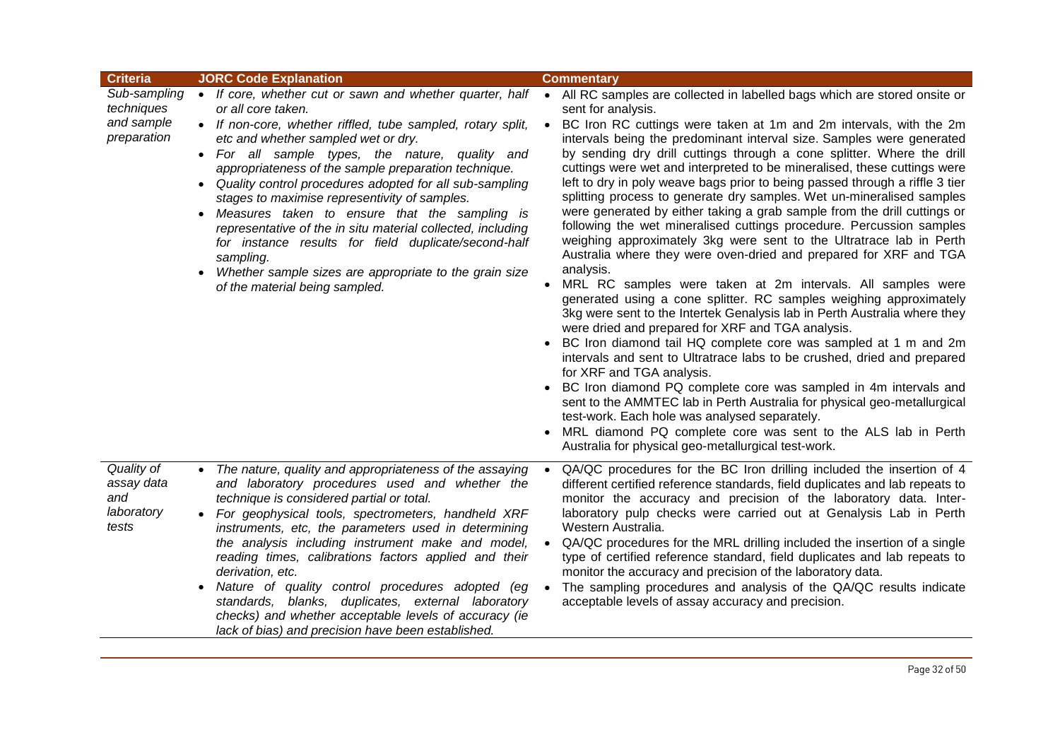| Criteria | JORC Code Explanation | Commentary |
|---|---|---|
| *Sub-sampling techniques and sample preparation* | • *If core, whether cut or sawn and whether quarter, half or all core taken.*<br>• *If non-core, whether riffled, tube sampled, rotary split, etc and whether sampled wet or dry.*<br>• *For all sample types, the nature, quality and appropriateness of the sample preparation technique.*<br>• *Quality control procedures adopted for all sub-sampling stages to maximise representivity of samples.*<br>• *Measures taken to ensure that the sampling is representative of the in situ material collected, including for instance results for field duplicate/second-half sampling.*<br>• *Whether sample sizes are appropriate to the grain size of the material being sampled.* | • All RC samples are collected in labelled bags which are stored onsite or sent for analysis.<br>• BC Iron RC cuttings were taken at 1m and 2m intervals, with the 2m intervals being the predominant interval size. Samples were generated by sending dry drill cuttings through a cone splitter. Where the drill cuttings were wet and interpreted to be mineralised, these cuttings were left to dry in poly weave bags prior to being passed through a riffle 3 tier splitting process to generate dry samples. Wet un-mineralised samples were generated by either taking a grab sample from the drill cuttings or following the wet mineralised cuttings procedure. Percussion samples weighing approximately 3kg were sent to the Ultratrace lab in Perth Australia where they were oven-dried and prepared for XRF and TGA analysis.<br>• MRL RC samples were taken at 2m intervals. All samples were generated using a cone splitter. RC samples weighing approximately 3kg were sent to the Intertek Genalysis lab in Perth Australia where they were dried and prepared for XRF and TGA analysis.<br>• BC Iron diamond tail HQ complete core was sampled at 1 m and 2m intervals and sent to Ultratrace labs to be crushed, dried and prepared for XRF and TGA analysis.<br>• BC Iron diamond PQ complete core was sampled in 4m intervals and sent to the AMMTEC lab in Perth Australia for physical geo-metallurgical test-work. Each hole was analysed separately.<br>• MRL diamond PQ complete core was sent to the ALS lab in Perth Australia for physical geo-metallurgical test-work. |
| *Quality of assay data and laboratory tests* | • *The nature, quality and appropriateness of the assaying and laboratory procedures used and whether the technique is considered partial or total.*<br>• *For geophysical tools, spectrometers, handheld XRF instruments, etc, the parameters used in determining the analysis including instrument make and model, reading times, calibrations factors applied and their derivation, etc.*<br>• *Nature of quality control procedures adopted (eg standards, blanks, duplicates, external laboratory checks) and whether acceptable levels of accuracy (ie lack of bias) and precision have been established.* | • QA/QC procedures for the BC Iron drilling included the insertion of 4 different certified reference standards, field duplicates and lab repeats to monitor the accuracy and precision of the laboratory data. Inter-laboratory pulp checks were carried out at Genalysis Lab in Perth Western Australia.<br>• QA/QC procedures for the MRL drilling included the insertion of a single type of certified reference standard, field duplicates and lab repeats to monitor the accuracy and precision of the laboratory data.<br>• The sampling procedures and analysis of the QA/QC results indicate acceptable levels of assay accuracy and precision. |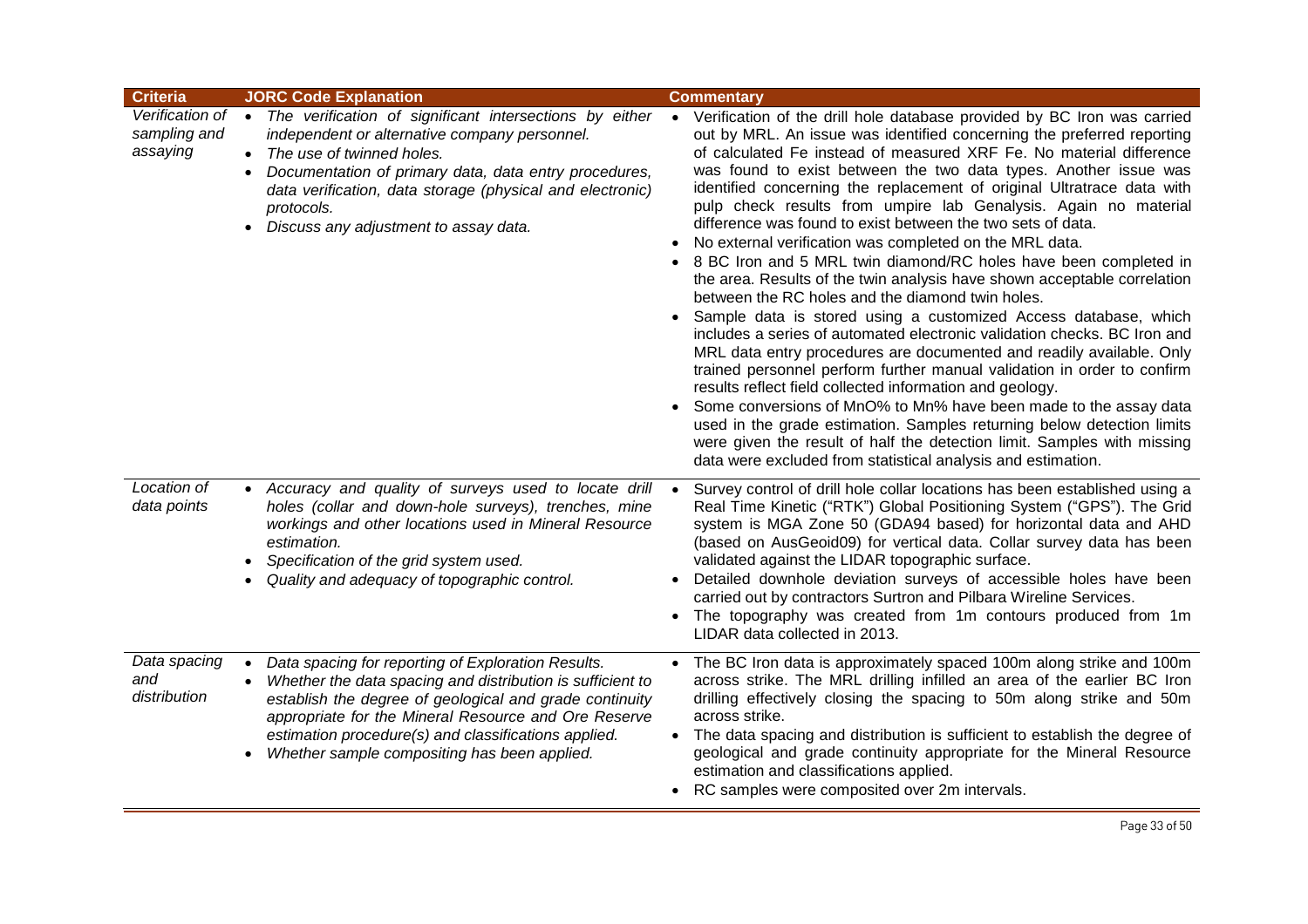| Criteria | JORC Code Explanation | Commentary |
|---|---|---|
| *Verification of sampling and assaying* | • *The verification of significant intersections by either independent or alternative company personnel.*<br>• *The use of twinned holes.*<br>• *Documentation of primary data, data entry procedures, data verification, data storage (physical and electronic) protocols.*<br>• *Discuss any adjustment to assay data.* | • Verification of the drill hole database provided by BC Iron was carried out by MRL. An issue was identified concerning the preferred reporting of calculated Fe instead of measured XRF Fe. No material difference was found to exist between the two data types. Another issue was identified concerning the replacement of original Ultratrace data with pulp check results from umpire lab Genalysis. Again no material difference was found to exist between the two sets of data.<br>• No external verification was completed on the MRL data.<br>• 8 BC Iron and 5 MRL twin diamond/RC holes have been completed in the area. Results of the twin analysis have shown acceptable correlation between the RC holes and the diamond twin holes.<br>• Sample data is stored using a customized Access database, which includes a series of automated electronic validation checks. BC Iron and MRL data entry procedures are documented and readily available. Only trained personnel perform further manual validation in order to confirm results reflect field collected information and geology.<br>• Some conversions of MnO% to Mn% have been made to the assay data used in the grade estimation. Samples returning below detection limits were given the result of half the detection limit. Samples with missing data were excluded from statistical analysis and estimation. |
| *Location of data points* | • *Accuracy and quality of surveys used to locate drill holes (collar and down-hole surveys), trenches, mine workings and other locations used in Mineral Resource estimation.*<br>• *Specification of the grid system used.*<br>• *Quality and adequacy of topographic control.* | • Survey control of drill hole collar locations has been established using a Real Time Kinetic ("RTK") Global Positioning System ("GPS"). The Grid system is MGA Zone 50 (GDA94 based) for horizontal data and AHD (based on AusGeoid09) for vertical data. Collar survey data has been validated against the LIDAR topographic surface.<br>• Detailed downhole deviation surveys of accessible holes have been carried out by contractors Surtron and Pilbara Wireline Services.<br>• The topography was created from 1m contours produced from 1m LIDAR data collected in 2013. |
| *Data spacing and distribution* | • *Data spacing for reporting of Exploration Results.*<br>• *Whether the data spacing and distribution is sufficient to establish the degree of geological and grade continuity appropriate for the Mineral Resource and Ore Reserve estimation procedure(s) and classifications applied.*<br>• *Whether sample compositing has been applied.* | • The BC Iron data is approximately spaced 100m along strike and 100m across strike. The MRL drilling infilled an area of the earlier BC Iron drilling effectively closing the spacing to 50m along strike and 50m across strike.<br>• The data spacing and distribution is sufficient to establish the degree of geological and grade continuity appropriate for the Mineral Resource estimation and classifications applied.<br>• RC samples were composited over 2m intervals. |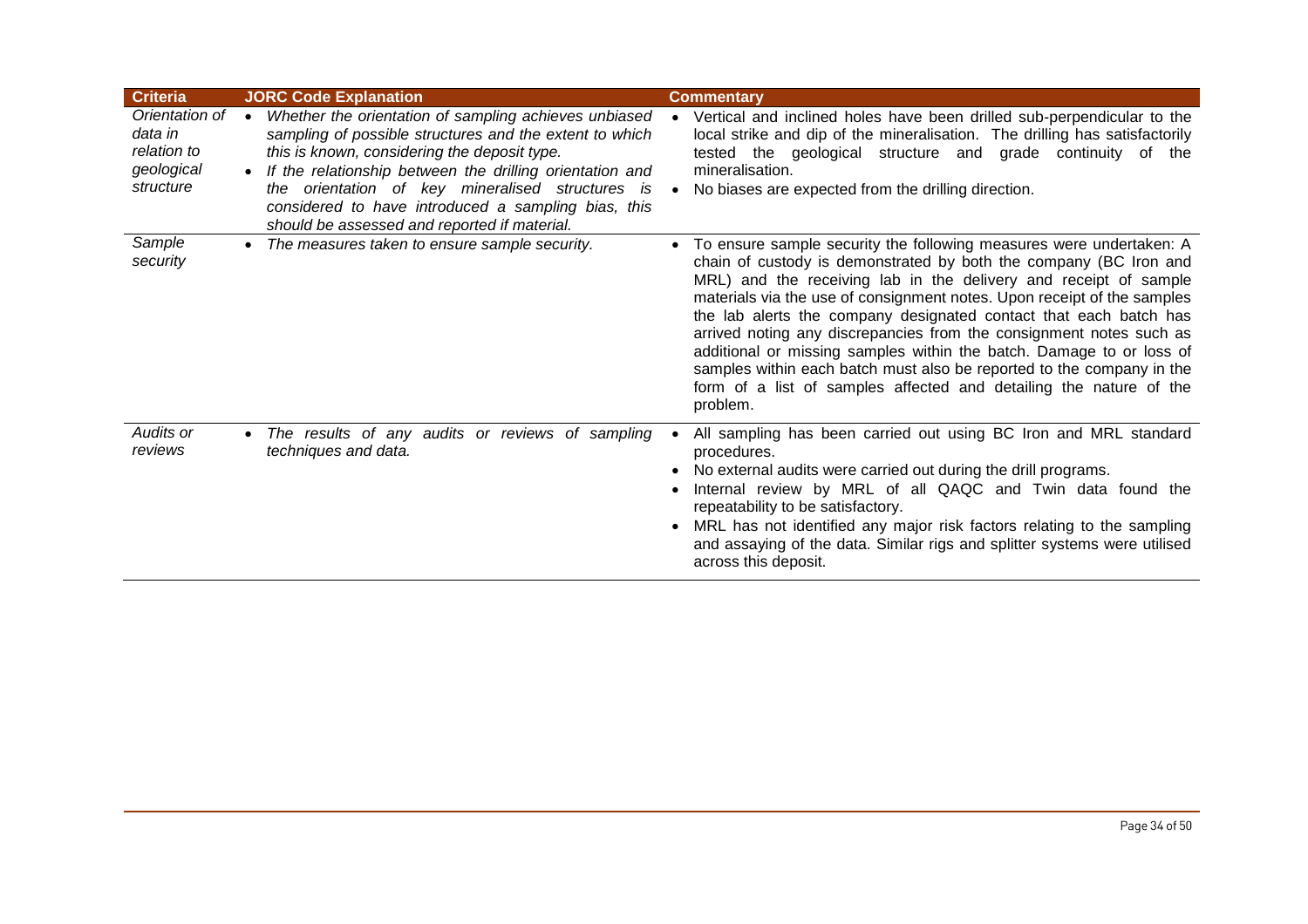| Criteria | JORC Code Explanation | Commentary |
|---|---|---|
| *Orientation of data in relation to geological structure* | • *Whether the orientation of sampling achieves unbiased sampling of possible structures and the extent to which this is known, considering the deposit type.*<br>• *If the relationship between the drilling orientation and the orientation of key mineralised structures is considered to have introduced a sampling bias, this should be assessed and reported if material.* | • Vertical and inclined holes have been drilled sub-perpendicular to the local strike and dip of the mineralisation. The drilling has satisfactorily tested the geological structure and grade continuity of the mineralisation.<br>• No biases are expected from the drilling direction. |
| *Sample security* | • *The measures taken to ensure sample security.* | • To ensure sample security the following measures were undertaken: A chain of custody is demonstrated by both the company (BC Iron and MRL) and the receiving lab in the delivery and receipt of sample materials via the use of consignment notes. Upon receipt of the samples the lab alerts the company designated contact that each batch has arrived noting any discrepancies from the consignment notes such as additional or missing samples within the batch. Damage to or loss of samples within each batch must also be reported to the company in the form of a list of samples affected and detailing the nature of the problem. |
| *Audits or reviews* | • *The results of any audits or reviews of sampling techniques and data.* | • All sampling has been carried out using BC Iron and MRL standard procedures.<br>• No external audits were carried out during the drill programs.<br>• Internal review by MRL of all QAQC and Twin data found the repeatability to be satisfactory.<br>• MRL has not identified any major risk factors relating to the sampling and assaying of the data. Similar rigs and splitter systems were utilised across this deposit. |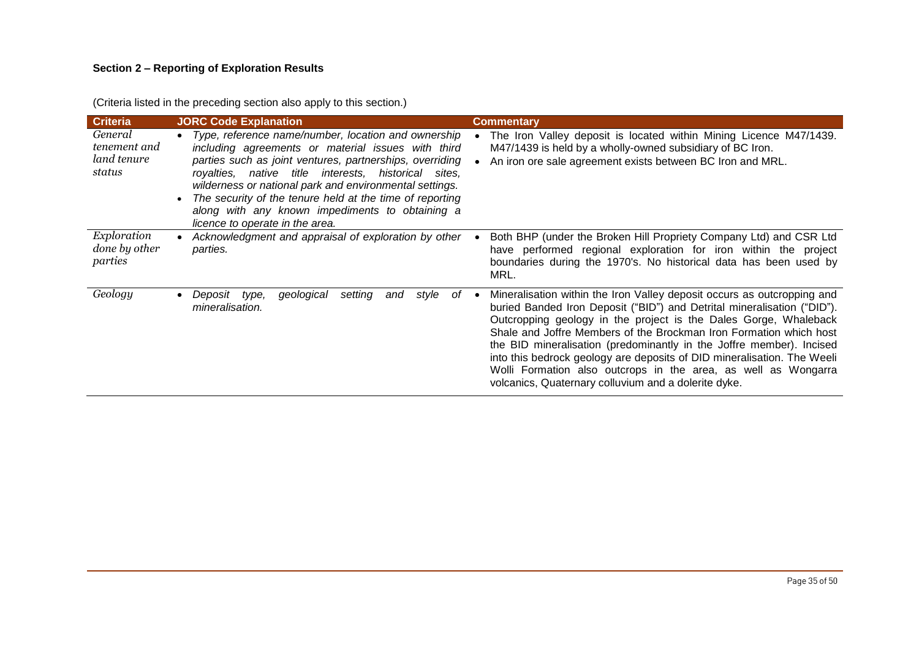### Section 2 – Reporting of Exploration Results

(Criteria listed in the preceding section also apply to this section.)

| Criteria | JORC Code Explanation | Commentary |
|---|---|---|
| *General tenement and land tenure status* | • *Type, reference name/number, location and ownership including agreements or material issues with third parties such as joint ventures, partnerships, overriding royalties, native title interests, historical sites, wilderness or national park and environmental settings.*<br>• *The security of the tenure held at the time of reporting along with any known impediments to obtaining a licence to operate in the area.* | • The Iron Valley deposit is located within Mining Licence M47/1439. M47/1439 is held by a wholly-owned subsidiary of BC Iron.<br>• An iron ore sale agreement exists between BC Iron and MRL. |
| *Exploration done by other parties* | • *Acknowledgment and appraisal of exploration by other parties.* | • Both BHP (under the Broken Hill Propriety Company Ltd) and CSR Ltd have performed regional exploration for iron within the project boundaries during the 1970's. No historical data has been used by MRL. |
| *Geology* | • *Deposit type, geological setting and style of mineralisation.* | • Mineralisation within the Iron Valley deposit occurs as outcropping and buried Banded Iron Deposit ("BID") and Detrital mineralisation ("DID"). Outcropping geology in the project is the Dales Gorge, Whaleback Shale and Joffre Members of the Brockman Iron Formation which host the BID mineralisation (predominantly in the Joffre member). Incised into this bedrock geology are deposits of DID mineralisation. The Weeli Wolli Formation also outcrops in the area, as well as Wongarra volcanics, Quaternary colluvium and a dolerite dyke. |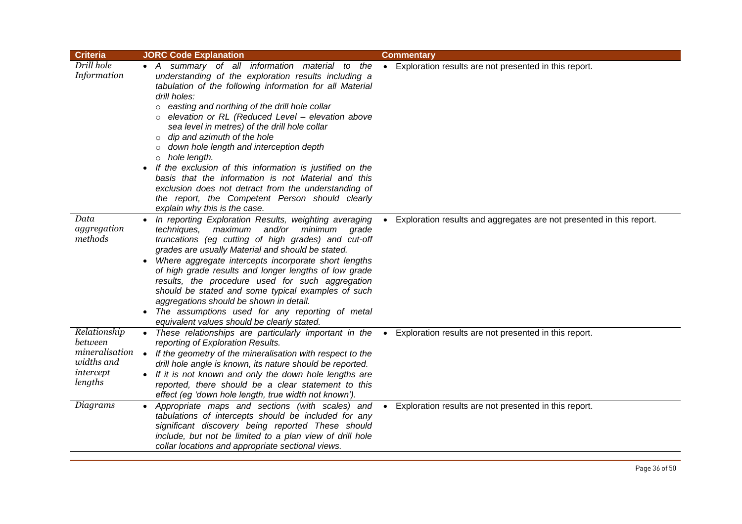| Criteria | JORC Code Explanation | Commentary |
|---|---|---|
| *Drill hole Information* | • *A summary of all information material to the understanding of the exploration results including a tabulation of the following information for all Material drill holes:*<br>○ *easting and northing of the drill hole collar*<br>○ *elevation or RL (Reduced Level – elevation above sea level in metres) of the drill hole collar*<br>○ *dip and azimuth of the hole*<br>○ *down hole length and interception depth*<br>○ *hole length.*<br>• *If the exclusion of this information is justified on the basis that the information is not Material and this exclusion does not detract from the understanding of the report, the Competent Person should clearly explain why this is the case.* | • Exploration results are not presented in this report. |
| *Data aggregation methods* | • *In reporting Exploration Results, weighting averaging techniques, maximum and/or minimum grade truncations (eg cutting of high grades) and cut-off grades are usually Material and should be stated.*<br>• *Where aggregate intercepts incorporate short lengths of high grade results and longer lengths of low grade results, the procedure used for such aggregation should be stated and some typical examples of such aggregations should be shown in detail.*<br>• *The assumptions used for any reporting of metal equivalent values should be clearly stated.* | • Exploration results and aggregates are not presented in this report. |
| *Relationship between mineralisation widths and intercept lengths* | • *These relationships are particularly important in the reporting of Exploration Results.*<br>• *If the geometry of the mineralisation with respect to the drill hole angle is known, its nature should be reported.*<br>• *If it is not known and only the down hole lengths are reported, there should be a clear statement to this effect (eg 'down hole length, true width not known').* | • Exploration results are not presented in this report. |
| *Diagrams* | • *Appropriate maps and sections (with scales) and tabulations of intercepts should be included for any significant discovery being reported These should include, but not be limited to a plan view of drill hole collar locations and appropriate sectional views.* | • Exploration results are not presented in this report. |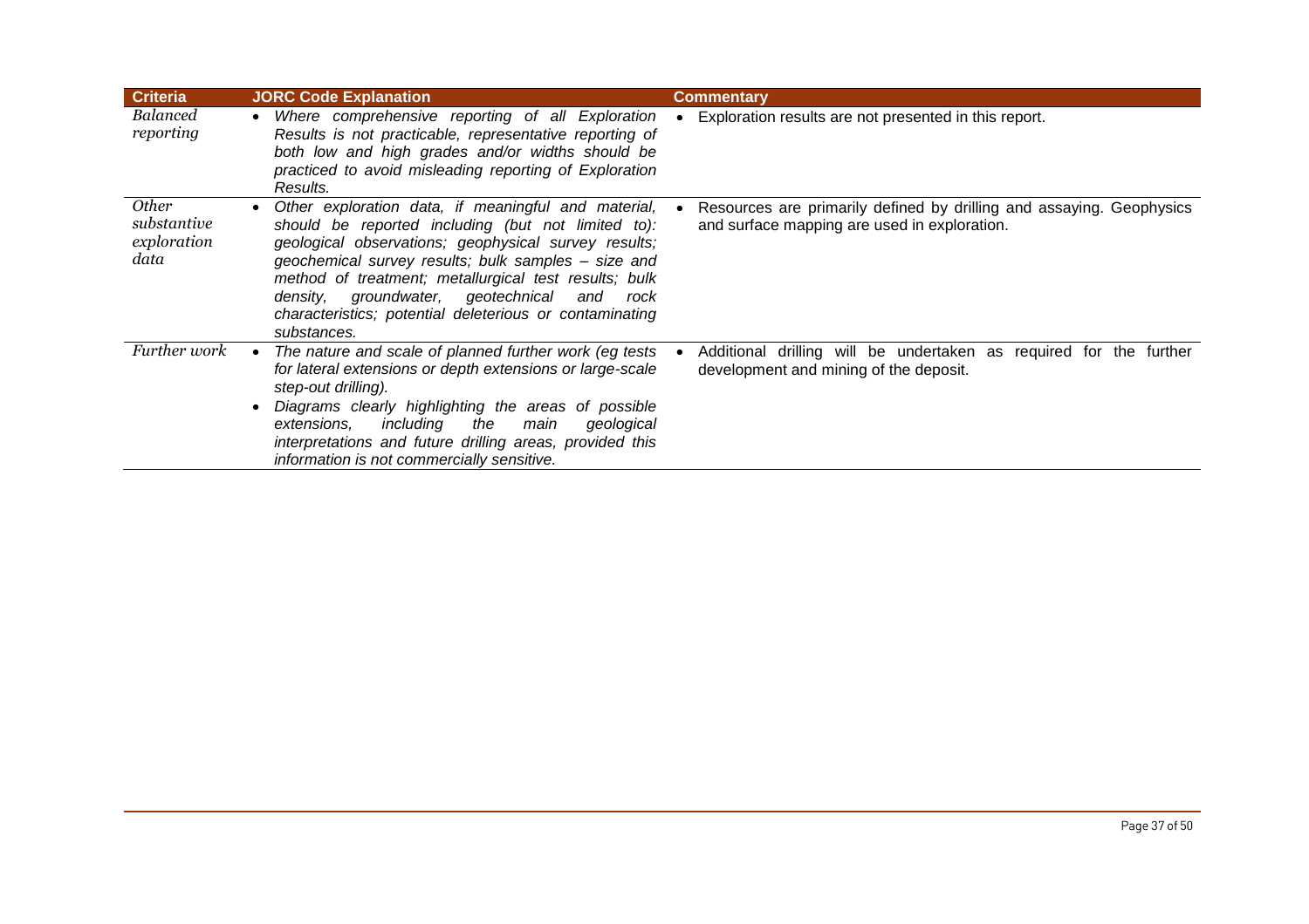| Criteria | JORC Code Explanation | Commentary |
|---|---|---|
| *Balanced reporting* | • *Where comprehensive reporting of all Exploration Results is not practicable, representative reporting of both low and high grades and/or widths should be practiced to avoid misleading reporting of Exploration Results.* | • Exploration results are not presented in this report. |
| *Other substantive exploration data* | • *Other exploration data, if meaningful and material, should be reported including (but not limited to): geological observations; geophysical survey results; geochemical survey results; bulk samples – size and method of treatment; metallurgical test results; bulk density, groundwater, geotechnical and rock characteristics; potential deleterious or contaminating substances.* | • Resources are primarily defined by drilling and assaying. Geophysics and surface mapping are used in exploration. |
| *Further work* | • *The nature and scale of planned further work (eg tests for lateral extensions or depth extensions or large-scale step-out drilling).*<br>• *Diagrams clearly highlighting the areas of possible extensions, including the main geological interpretations and future drilling areas, provided this information is not commercially sensitive.* | • Additional drilling will be undertaken as required for the further development and mining of the deposit. |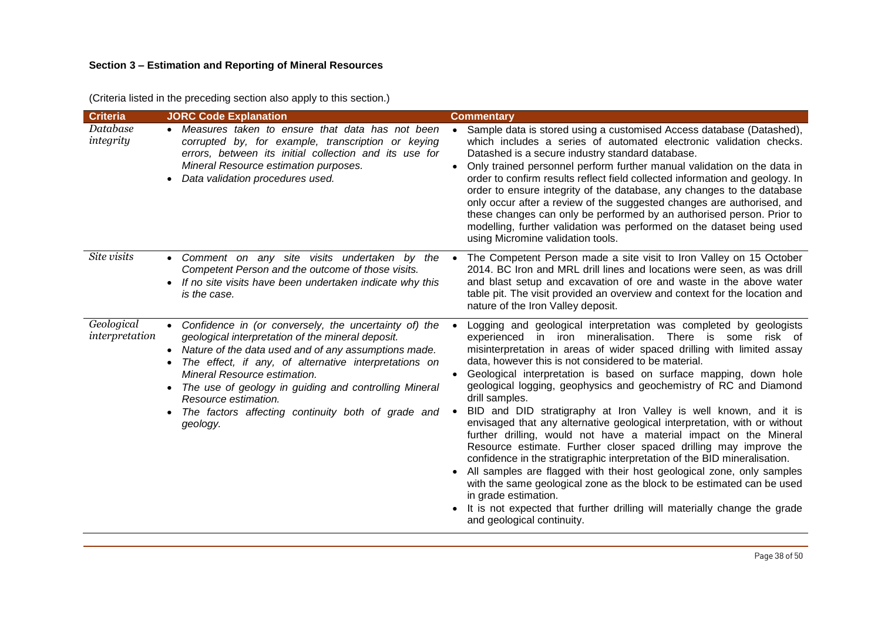**Section 3 – Estimation and Reporting of Mineral Resources**

(Criteria listed in the preceding section also apply to this section.)

| Criteria | JORC Code Explanation | Commentary |
|---|---|---|
| *Database integrity* | • *Measures taken to ensure that data has not been corrupted by, for example, transcription or keying errors, between its initial collection and its use for Mineral Resource estimation purposes.*<br>• *Data validation procedures used.* | • Sample data is stored using a customised Access database (Datashed), which includes a series of automated electronic validation checks. Datashed is a secure industry standard database.<br>• Only trained personnel perform further manual validation on the data in order to confirm results reflect field collected information and geology. In order to ensure integrity of the database, any changes to the database only occur after a review of the suggested changes are authorised, and these changes can only be performed by an authorised person. Prior to modelling, further validation was performed on the dataset being used using Micromine validation tools. |
| *Site visits* | • *Comment on any site visits undertaken by the Competent Person and the outcome of those visits.*<br>• *If no site visits have been undertaken indicate why this is the case.* | • The Competent Person made a site visit to Iron Valley on 15 October 2014. BC Iron and MRL drill lines and locations were seen, as was drill and blast setup and excavation of ore and waste in the above water table pit. The visit provided an overview and context for the location and nature of the Iron Valley deposit. |
| *Geological interpretation* | • *Confidence in (or conversely, the uncertainty of) the geological interpretation of the mineral deposit.*<br>• *Nature of the data used and of any assumptions made.*<br>• *The effect, if any, of alternative interpretations on Mineral Resource estimation.*<br>• *The use of geology in guiding and controlling Mineral Resource estimation.*<br>• *The factors affecting continuity both of grade and geology.* | • Logging and geological interpretation was completed by geologists experienced in iron mineralisation. There is some risk of misinterpretation in areas of wider spaced drilling with limited assay data, however this is not considered to be material.<br>• Geological interpretation is based on surface mapping, down hole geological logging, geophysics and geochemistry of RC and Diamond drill samples.<br>• BID and DID stratigraphy at Iron Valley is well known, and it is envisaged that any alternative geological interpretation, with or without further drilling, would not have a material impact on the Mineral Resource estimate. Further closer spaced drilling may improve the confidence in the stratigraphic interpretation of the BID mineralisation.<br>• All samples are flagged with their host geological zone, only samples with the same geological zone as the block to be estimated can be used in grade estimation.<br>• It is not expected that further drilling will materially change the grade and geological continuity. |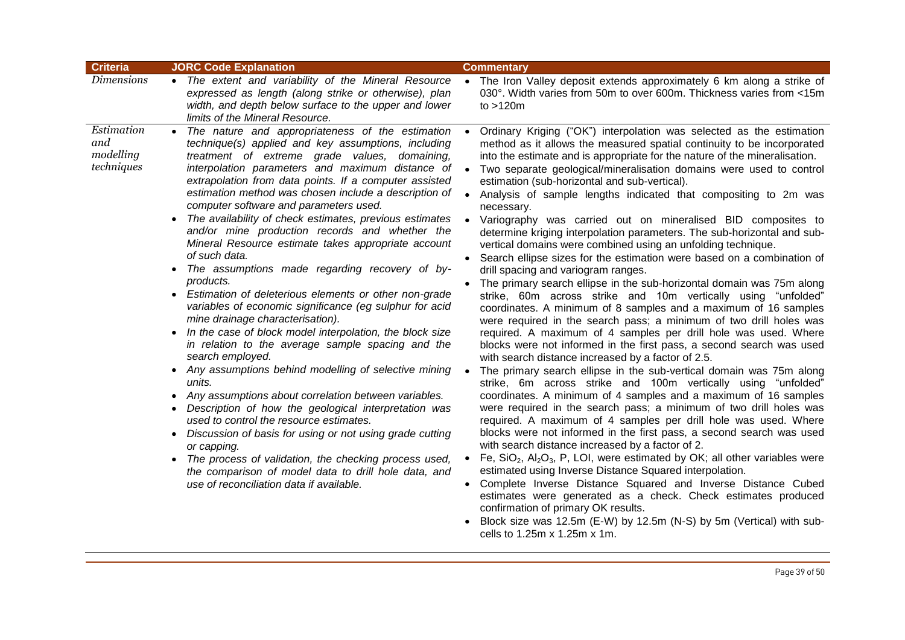| Criteria | JORC Code Explanation | Commentary |
|---|---|---|
| *Dimensions* | • *The extent and variability of the Mineral Resource expressed as length (along strike or otherwise), plan width, and depth below surface to the upper and lower limits of the Mineral Resource.* | • The Iron Valley deposit extends approximately 6 km along a strike of 030°. Width varies from 50m to over 600m. Thickness varies from <15m to >120m |
| *Estimation and modelling techniques* | • *The nature and appropriateness of the estimation technique(s) applied and key assumptions, including treatment of extreme grade values, domaining, interpolation parameters and maximum distance of extrapolation from data points. If a computer assisted estimation method was chosen include a description of computer software and parameters used.*<br>• *The availability of check estimates, previous estimates and/or mine production records and whether the Mineral Resource estimate takes appropriate account of such data.*<br>• *The assumptions made regarding recovery of by-products.*<br>• *Estimation of deleterious elements or other non-grade variables of economic significance (eg sulphur for acid mine drainage characterisation).*<br>• *In the case of block model interpolation, the block size in relation to the average sample spacing and the search employed.*<br>• *Any assumptions behind modelling of selective mining units.*<br>• *Any assumptions about correlation between variables.*<br>• *Description of how the geological interpretation was used to control the resource estimates.*<br>• *Discussion of basis for using or not using grade cutting or capping.*<br>• *The process of validation, the checking process used, the comparison of model data to drill hole data, and use of reconciliation data if available.* | • Ordinary Kriging ("OK") interpolation was selected as the estimation method as it allows the measured spatial continuity to be incorporated into the estimate and is appropriate for the nature of the mineralisation.<br>• Two separate geological/mineralisation domains were used to control estimation (sub-horizontal and sub-vertical).<br>• Analysis of sample lengths indicated that compositing to 2m was necessary.<br>• Variography was carried out on mineralised BID composites to determine kriging interpolation parameters. The sub-horizontal and sub-vertical domains were combined using an unfolding technique.<br>• Search ellipse sizes for the estimation were based on a combination of drill spacing and variogram ranges.<br>• The primary search ellipse in the sub-horizontal domain was 75m along strike, 60m across strike and 10m vertically using "unfolded" coordinates. A minimum of 8 samples and a maximum of 16 samples were required in the search pass; a minimum of two drill holes was required. A maximum of 4 samples per drill hole was used. Where blocks were not informed in the first pass, a second search was used with search distance increased by a factor of 2.5.<br>• The primary search ellipse in the sub-vertical domain was 75m along strike, 6m across strike and 100m vertically using "unfolded" coordinates. A minimum of 4 samples and a maximum of 16 samples were required in the search pass; a minimum of two drill holes was required. A maximum of 4 samples per drill hole was used. Where blocks were not informed in the first pass, a second search was used with search distance increased by a factor of 2.<br>• Fe, $SiO_2$, $Al_2O_3$, P, LOI, were estimated by OK; all other variables were estimated using Inverse Distance Squared interpolation.<br>• Complete Inverse Distance Squared and Inverse Distance Cubed estimates were generated as a check. Check estimates produced confirmation of primary OK results.<br>• Block size was 12.5m (E-W) by 12.5m (N-S) by 5m (Vertical) with sub-cells to 1.25m x 1.25m x 1m. |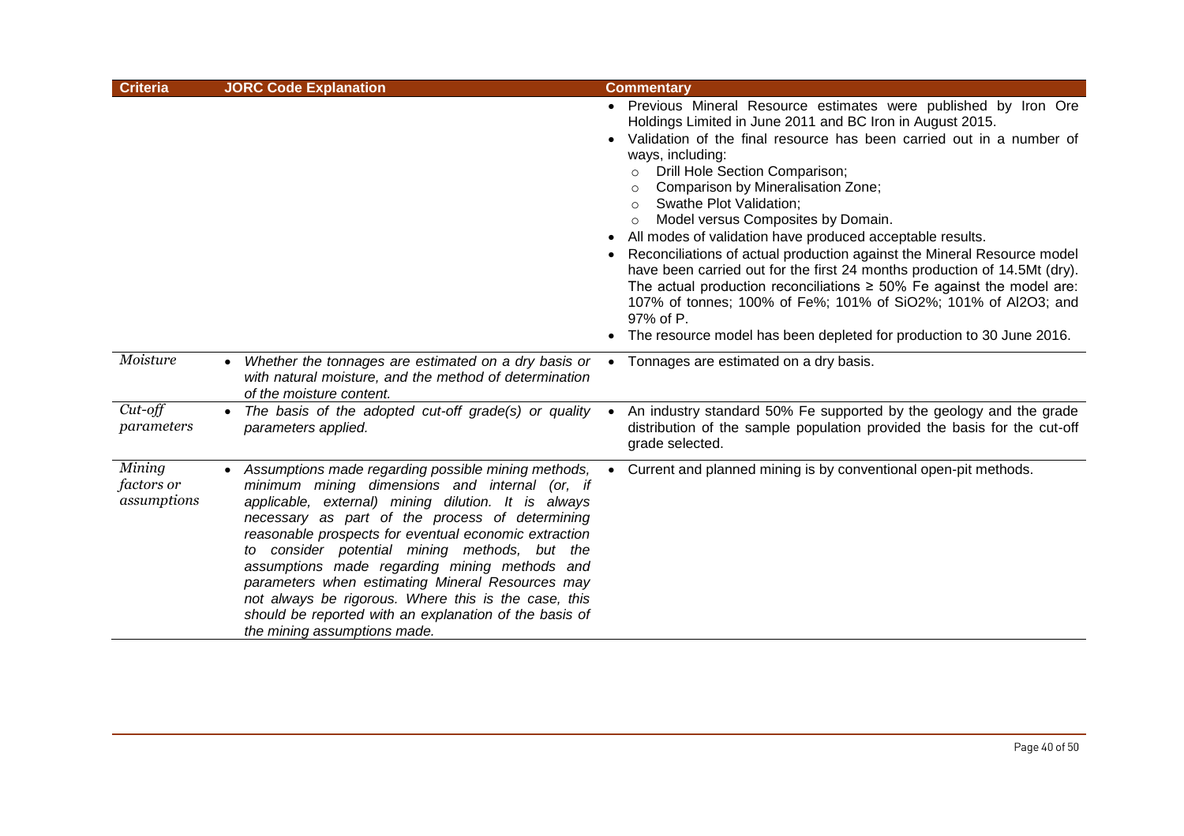| Criteria | JORC Code Explanation | Commentary |
| --- | --- | --- |
| | | • Previous Mineral Resource estimates were published by Iron Ore Holdings Limited in June 2011 and BC Iron in August 2015.<br>• Validation of the final resource has been carried out in a number of ways, including:<br>  ○ Drill Hole Section Comparison;<br>  ○ Comparison by Mineralisation Zone;<br>  ○ Swathe Plot Validation;<br>  ○ Model versus Composites by Domain.<br>• All modes of validation have produced acceptable results.<br>• Reconciliations of actual production against the Mineral Resource model have been carried out for the first 24 months production of 14.5Mt (dry). The actual production reconciliations ≥ 50% Fe against the model are: 107% of tonnes; 100% of Fe%; 101% of $SiO_2$%; 101% of $Al_2O_3$; and 97% of P.<br>• The resource model has been depleted for production to 30 June 2016. |
| *Moisture* | • *Whether the tonnages are estimated on a dry basis or with natural moisture, and the method of determination of the moisture content.* | • Tonnages are estimated on a dry basis. |
| *Cut-off parameters* | • *The basis of the adopted cut-off grade(s) or quality parameters applied.* | • An industry standard 50% Fe supported by the geology and the grade distribution of the sample population provided the basis for the cut-off grade selected. |
| *Mining factors or assumptions* | • *Assumptions made regarding possible mining methods, minimum mining dimensions and internal (or, if applicable, external) mining dilution. It is always necessary as part of the process of determining reasonable prospects for eventual economic extraction to consider potential mining methods, but the assumptions made regarding mining methods and parameters when estimating Mineral Resources may not always be rigorous. Where this is the case, this should be reported with an explanation of the basis of the mining assumptions made.* | • Current and planned mining is by conventional open-pit methods. |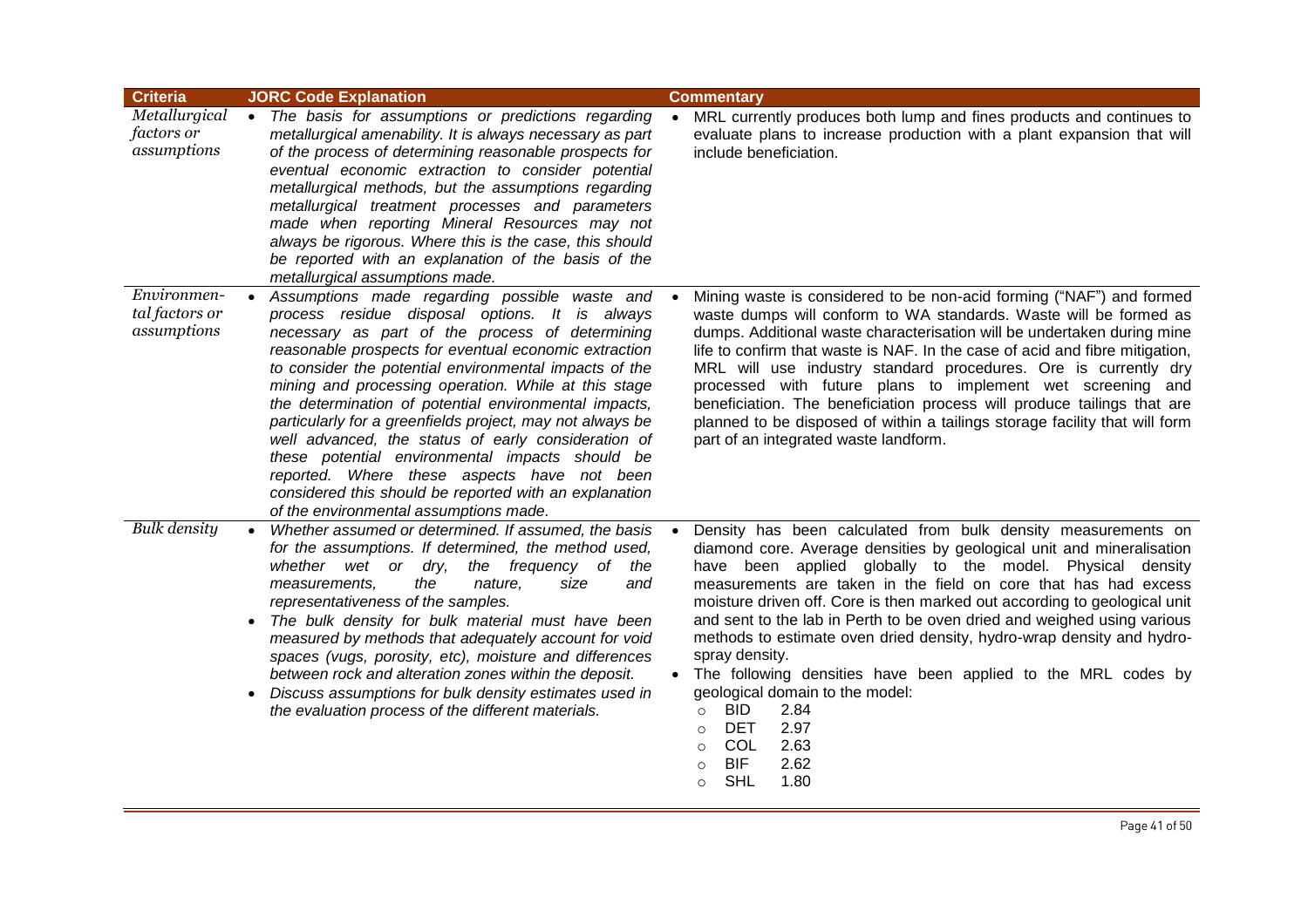| Criteria | JORC Code Explanation | Commentary |
|---|---|---|
| *Metallurgical factors or assumptions* | • *The basis for assumptions or predictions regarding metallurgical amenability. It is always necessary as part of the process of determining reasonable prospects for eventual economic extraction to consider potential metallurgical methods, but the assumptions regarding metallurgical treatment processes and parameters made when reporting Mineral Resources may not always be rigorous. Where this is the case, this should be reported with an explanation of the basis of the metallurgical assumptions made.* | • MRL currently produces both lump and fines products and continues to evaluate plans to increase production with a plant expansion that will include beneficiation. |
| *Environmental factors or assumptions* | • *Assumptions made regarding possible waste and process residue disposal options. It is always necessary as part of the process of determining reasonable prospects for eventual economic extraction to consider the potential environmental impacts of the mining and processing operation. While at this stage the determination of potential environmental impacts, particularly for a greenfields project, may not always be well advanced, the status of early consideration of these potential environmental impacts should be reported. Where these aspects have not been considered this should be reported with an explanation of the environmental assumptions made.* | • Mining waste is considered to be non-acid forming ("NAF") and formed waste dumps will conform to WA standards. Waste will be formed as dumps. Additional waste characterisation will be undertaken during mine life to confirm that waste is NAF. In the case of acid and fibre mitigation, MRL will use industry standard procedures. Ore is currently dry processed with future plans to implement wet screening and beneficiation. The beneficiation process will produce tailings that are planned to be disposed of within a tailings storage facility that will form part of an integrated waste landform. |
| *Bulk density* | • *Whether assumed or determined. If assumed, the basis for the assumptions. If determined, the method used, whether wet or dry, the frequency of the measurements, the nature, size and representativeness of the samples.*<br>• *The bulk density for bulk material must have been measured by methods that adequately account for void spaces (vugs, porosity, etc), moisture and differences between rock and alteration zones within the deposit.*<br>• *Discuss assumptions for bulk density estimates used in the evaluation process of the different materials.* | • Density has been calculated from bulk density measurements on diamond core. Average densities by geological unit and mineralisation have been applied globally to the model. Physical density measurements are taken in the field on core that has had excess moisture driven off. Core is then marked out according to geological unit and sent to the lab in Perth to be oven dried and weighed using various methods to estimate oven dried density, hydro-wrap density and hydro-spray density.<br>• The following densities have been applied to the MRL codes by geological domain to the model:<br>&nbsp;&nbsp;○ BID 2.84<br>&nbsp;&nbsp;○ DET 2.97<br>&nbsp;&nbsp;○ COL 2.63<br>&nbsp;&nbsp;○ BIF 2.62<br>&nbsp;&nbsp;○ SHL 1.80 |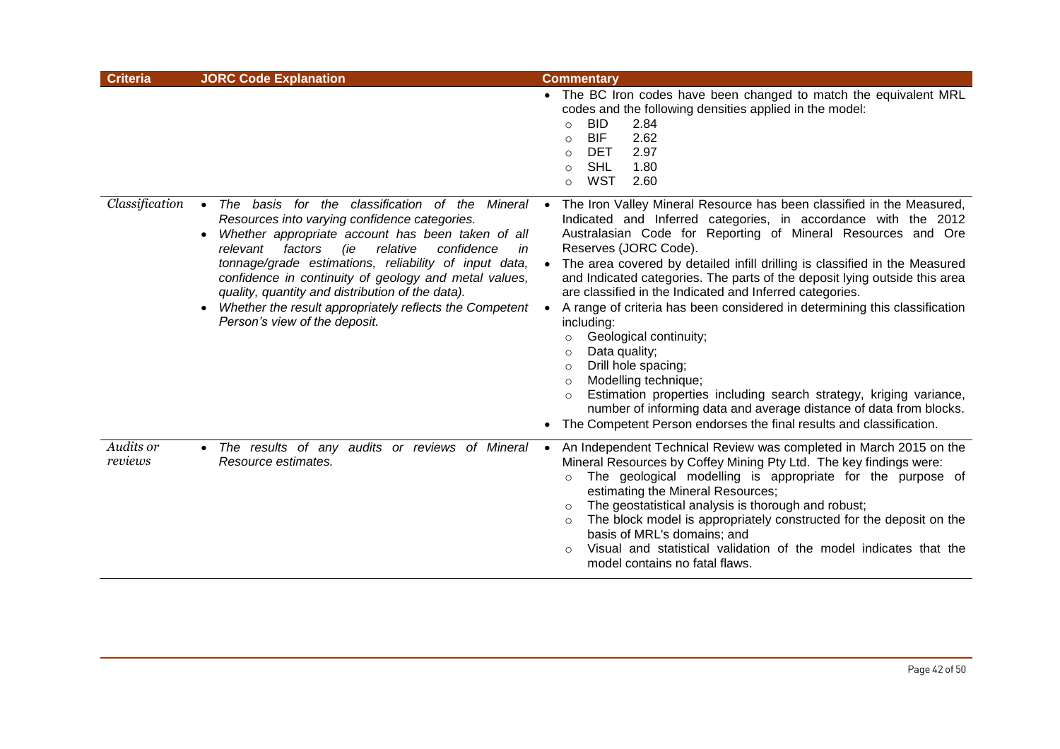| Criteria | JORC Code Explanation | Commentary |
|---|---|---|
| | | • The BC Iron codes have been changed to match the equivalent MRL codes and the following densities applied in the model:<br>○ BID 2.84<br>○ BIF 2.62<br>○ DET 2.97<br>○ SHL 1.80<br>○ WST 2.60 |
| *Classification* | • *The basis for the classification of the Mineral Resources into varying confidence categories.*<br>• *Whether appropriate account has been taken of all relevant factors (ie relative confidence in tonnage/grade estimations, reliability of input data, confidence in continuity of geology and metal values, quality, quantity and distribution of the data).*<br>• *Whether the result appropriately reflects the Competent Person's view of the deposit.* | • The Iron Valley Mineral Resource has been classified in the Measured, Indicated and Inferred categories, in accordance with the 2012 Australasian Code for Reporting of Mineral Resources and Ore Reserves (JORC Code).<br>• The area covered by detailed infill drilling is classified in the Measured and Indicated categories. The parts of the deposit lying outside this area are classified in the Indicated and Inferred categories.<br>• A range of criteria has been considered in determining this classification including:<br>○ Geological continuity;<br>○ Data quality;<br>○ Drill hole spacing;<br>○ Modelling technique;<br>○ Estimation properties including search strategy, kriging variance, number of informing data and average distance of data from blocks.<br>• The Competent Person endorses the final results and classification. |
| *Audits or reviews* | • *The results of any audits or reviews of Mineral Resource estimates.* | • An Independent Technical Review was completed in March 2015 on the Mineral Resources by Coffey Mining Pty Ltd. The key findings were:<br>○ The geological modelling is appropriate for the purpose of estimating the Mineral Resources;<br>○ The geostatistical analysis is thorough and robust;<br>○ The block model is appropriately constructed for the deposit on the basis of MRL's domains; and<br>○ Visual and statistical validation of the model indicates that the model contains no fatal flaws. |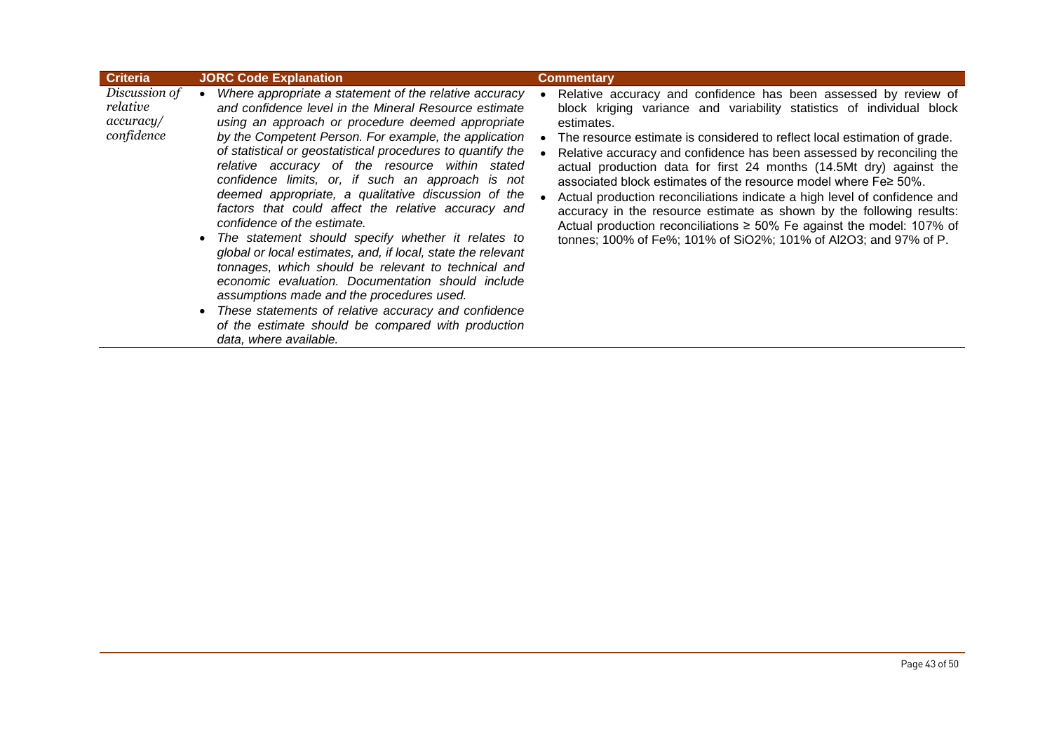| Criteria | JORC Code Explanation | Commentary |
|---|---|---|
| *Discussion of relative accuracy/ confidence* | • *Where appropriate a statement of the relative accuracy and confidence level in the Mineral Resource estimate using an approach or procedure deemed appropriate by the Competent Person. For example, the application of statistical or geostatistical procedures to quantify the relative accuracy of the resource within stated confidence limits, or, if such an approach is not deemed appropriate, a qualitative discussion of the factors that could affect the relative accuracy and confidence of the estimate.*<br>• *The statement should specify whether it relates to global or local estimates, and, if local, state the relevant tonnages, which should be relevant to technical and economic evaluation. Documentation should include assumptions made and the procedures used.*<br>• *These statements of relative accuracy and confidence of the estimate should be compared with production data, where available.* | • Relative accuracy and confidence has been assessed by review of block kriging variance and variability statistics of individual block estimates.<br>• The resource estimate is considered to reflect local estimation of grade.<br>• Relative accuracy and confidence has been assessed by reconciling the actual production data for first 24 months (14.5Mt dry) against the associated block estimates of the resource model where Fe≥ 50%.<br>• Actual production reconciliations indicate a high level of confidence and accuracy in the resource estimate as shown by the following results: Actual production reconciliations ≥ 50% Fe against the model: 107% of tonnes; 100% of Fe%; 101% of $SiO_2$%; 101% of $Al_2O_3$; and 97% of P. |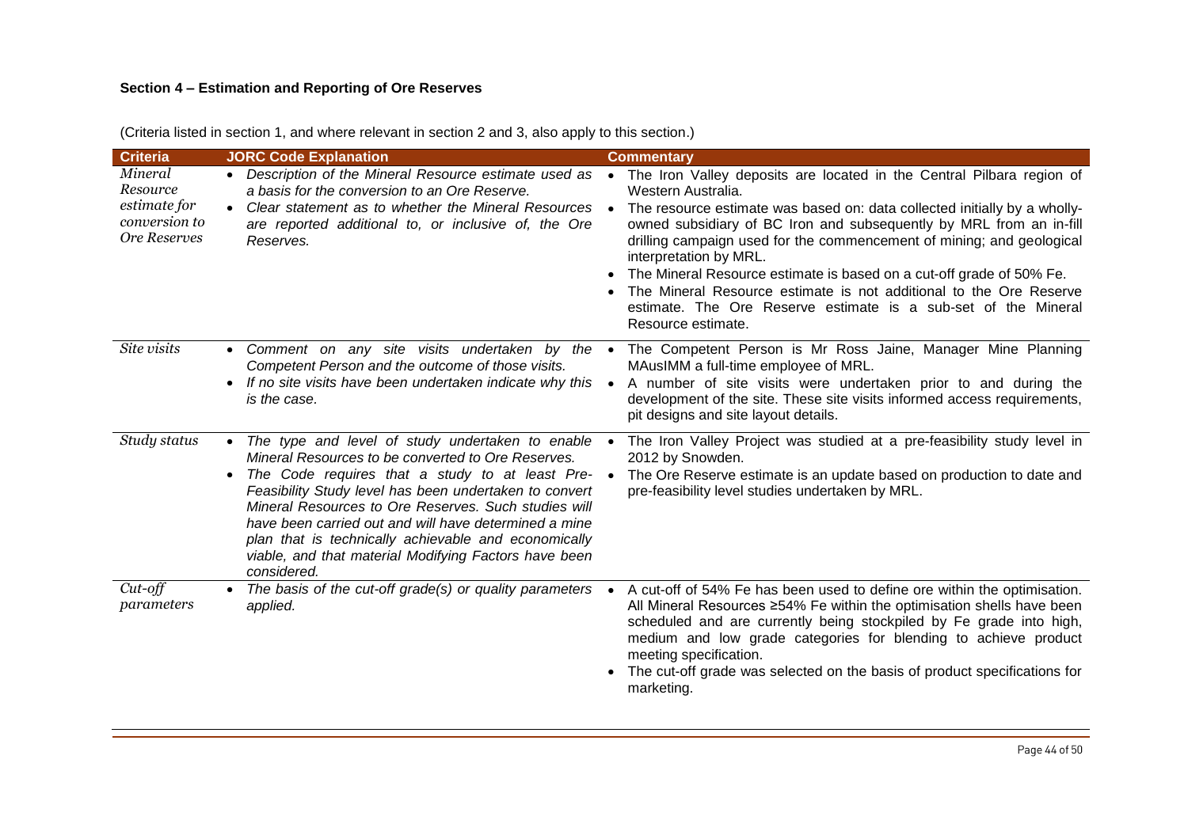**Section 4 – Estimation and Reporting of Ore Reserves**

(Criteria listed in section 1, and where relevant in section 2 and 3, also apply to this section.)

| Criteria | JORC Code Explanation | Commentary |
|---|---|---|
| *Mineral Resource estimate for conversion to Ore Reserves* | • *Description of the Mineral Resource estimate used as a basis for the conversion to an Ore Reserve.*<br>• *Clear statement as to whether the Mineral Resources are reported additional to, or inclusive of, the Ore Reserves.* | • The Iron Valley deposits are located in the Central Pilbara region of Western Australia.<br>• The resource estimate was based on: data collected initially by a wholly-owned subsidiary of BC Iron and subsequently by MRL from an in-fill drilling campaign used for the commencement of mining; and geological interpretation by MRL.<br>• The Mineral Resource estimate is based on a cut-off grade of 50% Fe.<br>• The Mineral Resource estimate is not additional to the Ore Reserve estimate. The Ore Reserve estimate is a sub-set of the Mineral Resource estimate. |
| *Site visits* | • *Comment on any site visits undertaken by the Competent Person and the outcome of those visits.*<br>• *If no site visits have been undertaken indicate why this is the case.* | • The Competent Person is Mr Ross Jaine, Manager Mine Planning MAusIMM a full-time employee of MRL.<br>• A number of site visits were undertaken prior to and during the development of the site. These site visits informed access requirements, pit designs and site layout details. |
| *Study status* | • *The type and level of study undertaken to enable Mineral Resources to be converted to Ore Reserves.*<br>• *The Code requires that a study to at least Pre-Feasibility Study level has been undertaken to convert Mineral Resources to Ore Reserves. Such studies will have been carried out and will have determined a mine plan that is technically achievable and economically viable, and that material Modifying Factors have been considered.* | • The Iron Valley Project was studied at a pre-feasibility study level in 2012 by Snowden.<br>• The Ore Reserve estimate is an update based on production to date and pre-feasibility level studies undertaken by MRL. |
| *Cut-off parameters* | • *The basis of the cut-off grade(s) or quality parameters applied.* | • A cut-off of 54% Fe has been used to define ore within the optimisation. All Mineral Resources ≥54% Fe within the optimisation shells have been scheduled and are currently being stockpiled by Fe grade into high, medium and low grade categories for blending to achieve product meeting specification.<br>• The cut-off grade was selected on the basis of product specifications for marketing. |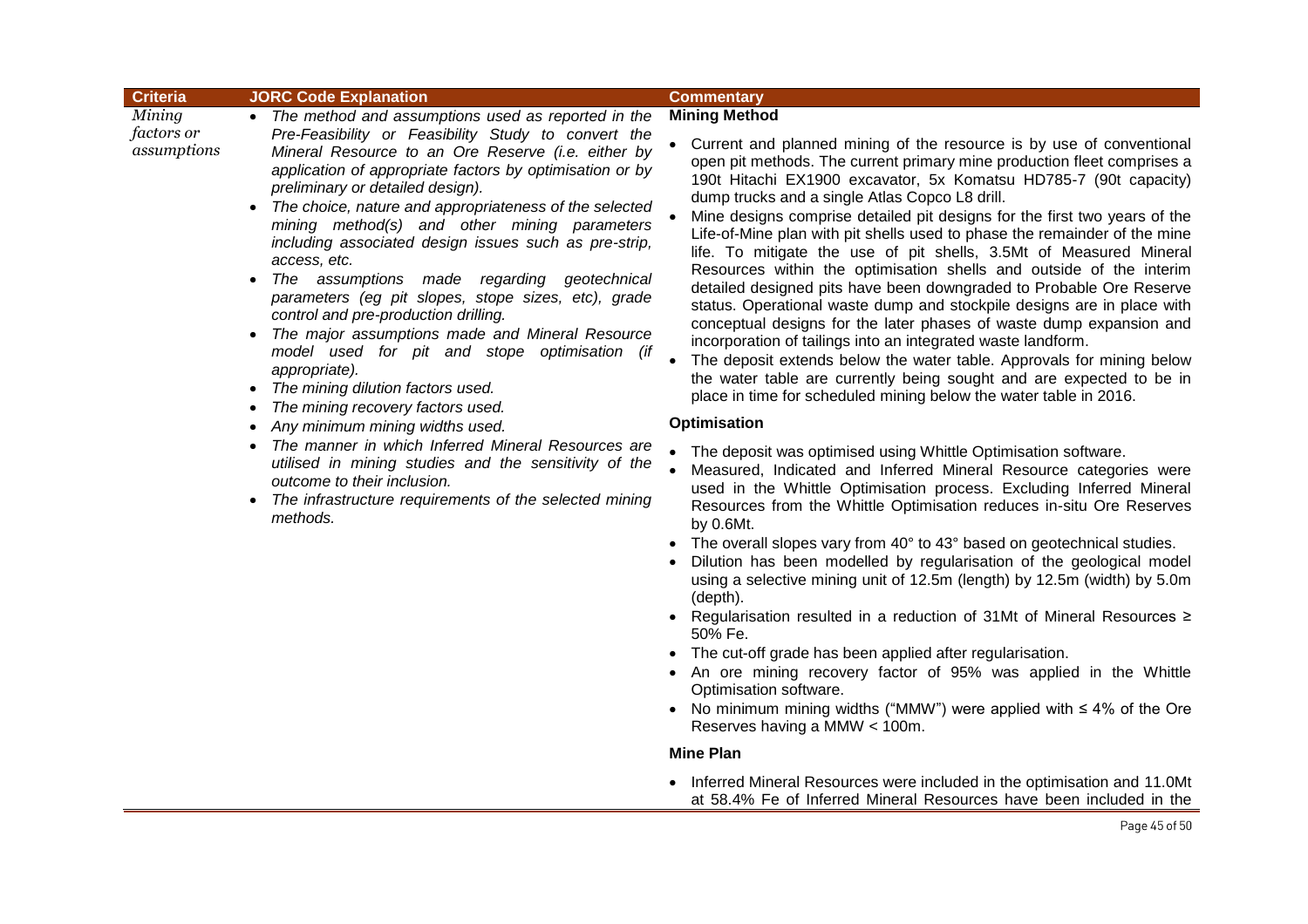| Criteria | JORC Code Explanation | Commentary |
|---|---|---|
| *Mining factors or assumptions* | • *The method and assumptions used as reported in the Pre-Feasibility or Feasibility Study to convert the Mineral Resource to an Ore Reserve (i.e. either by application of appropriate factors by optimisation or by preliminary or detailed design).*<br>• *The choice, nature and appropriateness of the selected mining method(s) and other mining parameters including associated design issues such as pre-strip, access, etc.*<br>• *The assumptions made regarding geotechnical parameters (eg pit slopes, stope sizes, etc), grade control and pre-production drilling.*<br>• *The major assumptions made and Mineral Resource model used for pit and stope optimisation (if appropriate).*<br>• *The mining dilution factors used.*<br>• *The mining recovery factors used.*<br>• *Any minimum mining widths used.*<br>• *The manner in which Inferred Mineral Resources are utilised in mining studies and the sensitivity of the outcome to their inclusion.*<br>• *The infrastructure requirements of the selected mining methods.* | **Mining Method**<br>• Current and planned mining of the resource is by use of conventional open pit methods. The current primary mine production fleet comprises a 190t Hitachi EX1900 excavator, 5x Komatsu HD785-7 (90t capacity) dump trucks and a single Atlas Copco L8 drill.<br>• Mine designs comprise detailed pit designs for the first two years of the Life-of-Mine plan with pit shells used to phase the remainder of the mine life. To mitigate the use of pit shells, 3.5Mt of Measured Mineral Resources within the optimisation shells and outside of the interim detailed designed pits have been downgraded to Probable Ore Reserve status. Operational waste dump and stockpile designs are in place with conceptual designs for the later phases of waste dump expansion and incorporation of tailings into an integrated waste landform.<br>• The deposit extends below the water table. Approvals for mining below the water table are currently being sought and are expected to be in place in time for scheduled mining below the water table in 2016.<br>**Optimisation**<br>• The deposit was optimised using Whittle Optimisation software.<br>• Measured, Indicated and Inferred Mineral Resource categories were used in the Whittle Optimisation process. Excluding Inferred Mineral Resources from the Whittle Optimisation reduces in-situ Ore Reserves by 0.6Mt.<br>• The overall slopes vary from 40° to 43° based on geotechnical studies.<br>• Dilution has been modelled by regularisation of the geological model using a selective mining unit of 12.5m (length) by 12.5m (width) by 5.0m (depth).<br>• Regularisation resulted in a reduction of 31Mt of Mineral Resources ≥ 50% Fe.<br>• The cut-off grade has been applied after regularisation.<br>• An ore mining recovery factor of 95% was applied in the Whittle Optimisation software.<br>• No minimum mining widths ("MMW") were applied with ≤ 4% of the Ore Reserves having a MMW < 100m.<br>**Mine Plan**<br>• Inferred Mineral Resources were included in the optimisation and 11.0Mt at 58.4% Fe of Inferred Mineral Resources have been included in the |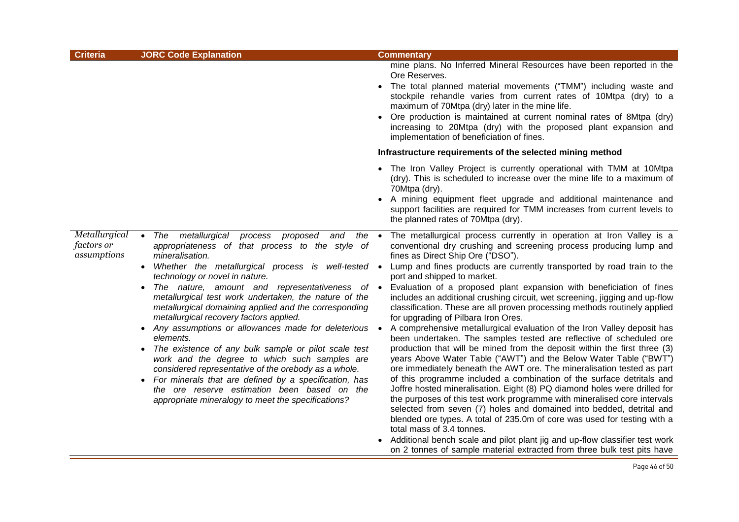| Criteria | JORC Code Explanation | Commentary |
|---|---|---|
| | | mine plans. No Inferred Mineral Resources have been reported in the Ore Reserves.<br>• The total planned material movements ("TMM") including waste and stockpile rehandle varies from current rates of 10Mtpa (dry) to a maximum of 70Mtpa (dry) later in the mine life.<br>• Ore production is maintained at current nominal rates of 8Mtpa (dry) increasing to 20Mtpa (dry) with the proposed plant expansion and implementation of beneficiation of fines.<br>**Infrastructure requirements of the selected mining method**<br>• The Iron Valley Project is currently operational with TMM at 10Mtpa (dry). This is scheduled to increase over the mine life to a maximum of 70Mtpa (dry).<br>• A mining equipment fleet upgrade and additional maintenance and support facilities are required for TMM increases from current levels to the planned rates of 70Mtpa (dry). |
| *Metallurgical factors or assumptions* | • *The metallurgical process proposed and the appropriateness of that process to the style of mineralisation.*<br>• *Whether the metallurgical process is well-tested technology or novel in nature.*<br>• *The nature, amount and representativeness of metallurgical test work undertaken, the nature of the metallurgical domaining applied and the corresponding metallurgical recovery factors applied.*<br>• *Any assumptions or allowances made for deleterious elements.*<br>• *The existence of any bulk sample or pilot scale test work and the degree to which such samples are considered representative of the orebody as a whole.*<br>• *For minerals that are defined by a specification, has the ore reserve estimation been based on the appropriate mineralogy to meet the specifications?* | • The metallurgical process currently in operation at Iron Valley is a conventional dry crushing and screening process producing lump and fines as Direct Ship Ore ("DSO").<br>• Lump and fines products are currently transported by road train to the port and shipped to market.<br>• Evaluation of a proposed plant expansion with beneficiation of fines includes an additional crushing circuit, wet screening, jigging and up-flow classification. These are all proven processing methods routinely applied for upgrading of Pilbara Iron Ores.<br>• A comprehensive metallurgical evaluation of the Iron Valley deposit has been undertaken. The samples tested are reflective of scheduled ore production that will be mined from the deposit within the first three (3) years Above Water Table ("AWT") and the Below Water Table ("BWT") ore immediately beneath the AWT ore. The mineralisation tested as part of this programme included a combination of the surface detritals and Joffre hosted mineralisation. Eight (8) PQ diamond holes were drilled for the purposes of this test work programme with mineralised core intervals selected from seven (7) holes and domained into bedded, detrital and blended ore types. A total of 235.0m of core was used for testing with a total mass of 3.4 tonnes.<br>• Additional bench scale and pilot plant jig and up-flow classifier test work on 2 tonnes of sample material extracted from three bulk test pits have |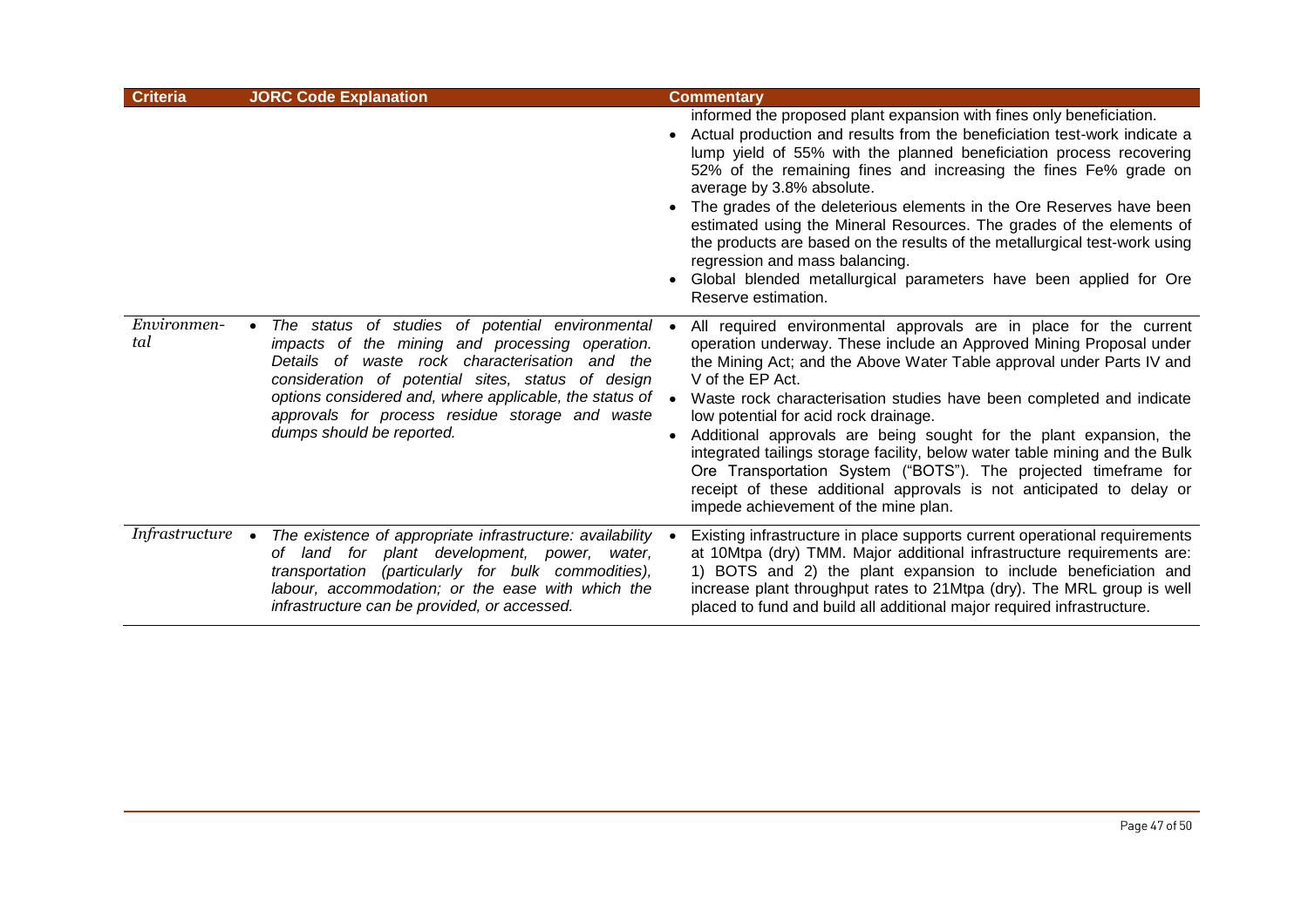| Criteria | JORC Code Explanation | Commentary |
|---|---|---|
| | | informed the proposed plant expansion with fines only beneficiation.<br>• Actual production and results from the beneficiation test-work indicate a lump yield of 55% with the planned beneficiation process recovering 52% of the remaining fines and increasing the fines Fe% grade on average by 3.8% absolute.<br>• The grades of the deleterious elements in the Ore Reserves have been estimated using the Mineral Resources. The grades of the elements of the products are based on the results of the metallurgical test-work using regression and mass balancing.<br>• Global blended metallurgical parameters have been applied for Ore Reserve estimation. |
| *Environmental* | • *The status of studies of potential environmental impacts of the mining and processing operation. Details of waste rock characterisation and the consideration of potential sites, status of design options considered and, where applicable, the status of approvals for process residue storage and waste dumps should be reported.* | • All required environmental approvals are in place for the current operation underway. These include an Approved Mining Proposal under the Mining Act; and the Above Water Table approval under Parts IV and V of the EP Act.<br>• Waste rock characterisation studies have been completed and indicate low potential for acid rock drainage.<br>• Additional approvals are being sought for the plant expansion, the integrated tailings storage facility, below water table mining and the Bulk Ore Transportation System ("BOTS"). The projected timeframe for receipt of these additional approvals is not anticipated to delay or impede achievement of the mine plan. |
| *Infrastructure* | • *The existence of appropriate infrastructure: availability of land for plant development, power, water, transportation (particularly for bulk commodities), labour, accommodation; or the ease with which the infrastructure can be provided, or accessed.* | • Existing infrastructure in place supports current operational requirements at 10Mtpa (dry) TMM. Major additional infrastructure requirements are: 1) BOTS and 2) the plant expansion to include beneficiation and increase plant throughput rates to 21Mtpa (dry). The MRL group is well placed to fund and build all additional major required infrastructure. |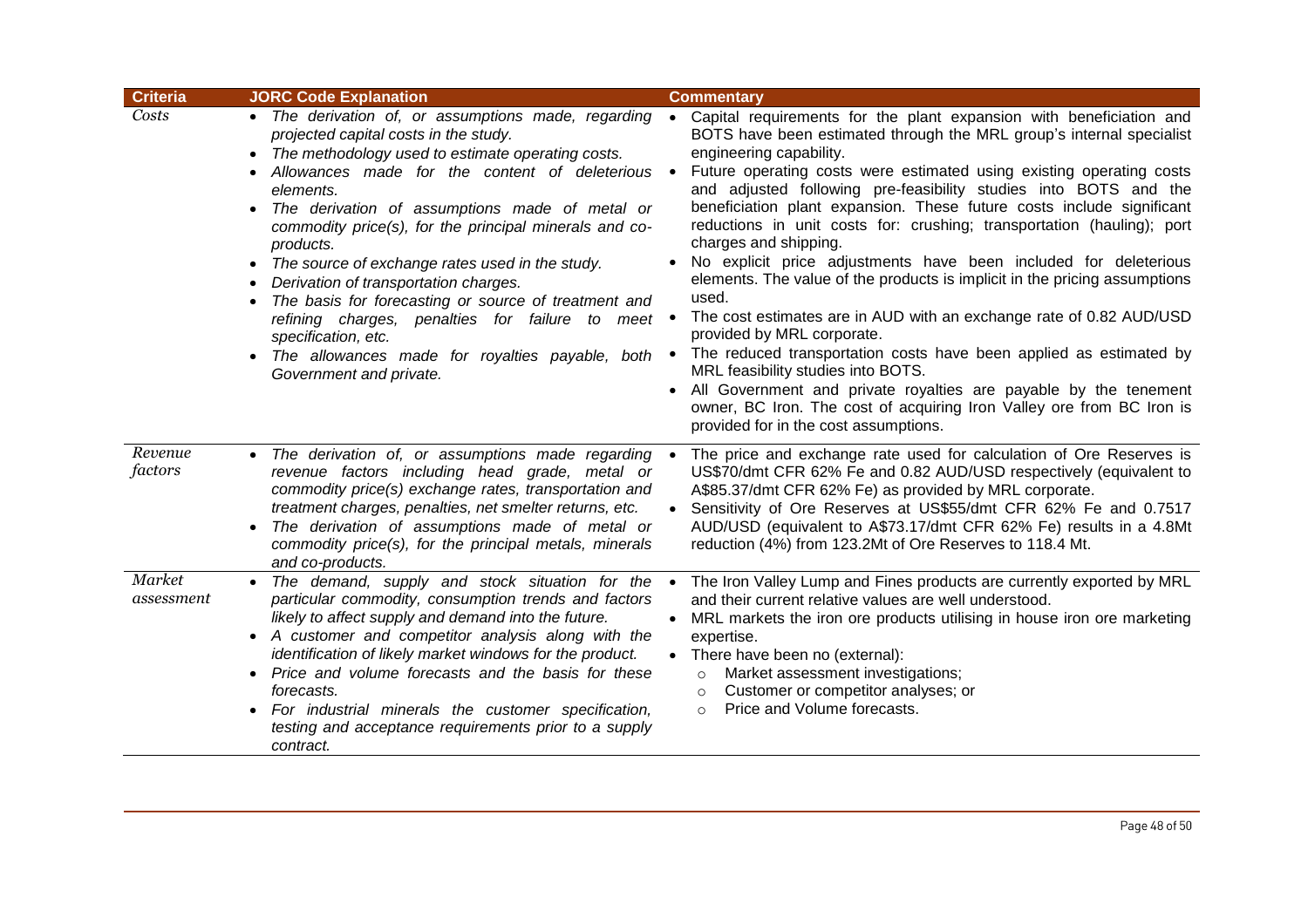| Criteria | JORC Code Explanation | Commentary |
|---|---|---|
| *Costs* | • *The derivation of, or assumptions made, regarding projected capital costs in the study.*<br>• *The methodology used to estimate operating costs.*<br>• *Allowances made for the content of deleterious elements.*<br>• *The derivation of assumptions made of metal or commodity price(s), for the principal minerals and co-products.*<br>• *The source of exchange rates used in the study.*<br>• *Derivation of transportation charges.*<br>• *The basis for forecasting or source of treatment and refining charges, penalties for failure to meet specification, etc.*<br>• *The allowances made for royalties payable, both Government and private.* | • Capital requirements for the plant expansion with beneficiation and BOTS have been estimated through the MRL group's internal specialist engineering capability.<br>• Future operating costs were estimated using existing operating costs and adjusted following pre-feasibility studies into BOTS and the beneficiation plant expansion. These future costs include significant reductions in unit costs for: crushing; transportation (hauling); port charges and shipping.<br>• No explicit price adjustments have been included for deleterious elements. The value of the products is implicit in the pricing assumptions used.<br>• The cost estimates are in AUD with an exchange rate of 0.82 AUD/USD provided by MRL corporate.<br>• The reduced transportation costs have been applied as estimated by MRL feasibility studies into BOTS.<br>• All Government and private royalties are payable by the tenement owner, BC Iron. The cost of acquiring Iron Valley ore from BC Iron is provided for in the cost assumptions. |
| *Revenue factors* | • *The derivation of, or assumptions made regarding revenue factors including head grade, metal or commodity price(s) exchange rates, transportation and treatment charges, penalties, net smelter returns, etc.*<br>• *The derivation of assumptions made of metal or commodity price(s), for the principal metals, minerals and co-products.* | • The price and exchange rate used for calculation of Ore Reserves is US\$70/dmt CFR 62% Fe and 0.82 AUD/USD respectively (equivalent to A\$85.37/dmt CFR 62% Fe) as provided by MRL corporate.<br>• Sensitivity of Ore Reserves at US\$55/dmt CFR 62% Fe and 0.7517 AUD/USD (equivalent to A\$73.17/dmt CFR 62% Fe) results in a 4.8Mt reduction (4%) from 123.2Mt of Ore Reserves to 118.4 Mt. |
| *Market assessment* | • *The demand, supply and stock situation for the particular commodity, consumption trends and factors likely to affect supply and demand into the future.*<br>• *A customer and competitor analysis along with the identification of likely market windows for the product.*<br>• *Price and volume forecasts and the basis for these forecasts.*<br>• *For industrial minerals the customer specification, testing and acceptance requirements prior to a supply contract.* | • The Iron Valley Lump and Fines products are currently exported by MRL and their current relative values are well understood.<br>• MRL markets the iron ore products utilising in house iron ore marketing expertise.<br>• There have been no (external):<br>&nbsp;&nbsp;&nbsp;&nbsp;○ Market assessment investigations;<br>&nbsp;&nbsp;&nbsp;&nbsp;○ Customer or competitor analyses; or<br>&nbsp;&nbsp;&nbsp;&nbsp;○ Price and Volume forecasts. |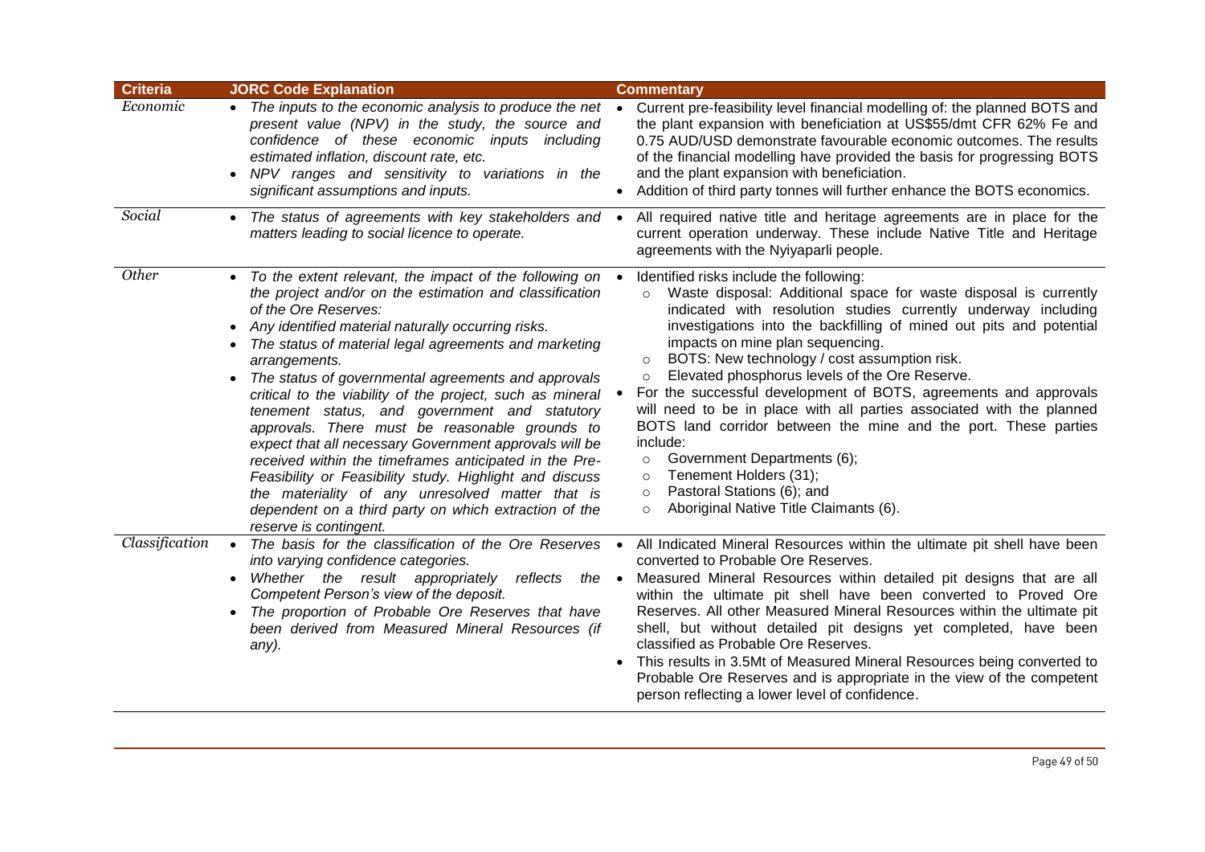| Criteria | JORC Code Explanation | Commentary |
|---|---|---|
| *Economic* | • *The inputs to the economic analysis to produce the net present value (NPV) in the study, the source and confidence of these economic inputs including estimated inflation, discount rate, etc.*<br>• *NPV ranges and sensitivity to variations in the significant assumptions and inputs.* | • Current pre-feasibility level financial modelling of: the planned BOTS and the plant expansion with beneficiation at US$55/dmt CFR 62% Fe and 0.75 AUD/USD demonstrate favourable economic outcomes. The results of the financial modelling have provided the basis for progressing BOTS and the plant expansion with beneficiation.<br>• Addition of third party tonnes will further enhance the BOTS economics. |
| *Social* | • *The status of agreements with key stakeholders and matters leading to social licence to operate.* | • All required native title and heritage agreements are in place for the current operation underway. These include Native Title and Heritage agreements with the Nyiyaparli people. |
| *Other* | • *To the extent relevant, the impact of the following on the project and/or on the estimation and classification of the Ore Reserves:*<br>• *Any identified material naturally occurring risks.*<br>• *The status of material legal agreements and marketing arrangements.*<br>• *The status of governmental agreements and approvals critical to the viability of the project, such as mineral tenement status, and government and statutory approvals. There must be reasonable grounds to expect that all necessary Government approvals will be received within the timeframes anticipated in the Pre-Feasibility or Feasibility study. Highlight and discuss the materiality of any unresolved matter that is dependent on a third party on which extraction of the reserve is contingent.* | • Identified risks include the following:<br>○ Waste disposal: Additional space for waste disposal is currently indicated with resolution studies currently underway including investigations into the backfilling of mined out pits and potential impacts on mine plan sequencing.<br>○ BOTS: New technology / cost assumption risk.<br>○ Elevated phosphorus levels of the Ore Reserve.<br>• For the successful development of BOTS, agreements and approvals will need to be in place with all parties associated with the planned BOTS land corridor between the mine and the port. These parties include:<br>○ Government Departments (6);<br>○ Tenement Holders (31);<br>○ Pastoral Stations (6); and<br>○ Aboriginal Native Title Claimants (6). |
| *Classification* | • *The basis for the classification of the Ore Reserves into varying confidence categories.*<br>• *Whether the result appropriately reflects the Competent Person's view of the deposit.*<br>• *The proportion of Probable Ore Reserves that have been derived from Measured Mineral Resources (if any).* | • All Indicated Mineral Resources within the ultimate pit shell have been converted to Probable Ore Reserves.<br>• Measured Mineral Resources within detailed pit designs that are all within the ultimate pit shell have been converted to Proved Ore Reserves. All other Measured Mineral Resources within the ultimate pit shell, but without detailed pit designs yet completed, have been classified as Probable Ore Reserves.<br>• This results in 3.5Mt of Measured Mineral Resources being converted to Probable Ore Reserves and is appropriate in the view of the competent person reflecting a lower level of confidence. |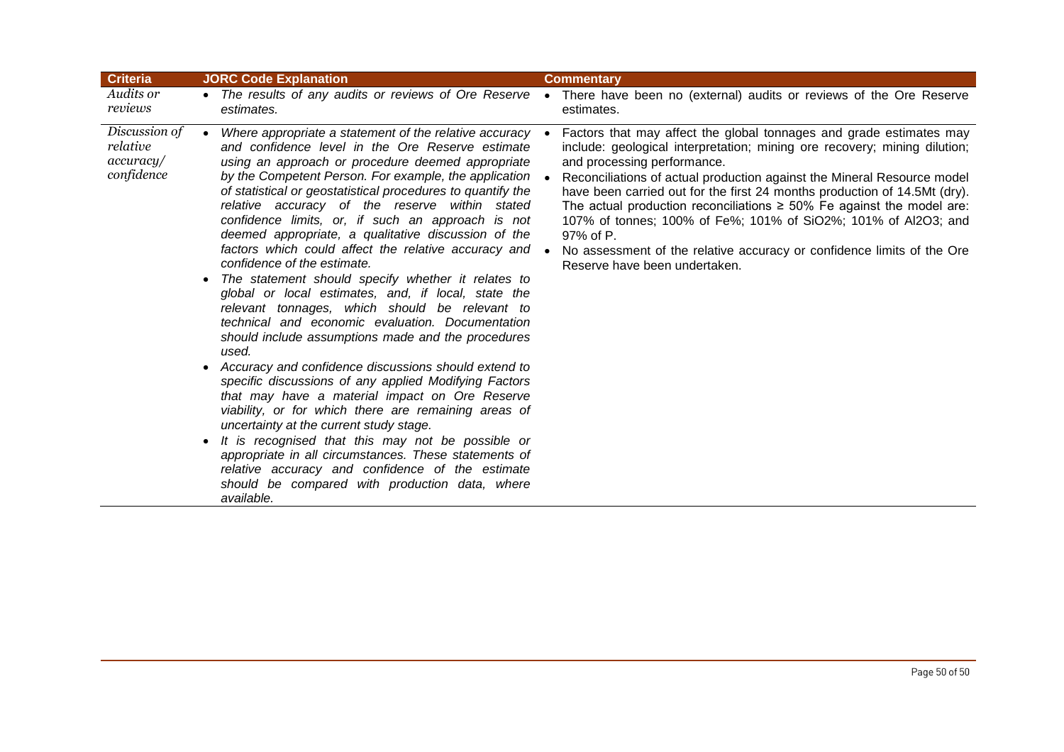| Criteria | JORC Code Explanation | Commentary |
|---|---|---|
| *Audits or reviews* | • *The results of any audits or reviews of Ore Reserve estimates.* | • There have been no (external) audits or reviews of the Ore Reserve estimates. |
| *Discussion of relative accuracy/ confidence* | • *Where appropriate a statement of the relative accuracy and confidence level in the Ore Reserve estimate using an approach or procedure deemed appropriate by the Competent Person. For example, the application of statistical or geostatistical procedures to quantify the relative accuracy of the reserve within stated confidence limits, or, if such an approach is not deemed appropriate, a qualitative discussion of the factors which could affect the relative accuracy and confidence of the estimate.*<br>• *The statement should specify whether it relates to global or local estimates, and, if local, state the relevant tonnages, which should be relevant to technical and economic evaluation. Documentation should include assumptions made and the procedures used.*<br>• *Accuracy and confidence discussions should extend to specific discussions of any applied Modifying Factors that may have a material impact on Ore Reserve viability, or for which there are remaining areas of uncertainty at the current study stage.*<br>• *It is recognised that this may not be possible or appropriate in all circumstances. These statements of relative accuracy and confidence of the estimate should be compared with production data, where available.* | • Factors that may affect the global tonnages and grade estimates may include: geological interpretation; mining ore recovery; mining dilution; and processing performance.<br>• Reconciliations of actual production against the Mineral Resource model have been carried out for the first 24 months production of 14.5Mt (dry). The actual production reconciliations ≥ 50% Fe against the model are: 107% of tonnes; 100% of Fe%; 101% of $SiO_2$%; 101% of $Al_2O_3$; and 97% of P.<br>• No assessment of the relative accuracy or confidence limits of the Ore Reserve have been undertaken. |